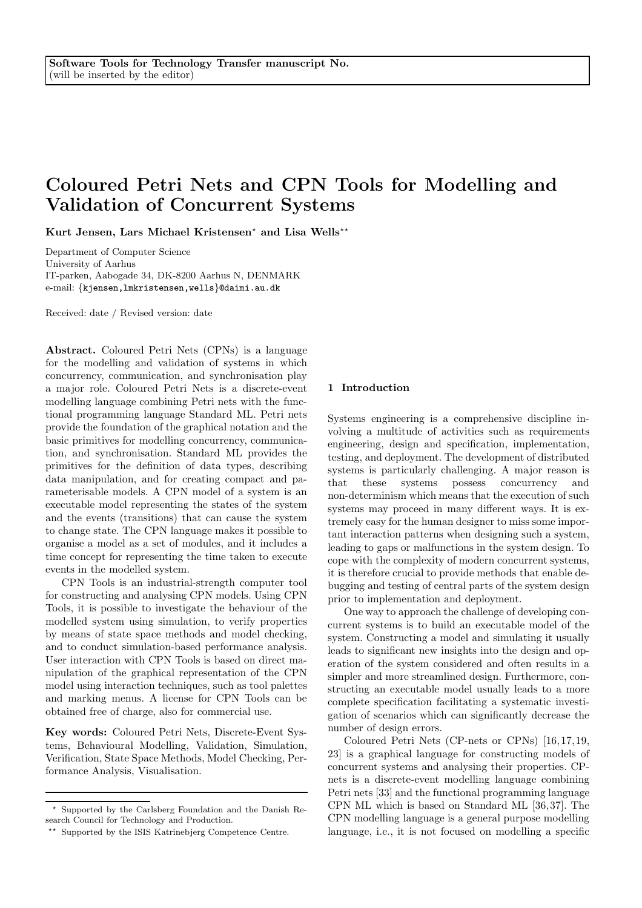**Software Tools for Technology Transfer manuscript No.**
(will be inserted by the editor)

# Coloured Petri Nets and CPN Tools for Modelling and Validation of Concurrent Systems

**Kurt Jensen, Lars Michael Kristensen[⋆] and Lisa Wells[⋆⋆]**

Department of Computer Science
University of Aarhus
IT-parken, Aabogade 34, DK-8200 Aarhus N, DENMARK
e-mail: {kjensen,lmkristensen,wells}@daimi.au.dk

Received: date / Revised version: date

**Abstract.** Coloured Petri Nets (CPNs) is a language for the modelling and validation of systems in which concurrency, communication, and synchronisation play a major role. Coloured Petri Nets is a discrete-event modelling language combining Petri nets with the functional programming language Standard ML. Petri nets provide the foundation of the graphical notation and the basic primitives for modelling concurrency, communication, and synchronisation. Standard ML provides the primitives for the definition of data types, describing data manipulation, and for creating compact and parameterisable models. A CPN model of a system is an executable model representing the states of the system and the events (transitions) that can cause the system to change state. The CPN language makes it possible to organise a model as a set of modules, and it includes a time concept for representing the time taken to execute events in the modelled system.

CPN Tools is an industrial-strength computer tool for constructing and analysing CPN models. Using CPN Tools, it is possible to investigate the behaviour of the modelled system using simulation, to verify properties by means of state space methods and model checking, and to conduct simulation-based performance analysis. User interaction with CPN Tools is based on direct manipulation of the graphical representation of the CPN model using interaction techniques, such as tool palettes and marking menus. A license for CPN Tools can be obtained free of charge, also for commercial use.

**Key words:** Coloured Petri Nets, Discrete-Event Systems, Behavioural Modelling, Validation, Simulation, Verification, State Space Methods, Model Checking, Performance Analysis, Visualisation.

## 1 Introduction

Systems engineering is a comprehensive discipline involving a multitude of activities such as requirements engineering, design and specification, implementation, testing, and deployment. The development of distributed systems is particularly challenging. A major reason is that these systems possess concurrency and non-determinism which means that the execution of such systems may proceed in many different ways. It is extremely easy for the human designer to miss some important interaction patterns when designing such a system, leading to gaps or malfunctions in the system design. To cope with the complexity of modern concurrent systems, it is therefore crucial to provide methods that enable debugging and testing of central parts of the system design prior to implementation and deployment.

One way to approach the challenge of developing concurrent systems is to build an executable model of the system. Constructing a model and simulating it usually leads to significant new insights into the design and operation of the system considered and often results in a simpler and more streamlined design. Furthermore, constructing an executable model usually leads to a more complete specification facilitating a systematic investigation of scenarios which can significantly decrease the number of design errors.

Coloured Petri Nets (CP-nets or CPNs) [16,17,19,23] is a graphical language for constructing models of concurrent systems and analysing their properties. CP-nets is a discrete-event modelling language combining Petri nets [33] and the functional programming language CPN ML which is based on Standard ML [36,37]. The CPN modelling language is a general purpose modelling language, i.e., it is not focused on modelling a specific

---

[⋆] Supported by the Carlsberg Foundation and the Danish Research Council for Technology and Production.

[⋆⋆] Supported by the ISIS Katrinebjerg Competence Centre.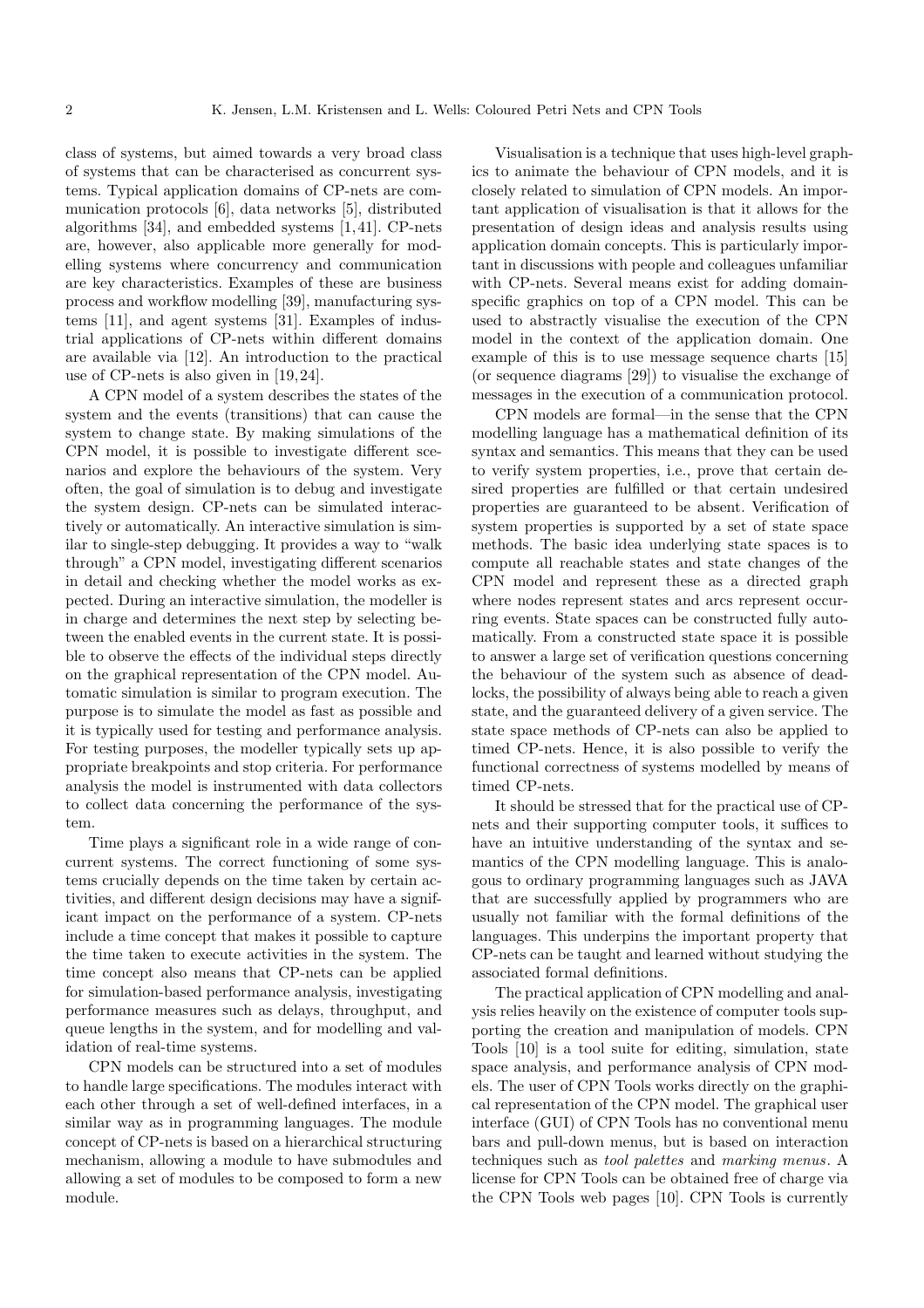class of systems, but aimed towards a very broad class of systems that can be characterised as concurrent systems. Typical application domains of CP-nets are communication protocols [6], data networks [5], distributed algorithms [34], and embedded systems [1,41]. CP-nets are, however, also applicable more generally for modelling systems where concurrency and communication are key characteristics. Examples of these are business process and workflow modelling [39], manufacturing systems [11], and agent systems [31]. Examples of industrial applications of CP-nets within different domains are available via [12]. An introduction to the practical use of CP-nets is also given in [19,24].

A CPN model of a system describes the states of the system and the events (transitions) that can cause the system to change state. By making simulations of the CPN model, it is possible to investigate different scenarios and explore the behaviours of the system. Very often, the goal of simulation is to debug and investigate the system design. CP-nets can be simulated interactively or automatically. An interactive simulation is similar to single-step debugging. It provides a way to "walk through" a CPN model, investigating different scenarios in detail and checking whether the model works as expected. During an interactive simulation, the modeller is in charge and determines the next step by selecting between the enabled events in the current state. It is possible to observe the effects of the individual steps directly on the graphical representation of the CPN model. Automatic simulation is similar to program execution. The purpose is to simulate the model as fast as possible and it is typically used for testing and performance analysis. For testing purposes, the modeller typically sets up appropriate breakpoints and stop criteria. For performance analysis the model is instrumented with data collectors to collect data concerning the performance of the system.

Time plays a significant role in a wide range of concurrent systems. The correct functioning of some systems crucially depends on the time taken by certain activities, and different design decisions may have a significant impact on the performance of a system. CP-nets include a time concept that makes it possible to capture the time taken to execute activities in the system. The time concept also means that CP-nets can be applied for simulation-based performance analysis, investigating performance measures such as delays, throughput, and queue lengths in the system, and for modelling and validation of real-time systems.

CPN models can be structured into a set of modules to handle large specifications. The modules interact with each other through a set of well-defined interfaces, in a similar way as in programming languages. The module concept of CP-nets is based on a hierarchical structuring mechanism, allowing a module to have submodules and allowing a set of modules to be composed to form a new module.

Visualisation is a technique that uses high-level graphics to animate the behaviour of CPN models, and it is closely related to simulation of CPN models. An important application of visualisation is that it allows for the presentation of design ideas and analysis results using application domain concepts. This is particularly important in discussions with people and colleagues unfamiliar with CP-nets. Several means exist for adding domain-specific graphics on top of a CPN model. This can be used to abstractly visualise the execution of the CPN model in the context of the application domain. One example of this is to use message sequence charts [15] (or sequence diagrams [29]) to visualise the exchange of messages in the execution of a communication protocol.

CPN models are formal—in the sense that the CPN modelling language has a mathematical definition of its syntax and semantics. This means that they can be used to verify system properties, i.e., prove that certain desired properties are fulfilled or that certain undesired properties are guaranteed to be absent. Verification of system properties is supported by a set of state space methods. The basic idea underlying state spaces is to compute all reachable states and state changes of the CPN model and represent these as a directed graph where nodes represent states and arcs represent occurring events. State spaces can be constructed fully automatically. From a constructed state space it is possible to answer a large set of verification questions concerning the behaviour of the system such as absence of deadlocks, the possibility of always being able to reach a given state, and the guaranteed delivery of a given service. The state space methods of CP-nets can also be applied to timed CP-nets. Hence, it is also possible to verify the functional correctness of systems modelled by means of timed CP-nets.

It should be stressed that for the practical use of CP-nets and their supporting computer tools, it suffices to have an intuitive understanding of the syntax and semantics of the CPN modelling language. This is analogous to ordinary programming languages such as JAVA that are successfully applied by programmers who are usually not familiar with the formal definitions of the languages. This underpins the important property that CP-nets can be taught and learned without studying the associated formal definitions.

The practical application of CPN modelling and analysis relies heavily on the existence of computer tools supporting the creation and manipulation of models. CPN Tools [10] is a tool suite for editing, simulation, state space analysis, and performance analysis of CPN models. The user of CPN Tools works directly on the graphical representation of the CPN model. The graphical user interface (GUI) of CPN Tools has no conventional menu bars and pull-down menus, but is based on interaction techniques such as *tool palettes* and *marking menus*. A license for CPN Tools can be obtained free of charge via the CPN Tools web pages [10]. CPN Tools is currently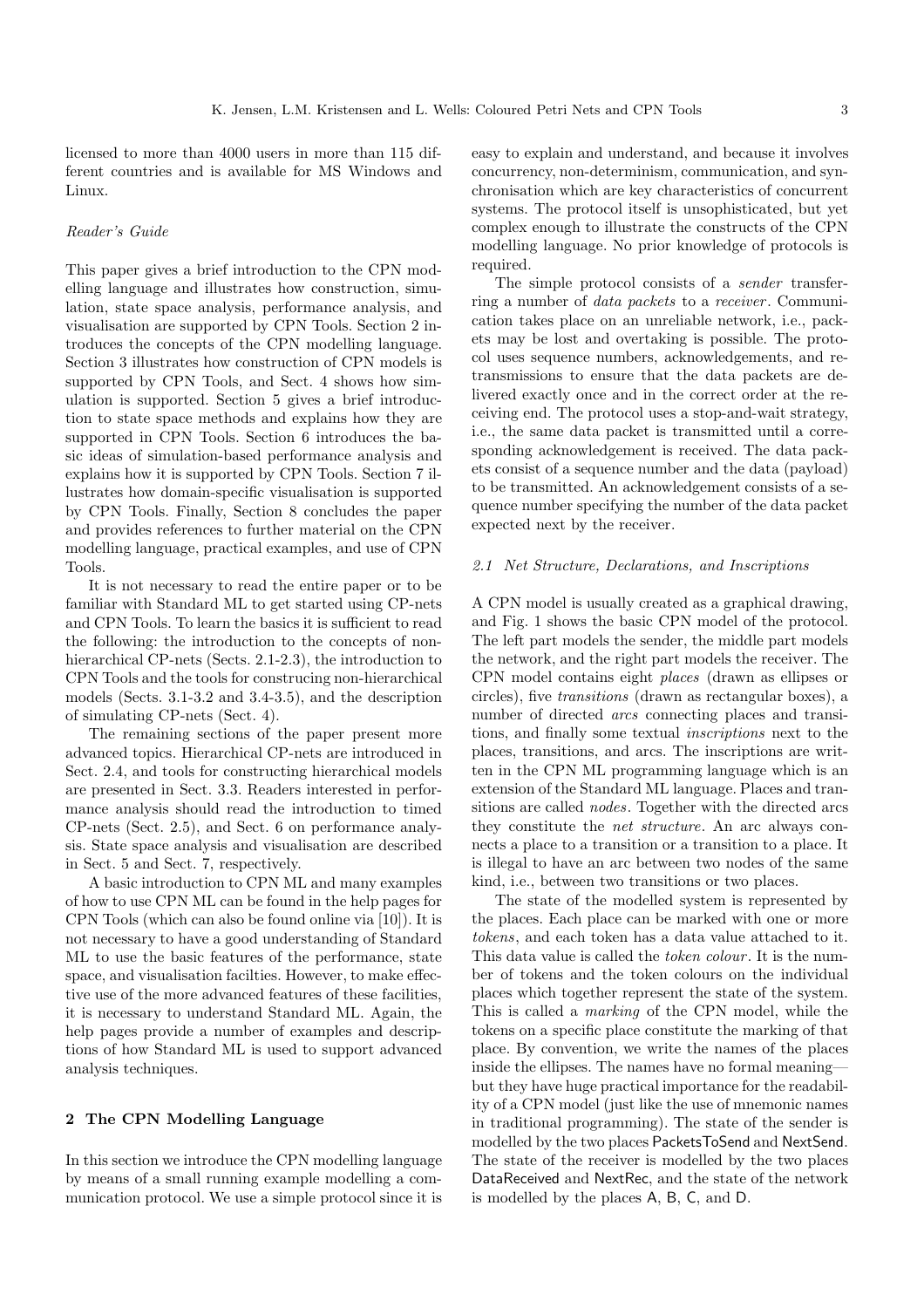licensed to more than 4000 users in more than 115 different countries and is available for MS Windows and Linux.

*Reader's Guide*

This paper gives a brief introduction to the CPN modelling language and illustrates how construction, simulation, state space analysis, performance analysis, and visualisation are supported by CPN Tools. Section 2 introduces the concepts of the CPN modelling language. Section 3 illustrates how construction of CPN models is supported by CPN Tools, and Sect. 4 shows how simulation is supported. Section 5 gives a brief introduction to state space methods and explains how they are supported in CPN Tools. Section 6 introduces the basic ideas of simulation-based performance analysis and explains how it is supported by CPN Tools. Section 7 illustrates how domain-specific visualisation is supported by CPN Tools. Finally, Section 8 concludes the paper and provides references to further material on the CPN modelling language, practical examples, and use of CPN Tools.

It is not necessary to read the entire paper or to be familiar with Standard ML to get started using CP-nets and CPN Tools. To learn the basics it is sufficient to read the following: the introduction to the concepts of non-hierarchical CP-nets (Sects. 2.1-2.3), the introduction to CPN Tools and the tools for construcing non-hierarchical models (Sects. 3.1-3.2 and 3.4-3.5), and the description of simulating CP-nets (Sect. 4).

The remaining sections of the paper present more advanced topics. Hierarchical CP-nets are introduced in Sect. 2.4, and tools for constructing hierarchical models are presented in Sect. 3.3. Readers interested in performance analysis should read the introduction to timed CP-nets (Sect. 2.5), and Sect. 6 on performance analysis. State space analysis and visualisation are described in Sect. 5 and Sect. 7, respectively.

A basic introduction to CPN ML and many examples of how to use CPN ML can be found in the help pages for CPN Tools (which can also be found online via [10]). It is not necessary to have a good understanding of Standard ML to use the basic features of the performance, state space, and visualisation facilties. However, to make effective use of the more advanced features of these facilities, it is necessary to understand Standard ML. Again, the help pages provide a number of examples and descriptions of how Standard ML is used to support advanced analysis techniques.

## 2 The CPN Modelling Language

In this section we introduce the CPN modelling language by means of a small running example modelling a communication protocol. We use a simple protocol since it is easy to explain and understand, and because it involves concurrency, non-determinism, communication, and synchronisation which are key characteristics of concurrent systems. The protocol itself is unsophisticated, but yet complex enough to illustrate the constructs of the CPN modelling language. No prior knowledge of protocols is required.

The simple protocol consists of a *sender* transferring a number of *data packets* to a *receiver*. Communication takes place on an unreliable network, i.e., packets may be lost and overtaking is possible. The protocol uses sequence numbers, acknowledgements, and retransmissions to ensure that the data packets are delivered exactly once and in the correct order at the receiving end. The protocol uses a stop-and-wait strategy, i.e., the same data packet is transmitted until a corresponding acknowledgement is received. The data packets consist of a sequence number and the data (payload) to be transmitted. An acknowledgement consists of a sequence number specifying the number of the data packet expected next by the receiver.

### 2.1 Net Structure, Declarations, and Inscriptions

A CPN model is usually created as a graphical drawing, and Fig. 1 shows the basic CPN model of the protocol. The left part models the sender, the middle part models the network, and the right part models the receiver. The CPN model contains eight *places* (drawn as ellipses or circles), five *transitions* (drawn as rectangular boxes), a number of directed *arcs* connecting places and transitions, and finally some textual *inscriptions* next to the places, transitions, and arcs. The inscriptions are written in the CPN ML programming language which is an extension of the Standard ML language. Places and transitions are called *nodes*. Together with the directed arcs they constitute the *net structure*. An arc always connects a place to a transition or a transition to a place. It is illegal to have an arc between two nodes of the same kind, i.e., between two transitions or two places.

The state of the modelled system is represented by the places. Each place can be marked with one or more *tokens*, and each token has a data value attached to it. This data value is called the *token colour*. It is the number of tokens and the token colours on the individual places which together represent the state of the system. This is called a *marking* of the CPN model, while the tokens on a specific place constitute the marking of that place. By convention, we write the names of the places inside the ellipses. The names have no formal meaning—but they have huge practical importance for the readability of a CPN model (just like the use of mnemonic names in traditional programming). The state of the sender is modelled by the two places PacketsToSend and NextSend. The state of the receiver is modelled by the two places DataReceived and NextRec, and the state of the network is modelled by the places A, B, C, and D.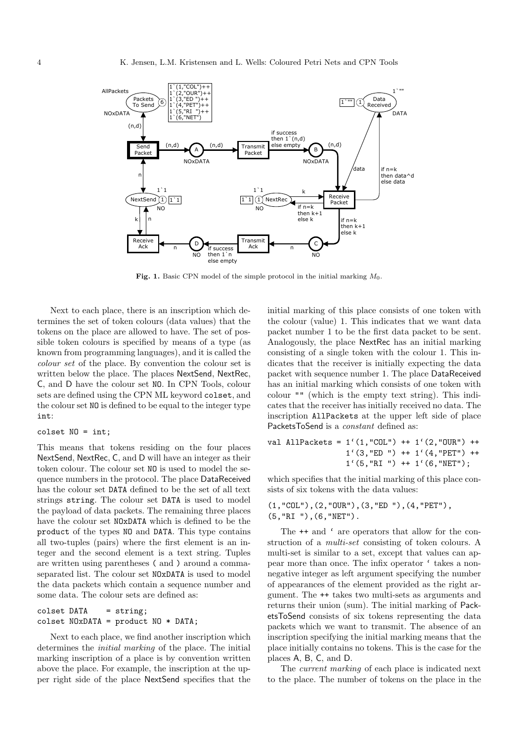Fig. 1. Basic CPN model of the simple protocol in the initial marking $M_0$.

Next to each place, there is an inscription which determines the set of token colours (data values) that the tokens on the place are allowed to have. The set of possible token colours is specified by means of a type (as known from programming languages), and it is called the *colour set* of the place. By convention the colour set is written below the place. The places NextSend, NextRec, C, and D have the colour set NO. In CPN Tools, colour sets are defined using the CPN ML keyword colset, and the colour set NO is defined to be equal to the integer type int:

```
colset NO = int;
```

This means that tokens residing on the four places NextSend, NextRec, C, and D will have an integer as their token colour. The colour set NO is used to model the sequence numbers in the protocol. The place DataReceived has the colour set DATA defined to be the set of all text strings string. The colour set DATA is used to model the payload of data packets. The remaining three places have the colour set NOxDATA which is defined to be the product of the types NO and DATA. This type contains all two-tuples (pairs) where the first element is an integer and the second element is a text string. Tuples are written using parentheses ( and ) around a comma-separated list. The colour set NOxDATA is used to model the data packets which contain a sequence number and some data. The colour sets are defined as:

```
colset DATA    = string;
colset NOxDATA = product NO * DATA;
```

Next to each place, we find another inscription which determines the *initial marking* of the place. The initial marking inscription of a place is by convention written above the place. For example, the inscription at the upper right side of the place NextSend specifies that the initial marking of this place consists of one token with the colour (value) 1. This indicates that we want data packet number 1 to be the first data packet to be sent. Analogously, the place NextRec has an initial marking consisting of a single token with the colour 1. This indicates that the receiver is initially expecting the data packet with sequence number 1. The place DataReceived has an initial marking which consists of one token with colour "" (which is the empty text string). This indicates that the receiver has initially received no data. The inscription AllPackets at the upper left side of place PacketsToSend is a *constant* defined as:

```
val AllPackets = 1‘(1,"COL") ++ 1‘(2,"OUR") ++
                 1‘(3,"ED ") ++ 1‘(4,"PET") ++
                 1‘(5,"RI ") ++ 1‘(6,"NET");
```

which specifies that the initial marking of this place consists of six tokens with the data values:

```
(1,"COL"),(2,"OUR"),(3,"ED "),(4,"PET"),
(5,"RI "),(6,"NET").
```

The ++ and ‘ are operators that allow for the construction of a *multi-set* consisting of token colours. A multi-set is similar to a set, except that values can appear more than once. The infix operator ‘ takes a non-negative integer as left argument specifying the number of appearances of the element provided as the right argument. The ++ takes two multi-sets as arguments and returns their union (sum). The initial marking of PacketsToSend consists of six tokens representing the data packets which we want to transmit. The absence of an inscription specifying the initial marking means that the place initially contains no tokens. This is the case for the places A, B, C, and D.

The *current marking* of each place is indicated next to the place. The number of tokens on the place in the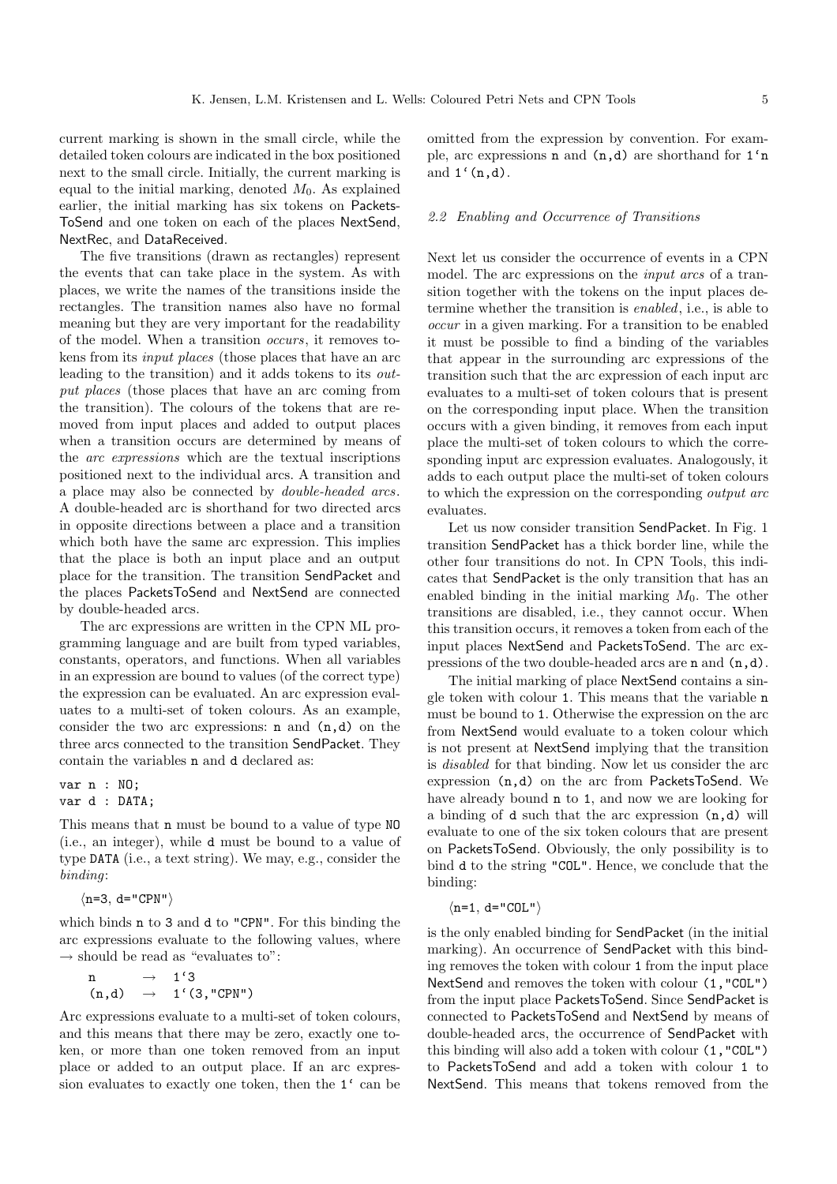current marking is shown in the small circle, while the detailed token colours are indicated in the box positioned next to the small circle. Initially, the current marking is equal to the initial marking, denoted $M_0$. As explained earlier, the initial marking has six tokens on PacketsToSend and one token on each of the places NextSend, NextRec, and DataReceived.

The five transitions (drawn as rectangles) represent the events that can take place in the system. As with places, we write the names of the transitions inside the rectangles. The transition names also have no formal meaning but they are very important for the readability of the model. When a transition *occurs*, it removes tokens from its *input places* (those places that have an arc leading to the transition) and it adds tokens to its *output places* (those places that have an arc coming from the transition). The colours of the tokens that are removed from input places and added to output places when a transition occurs are determined by means of the *arc expressions* which are the textual inscriptions positioned next to the individual arcs. A transition and a place may also be connected by *double-headed arcs*. A double-headed arc is shorthand for two directed arcs in opposite directions between a place and a transition which both have the same arc expression. This implies that the place is both an input place and an output place for the transition. The transition SendPacket and the places PacketsToSend and NextSend are connected by double-headed arcs.

The arc expressions are written in the CPN ML programming language and are built from typed variables, constants, operators, and functions. When all variables in an expression are bound to values (of the correct type) the expression can be evaluated. An arc expression evaluates to a multi-set of token colours. As an example, consider the two arc expressions: `n` and `(n,d)` on the three arcs connected to the transition SendPacket. They contain the variables `n` and `d` declared as:

```
var n : NO;
var d : DATA;
```

This means that `n` must be bound to a value of type `NO` (i.e., an integer), while `d` must be bound to a value of type `DATA` (i.e., a text string). We may, e.g., consider the *binding*:

$\langle$n=3, d="CPN"$\rangle$

which binds `n` to `3` and `d` to `"CPN"`. For this binding the arc expressions evaluate to the following values, where $\rightarrow$ should be read as "evaluates to":

```
n      →   1`3
(n,d)  →   1`(3,"CPN")
```

Arc expressions evaluate to a multi-set of token colours, and this means that there may be zero, exactly one token, or more than one token removed from an input place or added to an output place. If an arc expression evaluates to exactly one token, then the `` 1` `` can be omitted from the expression by convention. For example, arc expressions `n` and `(n,d)` are shorthand for `` 1`n `` and `` 1`(n,d) ``.

### *2.2 Enabling and Occurrence of Transitions*

Next let us consider the occurrence of events in a CPN model. The arc expressions on the *input arcs* of a transition together with the tokens on the input places determine whether the transition is *enabled*, i.e., is able to *occur* in a given marking. For a transition to be enabled it must be possible to find a binding of the variables that appear in the surrounding arc expressions of the transition such that the arc expression of each input arc evaluates to a multi-set of token colours that is present on the corresponding input place. When the transition occurs with a given binding, it removes from each input place the multi-set of token colours to which the corresponding input arc expression evaluates. Analogously, it adds to each output place the multi-set of token colours to which the expression on the corresponding *output arc* evaluates.

Let us now consider transition SendPacket. In Fig. 1 transition SendPacket has a thick border line, while the other four transitions do not. In CPN Tools, this indicates that SendPacket is the only transition that has an enabled binding in the initial marking $M_0$. The other transitions are disabled, i.e., they cannot occur. When this transition occurs, it removes a token from each of the input places NextSend and PacketsToSend. The arc expressions of the two double-headed arcs are `n` and `(n,d)`.

The initial marking of place NextSend contains a single token with colour `1`. This means that the variable `n` must be bound to `1`. Otherwise the expression on the arc from NextSend would evaluate to a token colour which is not present at NextSend implying that the transition is *disabled* for that binding. Now let us consider the arc expression `(n,d)` on the arc from PacketsToSend. We have already bound `n` to `1`, and now we are looking for a binding of `d` such that the arc expression `(n,d)` will evaluate to one of the six token colours that are present on PacketsToSend. Obviously, the only possibility is to bind `d` to the string `"COL"`. Hence, we conclude that the binding:

$\langle$n=1, d="COL"$\rangle$

is the only enabled binding for SendPacket (in the initial marking). An occurrence of SendPacket with this binding removes the token with colour `1` from the input place NextSend and removes the token with colour `(1,"COL")` from the input place PacketsToSend. Since SendPacket is connected to PacketsToSend and NextSend by means of double-headed arcs, the occurrence of SendPacket with this binding will also add a token with colour `(1,"COL")` to PacketsToSend and add a token with colour `1` to NextSend. This means that tokens removed from the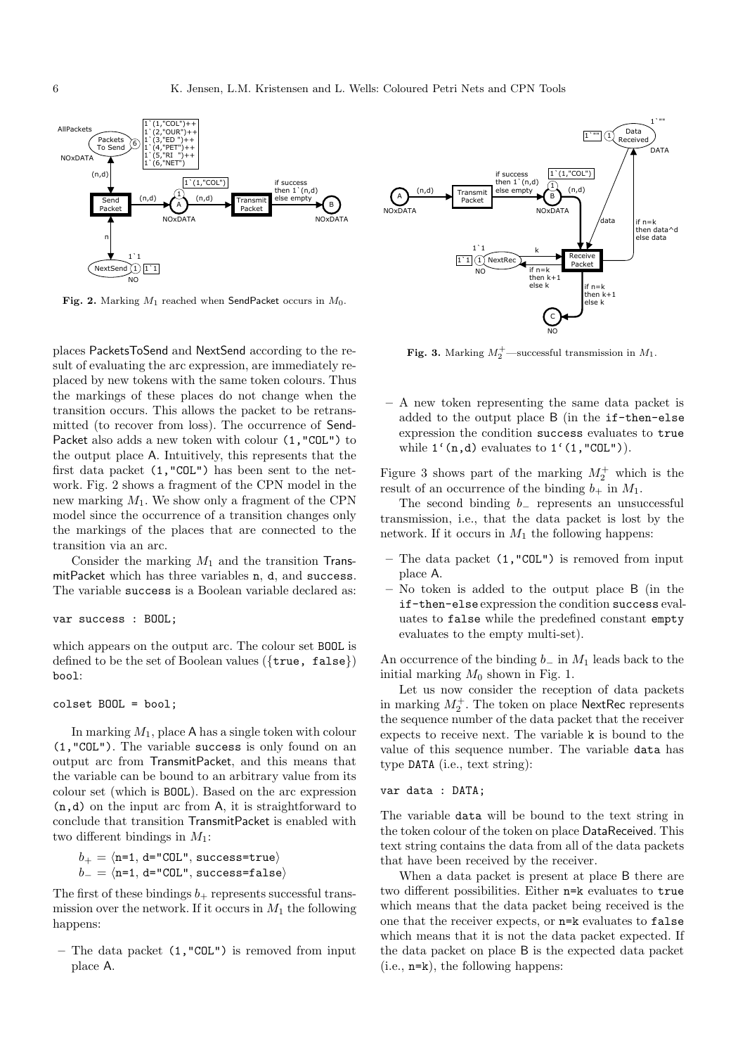AllPackets

Packets To Send

NOxDATA

6

1`(1,"COL")++
1`(2,"OUR")++
1`(3,"ED ")++
1`(4,"PET")++
1`(5,"RI ")++
1`(6,"NET")

(n,d)

Send Packet

(n,d)

A

NOxDATA

1`(1,"COL")

(n,d)

Transmit Packet

if success
then 1`(n,d)
else empty

B

NOxDATA

n

1`1

NextSend

1`1

NO

**Fig. 2.** Marking $M_1$ reached when SendPacket occurs in $M_0$.

places PacketsToSend and NextSend according to the result of evaluating the arc expression, are immediately replaced by new tokens with the same token colours. Thus the markings of these places do not change when the transition occurs. This allows the packet to be retransmitted (to recover from loss). The occurrence of SendPacket also adds a new token with colour `(1,"COL")` to the output place A. Intuitively, this represents that the first data packet `(1,"COL")` has been sent to the network. Fig. 2 shows a fragment of the CPN model in the new marking $M_1$. We show only a fragment of the CPN model since the occurrence of a transition changes only the markings of the places that are connected to the transition via an arc.

Consider the marking $M_1$ and the transition TransmitPacket which has three variables `n`, `d`, and `success`. The variable `success` is a Boolean variable declared as:

```
var success : BOOL;
```

which appears on the output arc. The colour set `BOOL` is defined to be the set of Boolean values ({`true, false`}) `bool`:

```
colset BOOL = bool;
```

In marking $M_1$, place A has a single token with colour `(1,"COL")`. The variable `success` is only found on an output arc from TransmitPacket, and this means that the variable can be bound to an arbitrary value from its colour set (which is `BOOL`). Based on the arc expression `(n,d)` on the input arc from A, it is straightforward to conclude that transition TransmitPacket is enabled with two different bindings in $M_1$:

$b_+ = \langle$`n=1, d="COL", success=true`$\rangle$
$b_- = \langle$`n=1, d="COL", success=false`$\rangle$

The first of these bindings $b_+$ represents successful transmission over the network. If it occurs in $M_1$ the following happens:

– The data packet `(1,"COL")` is removed from input place A.

1`""

1`""

1

Data Received

DATA

A

(n,d)

NOxDATA

Transmit Packet

if success
then 1`(n,d)
else empty

1`(1,"COL")

1

B

(n,d)

NOxDATA

data

if n=k
then data^d
else data

1`1

1`1

1

NextRec

NO

k

Receive Packet

if n=k
then k+1
else k

if n=k
then k+1
else k

C

NO

**Fig. 3.** Marking $M_2^+$—successful transmission in $M_1$.

– A new token representing the same data packet is added to the output place B (in the `if-then-else` expression the condition `success` evaluates to `true` while `1'(n,d)` evaluates to `1'(1,"COL")`).

Figure 3 shows part of the marking $M_2^+$ which is the result of an occurrence of the binding $b_+$ in $M_1$.

The second binding $b_-$ represents an unsuccessful transmission, i.e., that the data packet is lost by the network. If it occurs in $M_1$ the following happens:

– The data packet `(1,"COL")` is removed from input place A.
– No token is added to the output place B (in the `if-then-else` expression the condition `success` evaluates to `false` while the predefined constant `empty` evaluates to the empty multi-set).

An occurrence of the binding $b_-$ in $M_1$ leads back to the initial marking $M_0$ shown in Fig. 1.

Let us now consider the reception of data packets in marking $M_2^+$. The token on place NextRec represents the sequence number of the data packet that the receiver expects to receive next. The variable `k` is bound to the value of this sequence number. The variable `data` has type `DATA` (i.e., text string):

```
var data : DATA;
```

The variable `data` will be bound to the text string in the token colour of the token on place DataReceived. This text string contains the data from all of the data packets that have been received by the receiver.

When a data packet is present at place B there are two different possibilities. Either `n=k` evaluates to `true` which means that the data packet being received is the one that the receiver expects, or `n=k` evaluates to `false` which means that it is not the data packet expected. If the data packet on place B is the expected data packet (i.e., `n=k`), the following happens: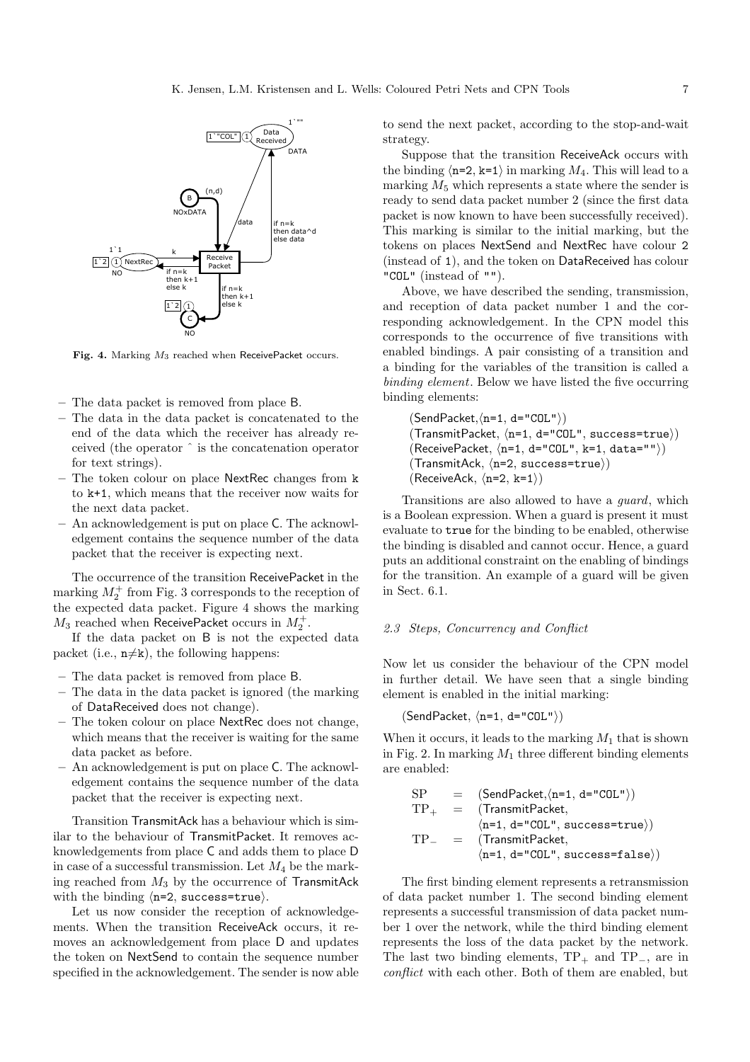1`""

1`"COL" 1 Data Received

DATA

(n,d)

B

NOxDATA

data

if n=k
then data^d
else data

1`1

k

1`2 1 NextRec

NO

if n=k
then k+1
else k

Receive Packet

if n=k
then k+1
else k

1`2 1

C

NO

**Fig. 4.** Marking $M_3$ reached when ReceivePacket occurs.

- The data packet is removed from place B.
- The data in the data packet is concatenated to the end of the data which the receiver has already received (the operator ˆ is the concatenation operator for text strings).
- The token colour on place NextRec changes from `k` to `k+1`, which means that the receiver now waits for the next data packet.
- An acknowledgement is put on place C. The acknowledgement contains the sequence number of the data packet that the receiver is expecting next.

The occurrence of the transition ReceivePacket in the marking $M_2^+$ from Fig. 3 corresponds to the reception of the expected data packet. Figure 4 shows the marking $M_3$ reached when ReceivePacket occurs in $M_2^+$.

If the data packet on B is not the expected data packet (i.e., n≠k), the following happens:

- The data packet is removed from place B.
- The data in the data packet is ignored (the marking of DataReceived does not change).
- The token colour on place NextRec does not change, which means that the receiver is waiting for the same data packet as before.
- An acknowledgement is put on place C. The acknowledgement contains the sequence number of the data packet that the receiver is expecting next.

Transition TransmitAck has a behaviour which is similar to the behaviour of TransmitPacket. It removes acknowledgements from place C and adds them to place D in case of a successful transmission. Let $M_4$ be the marking reached from $M_3$ by the occurrence of TransmitAck with the binding ⟨`n=2`, `success=true`⟩.

Let us now consider the reception of acknowledgements. When the transition ReceiveAck occurs, it removes an acknowledgement from place D and updates the token on NextSend to contain the sequence number specified in the acknowledgement. The sender is now able to send the next packet, according to the stop-and-wait strategy.

Suppose that the transition ReceiveAck occurs with the binding ⟨`n=2`, `k=1`⟩ in marking $M_4$. This will lead to a marking $M_5$ which represents a state where the sender is ready to send data packet number 2 (since the first data packet is now known to have been successfully received). This marking is similar to the initial marking, but the tokens on places NextSend and NextRec have colour `2` (instead of `1`), and the token on DataReceived has colour `"COL"` (instead of `""`).

Above, we have described the sending, transmission, and reception of data packet number 1 and the corresponding acknowledgement. In the CPN model this corresponds to the occurrence of five transitions with enabled bindings. A pair consisting of a transition and a binding for the variables of the transition is called a *binding element*. Below we have listed the five occurring binding elements:

(SendPacket,⟨`n=1`, `d="COL"`⟩)
(TransmitPacket, ⟨`n=1`, `d="COL"`, `success=true`⟩)
(ReceivePacket, ⟨`n=1`, `d="COL"`, `k=1`, `data=""`⟩)
(TransmitAck, ⟨`n=2`, `success=true`⟩)
(ReceiveAck, ⟨`n=2`, `k=1`⟩)

Transitions are also allowed to have a *guard*, which is a Boolean expression. When a guard is present it must evaluate to `true` for the binding to be enabled, otherwise the binding is disabled and cannot occur. Hence, a guard puts an additional constraint on the enabling of bindings for the transition. An example of a guard will be given in Sect. 6.1.

### *2.3 Steps, Concurrency and Conflict*

Now let us consider the behaviour of the CPN model in further detail. We have seen that a single binding element is enabled in the initial marking:

(SendPacket, ⟨`n=1`, `d="COL"`⟩)

When it occurs, it leads to the marking $M_1$ that is shown in Fig. 2. In marking $M_1$ three different binding elements are enabled:

SP = (SendPacket,⟨`n=1`, `d="COL"`⟩)
$\text{TP}_+$ = (TransmitPacket, ⟨`n=1`, `d="COL"`, `success=true`⟩)
$\text{TP}_-$ = (TransmitPacket, ⟨`n=1`, `d="COL"`, `success=false`⟩)

The first binding element represents a retransmission of data packet number 1. The second binding element represents a successful transmission of data packet number 1 over the network, while the third binding element represents the loss of the data packet by the network. The last two binding elements, $\text{TP}_+$ and $\text{TP}_-$, are in *conflict* with each other. Both of them are enabled, but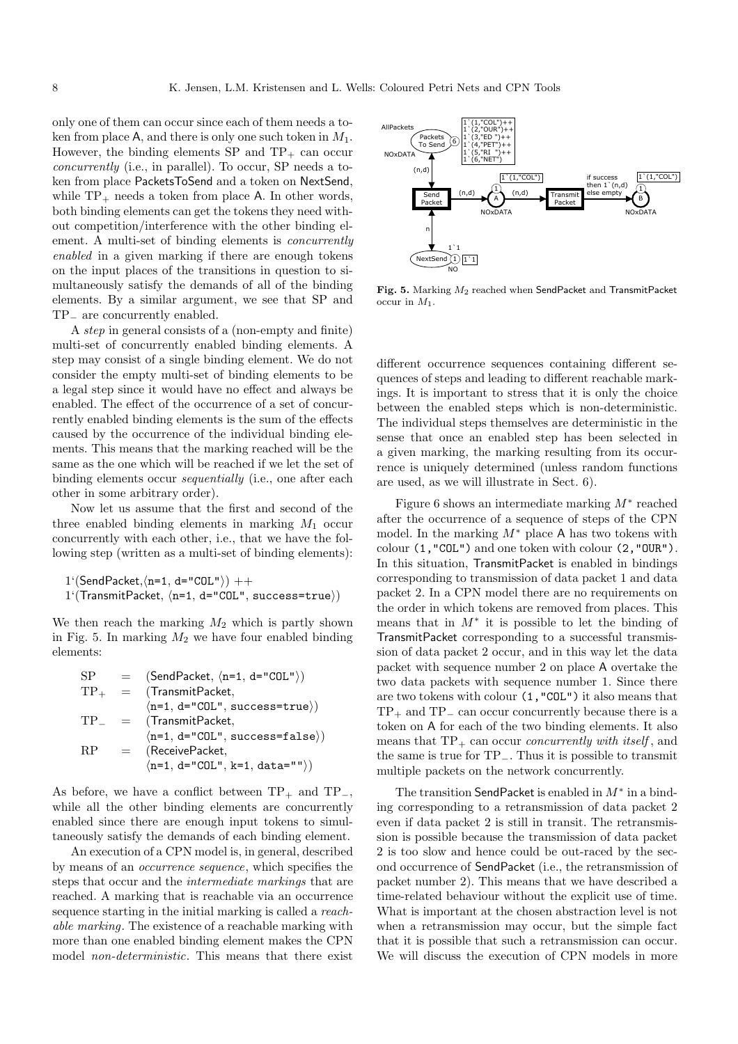only one of them can occur since each of them needs a token from place A, and there is only one such token in $M_1$. However, the binding elements SP and $\text{TP}_+$ can occur *concurrently* (i.e., in parallel). To occur, SP needs a token from place PacketsToSend and a token on NextSend, while $\text{TP}_+$ needs a token from place A. In other words, both binding elements can get the tokens they need without competition/interference with the other binding element. A multi-set of binding elements is *concurrently enabled* in a given marking if there are enough tokens on the input places of the transitions in question to simultaneously satisfy the demands of all of the binding elements. By a similar argument, we see that SP and $\text{TP}_-$ are concurrently enabled.

A *step* in general consists of a (non-empty and finite) multi-set of concurrently enabled binding elements. A step may consist of a single binding element. We do not consider the empty multi-set of binding elements to be a legal step since it would have no effect and always be enabled. The effect of the occurrence of a set of concurrently enabled binding elements is the sum of the effects caused by the occurrence of the individual binding elements. This means that the marking reached will be the same as the one which will be reached if we let the set of binding elements occur *sequentially* (i.e., one after each other in some arbitrary order).

Now let us assume that the first and second of the three enabled binding elements in marking $M_1$ occur concurrently with each other, i.e., that we have the following step (written as a multi-set of binding elements):

1\`(SendPacket,⟨n=1, d="COL"⟩) ++
1\`(TransmitPacket, ⟨n=1, d="COL", success=true⟩)

We then reach the marking $M_2$ which is partly shown in Fig. 5. In marking $M_2$ we have four enabled binding elements:

| | | |
|---|---|---|
| SP | = | (SendPacket, ⟨n=1, d="COL"⟩) |
| $\text{TP}_+$ | = | (TransmitPacket, ⟨n=1, d="COL", success=true⟩) |
| $\text{TP}_-$ | = | (TransmitPacket, ⟨n=1, d="COL", success=false⟩) |
| RP | = | (ReceivePacket, ⟨n=1, d="COL", k=1, data=""⟩) |

As before, we have a conflict between $\text{TP}_+$ and $\text{TP}_-$, while all the other binding elements are concurrently enabled since there are enough input tokens to simultaneously satisfy the demands of each binding element.

An execution of a CPN model is, in general, described by means of an *occurrence sequence*, which specifies the steps that occur and the *intermediate markings* that are reached. A marking that is reachable via an occurrence sequence starting in the initial marking is called a *reachable marking*. The existence of a reachable marking with more than one enabled binding element makes the CPN model *non-deterministic*. This means that there exist

AllPackets
Packets To Send
6
NOxDATA
1\`(1,"COL")++
1\`(2,"OUR")++
1\`(3,"ED ")++
1\`(4,"PET")++
1\`(5,"RI ")++
1\`(6,"NET")
(n,d)
Send Packet
(n,d)
1
A
NOxDATA
1\`(1,"COL")
(n,d)
Transmit Packet
if success then 1\`(n,d) else empty
1
B
NOxDATA
1\`(1,"COL")
n
1\`1
NextSend
1
1\`1
NO

**Fig. 5.** Marking $M_2$ reached when SendPacket and TransmitPacket occur in $M_1$.

different occurrence sequences containing different sequences of steps and leading to different reachable markings. It is important to stress that it is only the choice between the enabled steps which is non-deterministic. The individual steps themselves are deterministic in the sense that once an enabled step has been selected in a given marking, the marking resulting from its occurrence is uniquely determined (unless random functions are used, as we will illustrate in Sect. 6).

Figure 6 shows an intermediate marking $M^*$ reached after the occurrence of a sequence of steps of the CPN model. In the marking $M^*$ place A has two tokens with colour `(1,"COL")` and one token with colour `(2,"OUR")`. In this situation, TransmitPacket is enabled in bindings corresponding to transmission of data packet 1 and data packet 2. In a CPN model there are no requirements on the order in which tokens are removed from places. This means that in $M^*$ it is possible to let the binding of TransmitPacket corresponding to a successful transmission of data packet 2 occur, and in this way let the data packet with sequence number 2 on place A overtake the two data packets with sequence number 1. Since there are two tokens with colour `(1,"COL")` it also means that $\text{TP}_+$ and $\text{TP}_-$ can occur concurrently because there is a token on A for each of the two binding elements. It also means that $\text{TP}_+$ can occur *concurrently with itself*, and the same is true for $\text{TP}_-$. Thus it is possible to transmit multiple packets on the network concurrently.

The transition SendPacket is enabled in $M^*$ in a binding corresponding to a retransmission of data packet 2 even if data packet 2 is still in transit. The retransmission is possible because the transmission of data packet 2 is too slow and hence could be out-raced by the second occurrence of SendPacket (i.e., the retransmission of packet number 2). This means that we have described a time-related behaviour without the explicit use of time. What is important at the chosen abstraction level is not when a retransmission may occur, but the simple fact that it is possible that such a retransmission can occur. We will discuss the execution of CPN models in more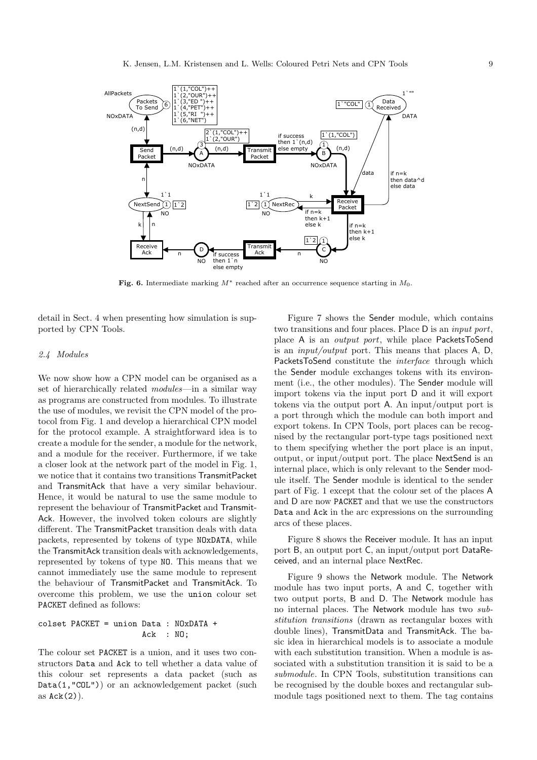AllPackets

Packets To Send

NOxDATA

6

1`(1,"COL")++
1`(2,"OUR")++
1`(3,"ED ")++
1`(4,"PET")++
1`(5,"RI ")++
1`(6,"NET")

1`"COL"

1

Data Received

1`""

DATA

(n,d)

Send Packet

(n,d)

3

A

NOxDATA

2`(1,"COL")++
1`(2,"OUR")

(n,d)

Transmit Packet

if success
then 1`(n,d)
else empty

1`(1,"COL")

1

B

NOxDATA

(n,d)

data

if n=k
then data^d
else data

n

1`1

NextSend

1

1`2

NO

1`1

1`2

1

NextRec

NO

k

if n=k
then k+1
else k

Receive Packet

if n=k
then k+1
else k

k

n

Receive Ack

n

D

NO

if success
then 1`n
else empty

Transmit Ack

n

1`2

1

C

NO

**Fig. 6.** Intermediate marking $M^*$ reached after an occurrence sequence starting in $M_0$.

detail in Sect. 4 when presenting how simulation is supported by CPN Tools.

### *2.4 Modules*

We now show how a CPN model can be organised as a set of hierarchically related *modules*—in a similar way as programs are constructed from modules. To illustrate the use of modules, we revisit the CPN model of the protocol from Fig. 1 and develop a hierarchical CPN model for the protocol example. A straightforward idea is to create a module for the sender, a module for the network, and a module for the receiver. Furthermore, if we take a closer look at the network part of the model in Fig. 1, we notice that it contains two transitions TransmitPacket and TransmitAck that have a very similar behaviour. Hence, it would be natural to use the same module to represent the behaviour of TransmitPacket and TransmitAck. However, the involved token colours are slightly different. The TransmitPacket transition deals with data packets, represented by tokens of type NOxDATA, while the TransmitAck transition deals with acknowledgements, represented by tokens of type NO. This means that we cannot immediately use the same module to represent the behaviour of TransmitPacket and TransmitAck. To overcome this problem, we use the union colour set PACKET defined as follows:

```
colset PACKET = union Data : NOxDATA +
                      Ack  : NO;
```

The colour set PACKET is a union, and it uses two constructors Data and Ack to tell whether a data value of this colour set represents a data packet (such as Data(1,"COL")) or an acknowledgement packet (such as Ack(2)).

Figure 7 shows the Sender module, which contains two transitions and four places. Place D is an *input port*, place A is an *output port*, while place PacketsToSend is an *input/output* port. This means that places A, D, PacketsToSend constitute the *interface* through which the Sender module exchanges tokens with its environment (i.e., the other modules). The Sender module will import tokens via the input port D and it will export tokens via the output port A. An input/output port is a port through which the module can both import and export tokens. In CPN Tools, port places can be recognised by the rectangular port-type tags positioned next to them specifying whether the port place is an input, output, or input/output port. The place NextSend is an internal place, which is only relevant to the Sender module itself. The Sender module is identical to the sender part of Fig. 1 except that the colour set of the places A and D are now PACKET and that we use the constructors Data and Ack in the arc expressions on the surrounding arcs of these places.

Figure 8 shows the Receiver module. It has an input port B, an output port C, an input/output port DataReceived, and an internal place NextRec.

Figure 9 shows the Network module. The Network module has two input ports, A and C, together with two output ports, B and D. The Network module has no internal places. The Network module has two *substitution transitions* (drawn as rectangular boxes with double lines), TransmitData and TransmitAck. The basic idea in hierarchical models is to associate a module with each substitution transition. When a module is associated with a substitution transition it is said to be a *submodule*. In CPN Tools, substitution transitions can be recognised by the double boxes and rectangular submodule tags positioned next to them. The tag contains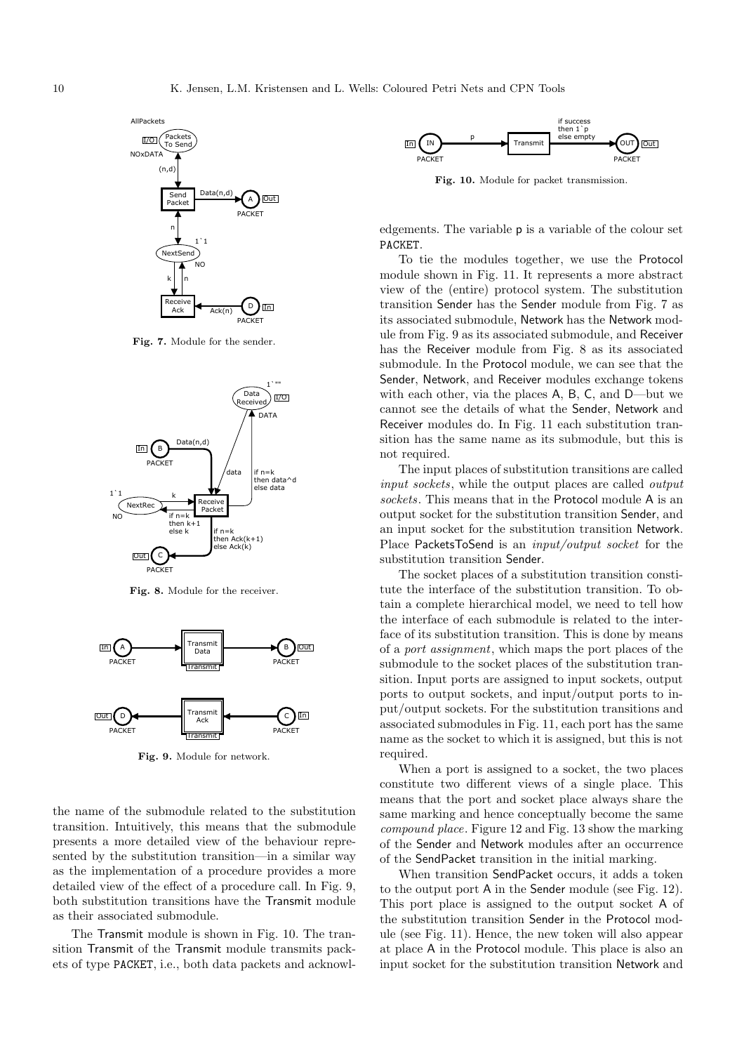AllPackets

I/O Packets To Send

NOxDATA

(n,d)

Send Packet

Data(n,d)

A Out

PACKET

n

1`1

NextSend

NO

k n

Receive Ack

Ack(n)

D In

PACKET

**Fig. 7.** Module for the sender.

1`""

Data Received I/O

DATA

In B

Data(n,d)

PACKET

data

if n=k then data^d else data

1`1

k

NextRec

Receive Packet

NO

if n=k then k+1 else k

if n=k then Ack(k+1) else Ack(k)

Out C

PACKET

**Fig. 8.** Module for the receiver.

In A

Transmit Data

Transmit

B Out

PACKET

PACKET

Out D

Transmit Ack

Transmit

C In

PACKET

PACKET

**Fig. 9.** Module for network.

the name of the submodule related to the substitution transition. Intuitively, this means that the submodule presents a more detailed view of the behaviour represented by the substitution transition—in a similar way as the implementation of a procedure provides a more detailed view of the effect of a procedure call. In Fig. 9, both substitution transitions have the Transmit module as their associated submodule.

The Transmit module is shown in Fig. 10. The transition Transmit of the Transmit module transmits packets of type PACKET, i.e., both data packets and acknowledgements. The variable p is a variable of the colour set PACKET.

In IN

p

Transmit

if success then 1`p else empty

OUT Out

PACKET

PACKET

**Fig. 10.** Module for packet transmission.

To tie the modules together, we use the Protocol module shown in Fig. 11. It represents a more abstract view of the (entire) protocol system. The substitution transition Sender has the Sender module from Fig. 7 as its associated submodule, Network has the Network module from Fig. 9 as its associated submodule, and Receiver has the Receiver module from Fig. 8 as its associated submodule. In the Protocol module, we can see that the Sender, Network, and Receiver modules exchange tokens with each other, via the places A, B, C, and D—but we cannot see the details of what the Sender, Network and Receiver modules do. In Fig. 11 each substitution transition has the same name as its submodule, but this is not required.

The input places of substitution transitions are called *input sockets*, while the output places are called *output sockets*. This means that in the Protocol module A is an output socket for the substitution transition Sender, and an input socket for the substitution transition Network. Place PacketsToSend is an *input/output socket* for the substitution transition Sender.

The socket places of a substitution transition constitute the interface of the substitution transition. To obtain a complete hierarchical model, we need to tell how the interface of each submodule is related to the interface of its substitution transition. This is done by means of a *port assignment*, which maps the port places of the submodule to the socket places of the substitution transition. Input ports are assigned to input sockets, output ports to output sockets, and input/output ports to input/output sockets. For the substitution transitions and associated submodules in Fig. 11, each port has the same name as the socket to which it is assigned, but this is not required.

When a port is assigned to a socket, the two places constitute two different views of a single place. This means that the port and socket place always share the same marking and hence conceptually become the same *compound place*. Figure 12 and Fig. 13 show the marking of the Sender and Network modules after an occurrence of the SendPacket transition in the initial marking.

When transition SendPacket occurs, it adds a token to the output port A in the Sender module (see Fig. 12). This port place is assigned to the output socket A of the substitution transition Sender in the Protocol module (see Fig. 11). Hence, the new token will also appear at place A in the Protocol module. This place is also an input socket for the substitution transition Network and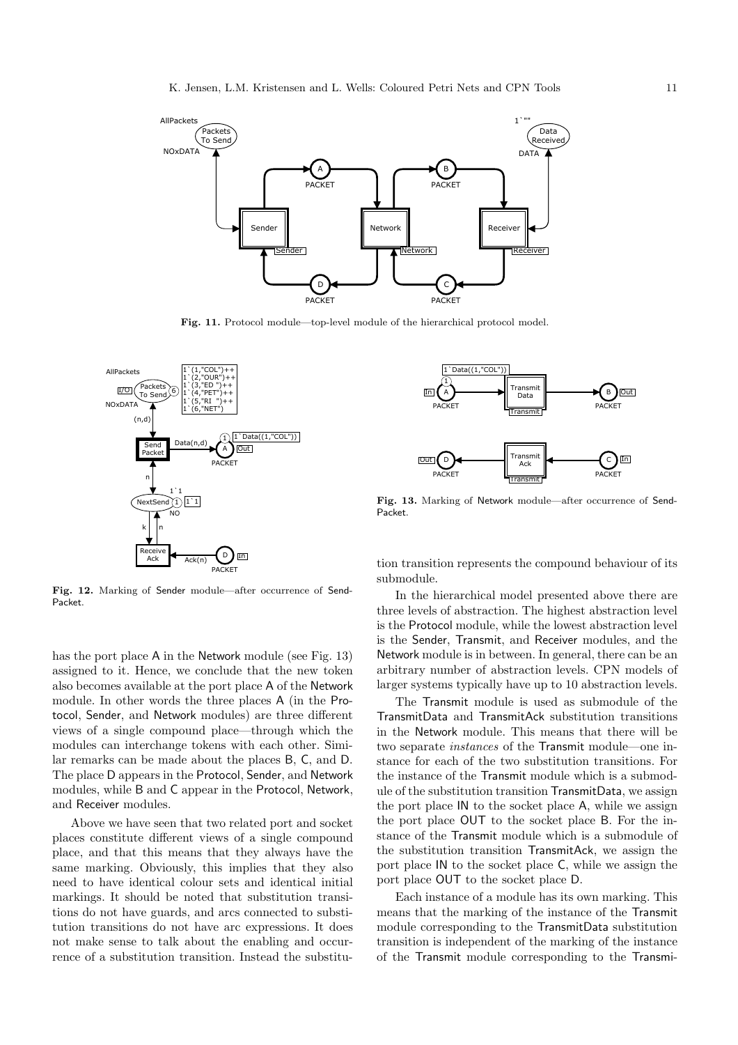AllPackets

Packets To Send

NOxDATA

1`""

Data Received

DATA

A

PACKET

B

PACKET

Sender

Sender

Network

Network

Receiver

Receiver

D

PACKET

C

PACKET

**Fig. 11.** Protocol module—top-level module of the hierarchical protocol model.

AllPackets

1`(1,"COL")++
1`(2,"OUR")++
1`(3,"ED ")++
1`(4,"PET")++
1`(5,"RI ")++
1`(6,"NET")

I/O

Packets To Send

6

NOxDATA

(n,d)

Send Packet

Data(n,d)

1

1`Data((1,"COL"))

A

Out

PACKET

n

1`1

NextSend

1

1`1

NO

k

n

Receive Ack

Ack(n)

D

In

PACKET

**Fig. 12.** Marking of Sender module—after occurrence of SendPacket.

1`Data((1,"COL"))

1

In

A

PACKET

Transmit Data

Transmit

B

Out

PACKET

Out

D

PACKET

Transmit Ack

Transmit

C

In

PACKET

**Fig. 13.** Marking of Network module—after occurrence of SendPacket.

has the port place A in the Network module (see Fig. 13) assigned to it. Hence, we conclude that the new token also becomes available at the port place A of the Network module. In other words the three places A (in the Protocol, Sender, and Network modules) are three different views of a single compound place—through which the modules can interchange tokens with each other. Similar remarks can be made about the places B, C, and D. The place D appears in the Protocol, Sender, and Network modules, while B and C appear in the Protocol, Network, and Receiver modules.

Above we have seen that two related port and socket places constitute different views of a single compound place, and that this means that they always have the same marking. Obviously, this implies that they also need to have identical colour sets and identical initial markings. It should be noted that substitution transitions do not have guards, and arcs connected to substitution transitions do not have arc expressions. It does not make sense to talk about the enabling and occurrence of a substitution transition. Instead the substitution transition represents the compound behaviour of its submodule.

In the hierarchical model presented above there are three levels of abstraction. The highest abstraction level is the Protocol module, while the lowest abstraction level is the Sender, Transmit, and Receiver modules, and the Network module is in between. In general, there can be an arbitrary number of abstraction levels. CPN models of larger systems typically have up to 10 abstraction levels.

The Transmit module is used as submodule of the TransmitData and TransmitAck substitution transitions in the Network module. This means that there will be two separate *instances* of the Transmit module—one instance for each of the two substitution transitions. For the instance of the Transmit module which is a submodule of the substitution transition TransmitData, we assign the port place IN to the socket place A, while we assign the port place OUT to the socket place B. For the instance of the Transmit module which is a submodule of the substitution transition TransmitAck, we assign the port place IN to the socket place C, while we assign the port place OUT to the socket place D.

Each instance of a module has its own marking. This means that the marking of the instance of the Transmit module corresponding to the TransmitData substitution transition is independent of the marking of the instance of the Transmit module corresponding to the Transmi-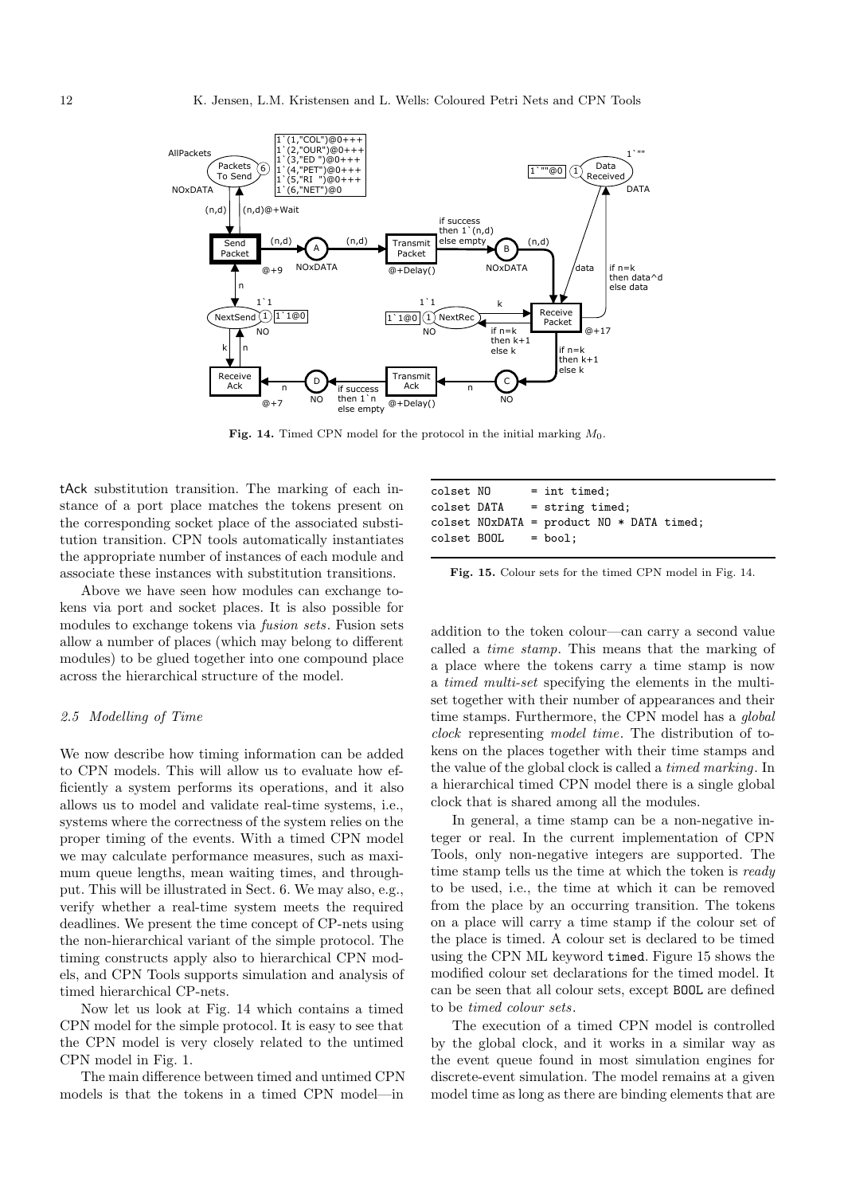Fig. 14. Timed CPN model for the protocol in the initial marking $M_0$.

tAck substitution transition. The marking of each instance of a port place matches the tokens present on the corresponding socket place of the associated substitution transition. CPN tools automatically instantiates the appropriate number of instances of each module and associate these instances with substitution transitions.

Above we have seen how modules can exchange tokens via port and socket places. It is also possible for modules to exchange tokens via *fusion sets*. Fusion sets allow a number of places (which may belong to different modules) to be glued together into one compound place across the hierarchical structure of the model.

### 2.5 Modelling of Time

We now describe how timing information can be added to CPN models. This will allow us to evaluate how efficiently a system performs its operations, and it also allows us to model and validate real-time systems, i.e., systems where the correctness of the system relies on the proper timing of the events. With a timed CPN model we may calculate performance measures, such as maximum queue lengths, mean waiting times, and throughput. This will be illustrated in Sect. 6. We may also, e.g., verify whether a real-time system meets the required deadlines. We present the time concept of CP-nets using the non-hierarchical variant of the simple protocol. The timing constructs apply also to hierarchical CPN models, and CPN Tools supports simulation and analysis of timed hierarchical CP-nets.

Now let us look at Fig. 14 which contains a timed CPN model for the simple protocol. It is easy to see that the CPN model is very closely related to the untimed CPN model in Fig. 1.

The main difference between timed and untimed CPN models is that the tokens in a timed CPN model—in addition to the token colour—can carry a second value called a *time stamp*. This means that the marking of a place where the tokens carry a time stamp is now a *timed multi-set* specifying the elements in the multi-set together with their number of appearances and their time stamps. Furthermore, the CPN model has a *global clock* representing *model time*. The distribution of tokens on the places together with their time stamps and the value of the global clock is called a *timed marking*. In a hierarchical timed CPN model there is a single global clock that is shared among all the modules.

```
colset NO     = int timed;
colset DATA   = string timed;
colset NOxDATA = product NO * DATA timed;
colset BOOL   = bool;
```

Fig. 15. Colour sets for the timed CPN model in Fig. 14.

In general, a time stamp can be a non-negative integer or real. In the current implementation of CPN Tools, only non-negative integers are supported. The time stamp tells us the time at which the token is *ready* to be used, i.e., the time at which it can be removed from the place by an occurring transition. The tokens on a place will carry a time stamp if the colour set of the place is timed. A colour set is declared to be timed using the CPN ML keyword `timed`. Figure 15 shows the modified colour set declarations for the timed model. It can be seen that all colour sets, except `BOOL` are defined to be *timed colour sets*.

The execution of a timed CPN model is controlled by the global clock, and it works in a similar way as the event queue found in most simulation engines for discrete-event simulation. The model remains at a given model time as long as there are binding elements that are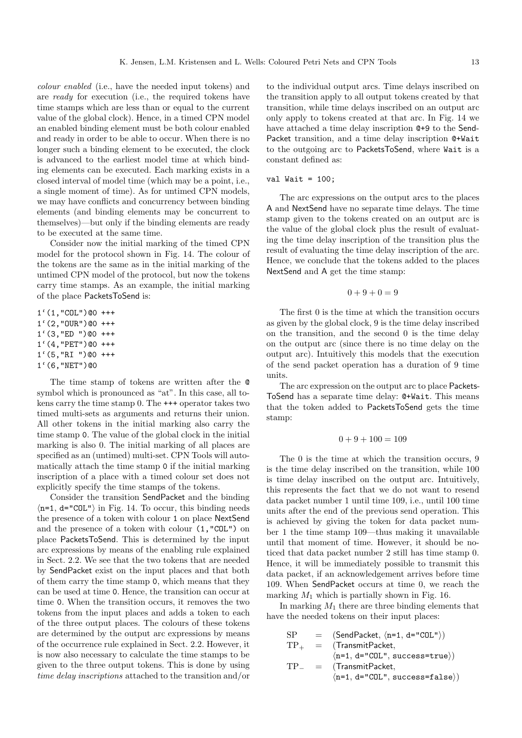*colour enabled* (i.e., have the needed input tokens) and are *ready* for execution (i.e., the required tokens have time stamps which are less than or equal to the current value of the global clock). Hence, in a timed CPN model an enabled binding element must be both colour enabled and ready in order to be able to occur. When there is no longer such a binding element to be executed, the clock is advanced to the earliest model time at which binding elements can be executed. Each marking exists in a closed interval of model time (which may be a point, i.e., a single moment of time). As for untimed CPN models, we may have conflicts and concurrency between binding elements (and binding elements may be concurrent to themselves)—but only if the binding elements are ready to be executed at the same time.

Consider now the initial marking of the timed CPN model for the protocol shown in Fig. 14. The colour of the tokens are the same as in the initial marking of the untimed CPN model of the protocol, but now the tokens carry time stamps. As an example, the initial marking of the place PacketsToSend is:

```
1`(1,"COL")@0 +++
1`(2,"OUR")@0 +++
1`(3,"ED ")@0 +++
1`(4,"PET")@0 +++
1`(5,"RI ")@0 +++
1`(6,"NET")@0
```

The time stamp of tokens are written after the `@` symbol which is pronounced as "at". In this case, all tokens carry the time stamp 0. The `+++` operator takes two timed multi-sets as arguments and returns their union. All other tokens in the initial marking also carry the time stamp `0`. The value of the global clock in the initial marking is also 0. The initial marking of all places are specified as an (untimed) multi-set. CPN Tools will automatically attach the time stamp `0` if the initial marking inscription of a place with a timed colour set does not explicitly specify the time stamps of the tokens.

Consider the transition SendPacket and the binding ⟨`n=1, d="COL"`⟩ in Fig. 14. To occur, this binding needs the presence of a token with colour `1` on place NextSend and the presence of a token with colour `(1,"COL")` on place PacketsToSend. This is determined by the input arc expressions by means of the enabling rule explained in Sect. 2.2. We see that the two tokens that are needed by SendPacket exist on the input places and that both of them carry the time stamp `0`, which means that they can be used at time `0`. Hence, the transition can occur at time `0`. When the transition occurs, it removes the two tokens from the input places and adds a token to each of the three output places. The colours of these tokens are determined by the output arc expressions by means of the occurrence rule explained in Sect. 2.2. However, it is now also necessary to calculate the time stamps to be given to the three output tokens. This is done by using *time delay inscriptions* attached to the transition and/or to the individual output arcs. Time delays inscribed on the transition apply to all output tokens created by that transition, while time delays inscribed on an output arc only apply to tokens created at that arc. In Fig. 14 we have attached a time delay inscription `@+9` to the SendPacket transition, and a time delay inscription `@+Wait` to the outgoing arc to PacketsToSend, where `Wait` is a constant defined as:

```
val Wait = 100;
```

The arc expressions on the output arcs to the places A and NextSend have no separate time delays. The time stamp given to the tokens created on an output arc is the value of the global clock plus the result of evaluating the time delay inscription of the transition plus the result of evaluating the time delay inscription of the arc. Hence, we conclude that the tokens added to the places NextSend and A get the time stamp:

$$0 + 9 + 0 = 9$$

The first 0 is the time at which the transition occurs as given by the global clock, 9 is the time delay inscribed on the transition, and the second 0 is the time delay on the output arc (since there is no time delay on the output arc). Intuitively this models that the execution of the send packet operation has a duration of 9 time units.

The arc expression on the output arc to place PacketsToSend has a separate time delay: `@+Wait`. This means that the token added to PacketsToSend gets the time stamp:

$$0 + 9 + 100 = 109$$

The 0 is the time at which the transition occurs, 9 is the time delay inscribed on the transition, while 100 is time delay inscribed on the output arc. Intuitively, this represents the fact that we do not want to resend data packet number 1 until time 109, i.e., until 100 time units after the end of the previous send operation. This is achieved by giving the token for data packet number 1 the time stamp 109—thus making it unavailable until that moment of time. However, it should be noticed that data packet number 2 still has time stamp 0. Hence, it will be immediately possible to transmit this data packet, if an acknowledgement arrives before time 109. When SendPacket occurs at time 0, we reach the marking $M_1$ which is partially shown in Fig. 16.

In marking $M_1$ there are three binding elements that have the needed tokens on their input places:

| | | |
|---|---|---|
| SP | = | (SendPacket, ⟨`n=1, d="COL"`⟩) |
| $TP_+$ | = | (TransmitPacket, ⟨`n=1, d="COL", success=true`⟩) |
| $TP_-$ | = | (TransmitPacket, ⟨`n=1, d="COL", success=false`⟩) |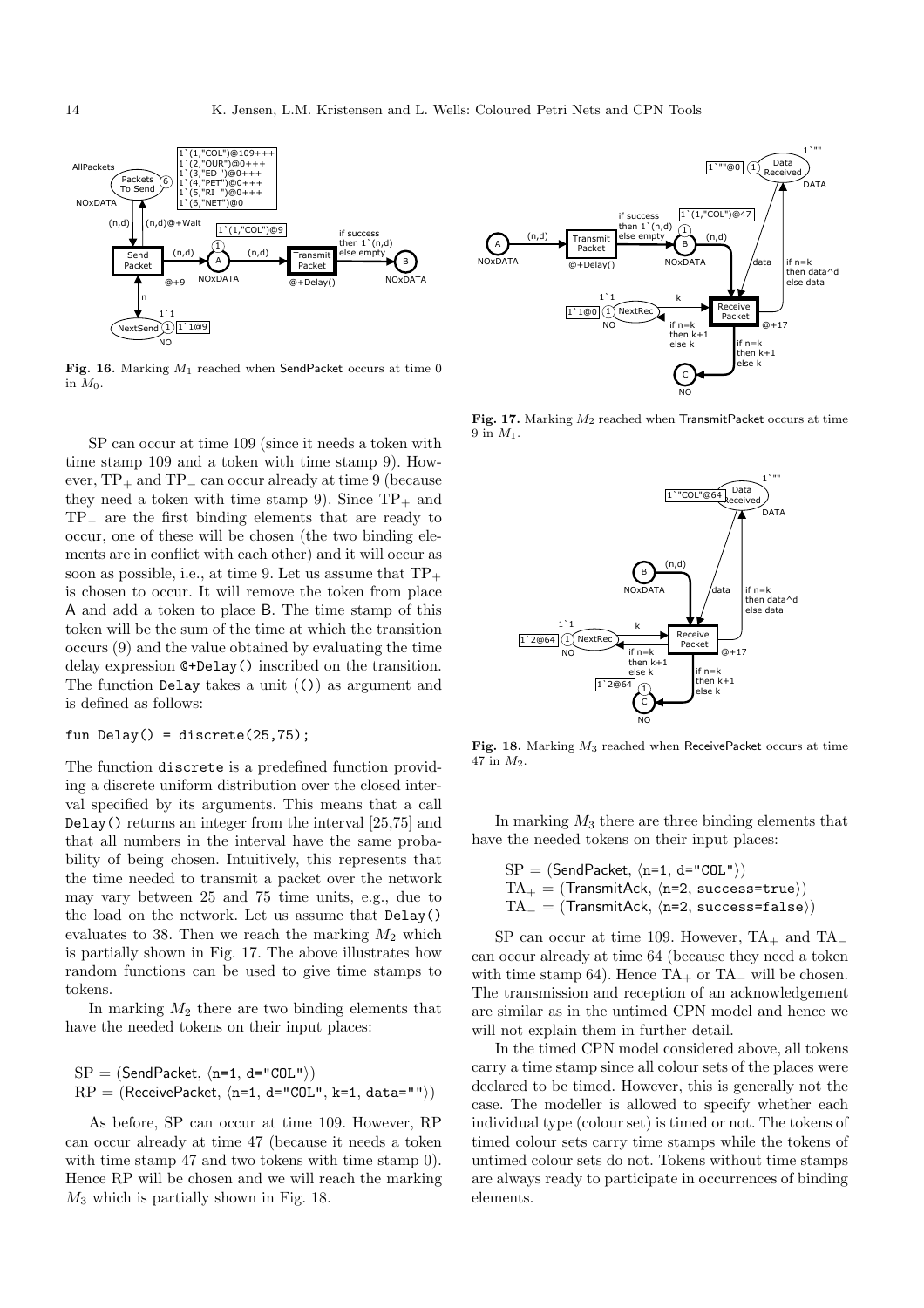AllPackets
Packets To Send
6
NOxDATA
1`(1,"COL")@109+++
1`(2,"OUR")@0+++
1`(3,"ED ")@0+++
1`(4,"PET")@0+++
1`(5,"RI ")@0+++
1`(6,"NET")@0
(n,d)
(n,d)@+Wait
1`(1,"COL")@9
Send Packet
(n,d)
A
1
(n,d)
Transmit Packet
if success then 1`(n,d) else empty
B
@+9
NOxDATA
@+Delay()
NOxDATA
n
1`1
NextSend
1
1`1@9
NO

**Fig. 16.** Marking $M_1$ reached when SendPacket occurs at time 0 in $M_0$.

SP can occur at time 109 (since it needs a token with time stamp 109 and a token with time stamp 9). However, $\text{TP}_+$ and $\text{TP}_-$ can occur already at time 9 (because they need a token with time stamp 9). Since $\text{TP}_+$ and $\text{TP}_-$ are the first binding elements that are ready to occur, one of these will be chosen (the two binding elements are in conflict with each other) and it will occur as soon as possible, i.e., at time 9. Let us assume that $\text{TP}_+$ is chosen to occur. It will remove the token from place A and add a token to place B. The time stamp of this token will be the sum of the time at which the transition occurs (9) and the value obtained by evaluating the time delay expression `@+Delay()` inscribed on the transition. The function `Delay` takes a unit (`()`) as argument and is defined as follows:

```
fun Delay() = discrete(25,75);
```

The function `discrete` is a predefined function providing a discrete uniform distribution over the closed interval specified by its arguments. This means that a call `Delay()` returns an integer from the interval [25,75] and that all numbers in the interval have the same probability of being chosen. Intuitively, this represents that the time needed to transmit a packet over the network may vary between 25 and 75 time units, e.g., due to the load on the network. Let us assume that `Delay()` evaluates to 38. Then we reach the marking $M_2$ which is partially shown in Fig. 17. The above illustrates how random functions can be used to give time stamps to tokens.

In marking $M_2$ there are two binding elements that have the needed tokens on their input places:

$\text{SP} = (\text{SendPacket}, \langle$`n=1, d="COL"`$\rangle)$
$\text{RP} = (\text{ReceivePacket}, \langle$`n=1, d="COL", k=1, data=""`$\rangle)$

As before, SP can occur at time 109. However, RP can occur already at time 47 (because it needs a token with time stamp 47 and two tokens with time stamp 0). Hence RP will be chosen and we will reach the marking $M_3$ which is partially shown in Fig. 18.

1`""
1`""@0
1
Data Received
DATA
A
(n,d)
Transmit Packet
if success then 1`(n,d) else empty
1`(1,"COL")@47
1
B
(n,d)
NOxDATA
@+Delay()
NOxDATA
data
if n=k then data^d else data
1`1
k
1`1@0
1
NextRec
Receive Packet
NO
if n=k then k+1 else k
@+17
if n=k then k+1 else k
C
NO

**Fig. 17.** Marking $M_2$ reached when TransmitPacket occurs at time 9 in $M_1$.

1`""
1`"COL"@64
1
Data Received
DATA
B
(n,d)
NOxDATA
data
if n=k then data^d else data
1`1
k
1`2@64
1
NextRec
Receive Packet
NO
if n=k then k+1 else k
@+17
1`2@64
1
if n=k then k+1 else k
C
NO

**Fig. 18.** Marking $M_3$ reached when ReceivePacket occurs at time 47 in $M_2$.

In marking $M_3$ there are three binding elements that have the needed tokens on their input places:

$\text{SP} = (\text{SendPacket}, \langle$`n=1, d="COL"`$\rangle)$
$\text{TA}_+ = (\text{TransmitAck}, \langle$`n=2, success=true`$\rangle)$
$\text{TA}_- = (\text{TransmitAck}, \langle$`n=2, success=false`$\rangle)$

SP can occur at time 109. However, $\text{TA}_+$ and $\text{TA}_-$ can occur already at time 64 (because they need a token with time stamp 64). Hence $\text{TA}_+$ or $\text{TA}_-$ will be chosen. The transmission and reception of an acknowledgement are similar as in the untimed CPN model and hence we will not explain them in further detail.

In the timed CPN model considered above, all tokens carry a time stamp since all colour sets of the places were declared to be timed. However, this is generally not the case. The modeller is allowed to specify whether each individual type (colour set) is timed or not. The tokens of timed colour sets carry time stamps while the tokens of untimed colour sets do not. Tokens without time stamps are always ready to participate in occurrences of binding elements.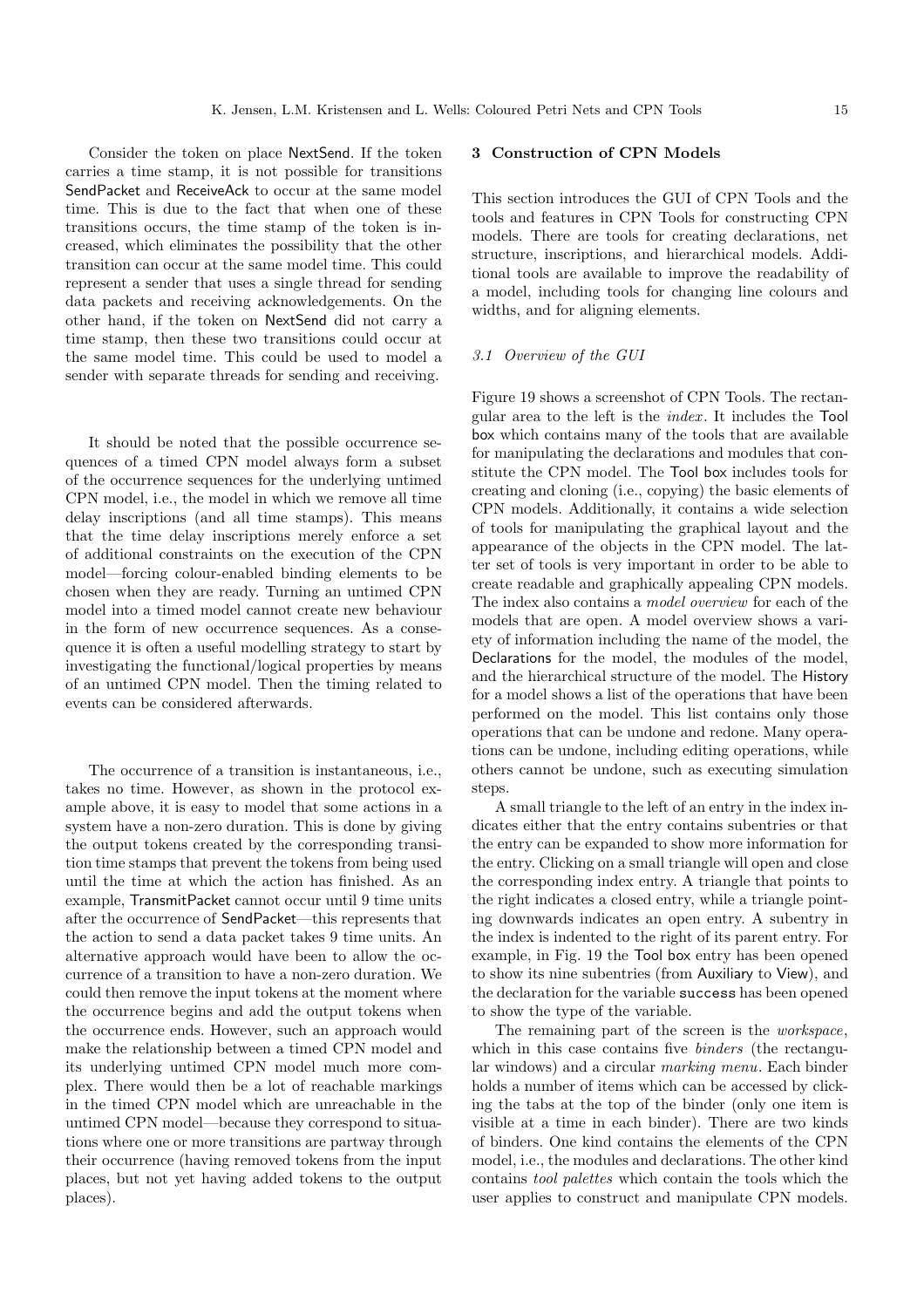Consider the token on place NextSend. If the token carries a time stamp, it is not possible for transitions SendPacket and ReceiveAck to occur at the same model time. This is due to the fact that when one of these transitions occurs, the time stamp of the token is increased, which eliminates the possibility that the other transition can occur at the same model time. This could represent a sender that uses a single thread for sending data packets and receiving acknowledgements. On the other hand, if the token on NextSend did not carry a time stamp, then these two transitions could occur at the same model time. This could be used to model a sender with separate threads for sending and receiving.

It should be noted that the possible occurrence sequences of a timed CPN model always form a subset of the occurrence sequences for the underlying untimed CPN model, i.e., the model in which we remove all time delay inscriptions (and all time stamps). This means that the time delay inscriptions merely enforce a set of additional constraints on the execution of the CPN model—forcing colour-enabled binding elements to be chosen when they are ready. Turning an untimed CPN model into a timed model cannot create new behaviour in the form of new occurrence sequences. As a consequence it is often a useful modelling strategy to start by investigating the functional/logical properties by means of an untimed CPN model. Then the timing related to events can be considered afterwards.

The occurrence of a transition is instantaneous, i.e., takes no time. However, as shown in the protocol example above, it is easy to model that some actions in a system have a non-zero duration. This is done by giving the output tokens created by the corresponding transition time stamps that prevent the tokens from being used until the time at which the action has finished. As an example, TransmitPacket cannot occur until 9 time units after the occurrence of SendPacket—this represents that the action to send a data packet takes 9 time units. An alternative approach would have been to allow the occurrence of a transition to have a non-zero duration. We could then remove the input tokens at the moment where the occurrence begins and add the output tokens when the occurrence ends. However, such an approach would make the relationship between a timed CPN model and its underlying untimed CPN model much more complex. There would then be a lot of reachable markings in the timed CPN model which are unreachable in the untimed CPN model—because they correspond to situations where one or more transitions are partway through their occurrence (having removed tokens from the input places, but not yet having added tokens to the output places).

## 3 Construction of CPN Models

This section introduces the GUI of CPN Tools and the tools and features in CPN Tools for constructing CPN models. There are tools for creating declarations, net structure, inscriptions, and hierarchical models. Additional tools are available to improve the readability of a model, including tools for changing line colours and widths, and for aligning elements.

### *3.1 Overview of the GUI*

Figure 19 shows a screenshot of CPN Tools. The rectangular area to the left is the *index*. It includes the Tool box which contains many of the tools that are available for manipulating the declarations and modules that constitute the CPN model. The Tool box includes tools for creating and cloning (i.e., copying) the basic elements of CPN models. Additionally, it contains a wide selection of tools for manipulating the graphical layout and the appearance of the objects in the CPN model. The latter set of tools is very important in order to be able to create readable and graphically appealing CPN models. The index also contains a *model overview* for each of the models that are open. A model overview shows a variety of information including the name of the model, the Declarations for the model, the modules of the model, and the hierarchical structure of the model. The History for a model shows a list of the operations that have been performed on the model. This list contains only those operations that can be undone and redone. Many operations can be undone, including editing operations, while others cannot be undone, such as executing simulation steps.

A small triangle to the left of an entry in the index indicates either that the entry contains subentries or that the entry can be expanded to show more information for the entry. Clicking on a small triangle will open and close the corresponding index entry. A triangle that points to the right indicates a closed entry, while a triangle pointing downwards indicates an open entry. A subentry in the index is indented to the right of its parent entry. For example, in Fig. 19 the Tool box entry has been opened to show its nine subentries (from Auxiliary to View), and the declaration for the variable success has been opened to show the type of the variable.

The remaining part of the screen is the *workspace*, which in this case contains five *binders* (the rectangular windows) and a circular *marking menu*. Each binder holds a number of items which can be accessed by clicking the tabs at the top of the binder (only one item is visible at a time in each binder). There are two kinds of binders. One kind contains the elements of the CPN model, i.e., the modules and declarations. The other kind contains *tool palettes* which contain the tools which the user applies to construct and manipulate CPN models.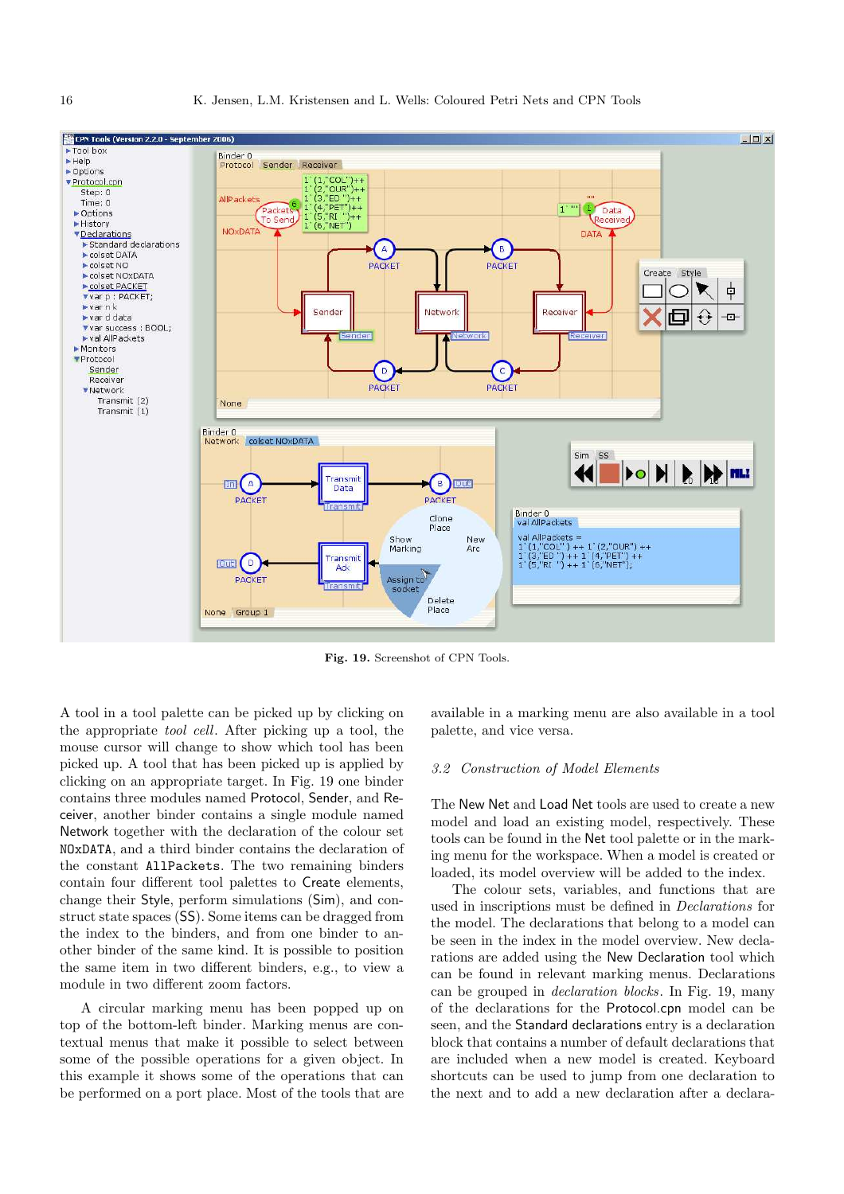Fig. 19. Screenshot of CPN Tools.

A tool in a tool palette can be picked up by clicking on the appropriate *tool cell*. After picking up a tool, the mouse cursor will change to show which tool has been picked up. A tool that has been picked up is applied by clicking on an appropriate target. In Fig. 19 one binder contains three modules named Protocol, Sender, and Receiver, another binder contains a single module named Network together with the declaration of the colour set `NOxDATA`, and a third binder contains the declaration of the constant `AllPackets`. The two remaining binders contain four different tool palettes to Create elements, change their Style, perform simulations (Sim), and construct state spaces (SS). Some items can be dragged from the index to the binders, and from one binder to another binder of the same kind. It is possible to position the same item in two different binders, e.g., to view a module in two different zoom factors.

A circular marking menu has been popped up on top of the bottom-left binder. Marking menus are contextual menus that make it possible to select between some of the possible operations for a given object. In this example it shows some of the operations that can be performed on a port place. Most of the tools that are available in a marking menu are also available in a tool palette, and vice versa.

### 3.2 Construction of Model Elements

The New Net and Load Net tools are used to create a new model and load an existing model, respectively. These tools can be found in the Net tool palette or in the marking menu for the workspace. When a model is created or loaded, its model overview will be added to the index.

The colour sets, variables, and functions that are used in inscriptions must be defined in *Declarations* for the model. The declarations that belong to a model can be seen in the index in the model overview. New declarations are added using the New Declaration tool which can be found in relevant marking menus. Declarations can be grouped in *declaration blocks*. In Fig. 19, many of the declarations for the Protocol.cpn model can be seen, and the Standard declarations entry is a declaration block that contains a number of default declarations that are included when a new model is created. Keyboard shortcuts can be used to jump from one declaration to the next and to add a new declaration after a declara-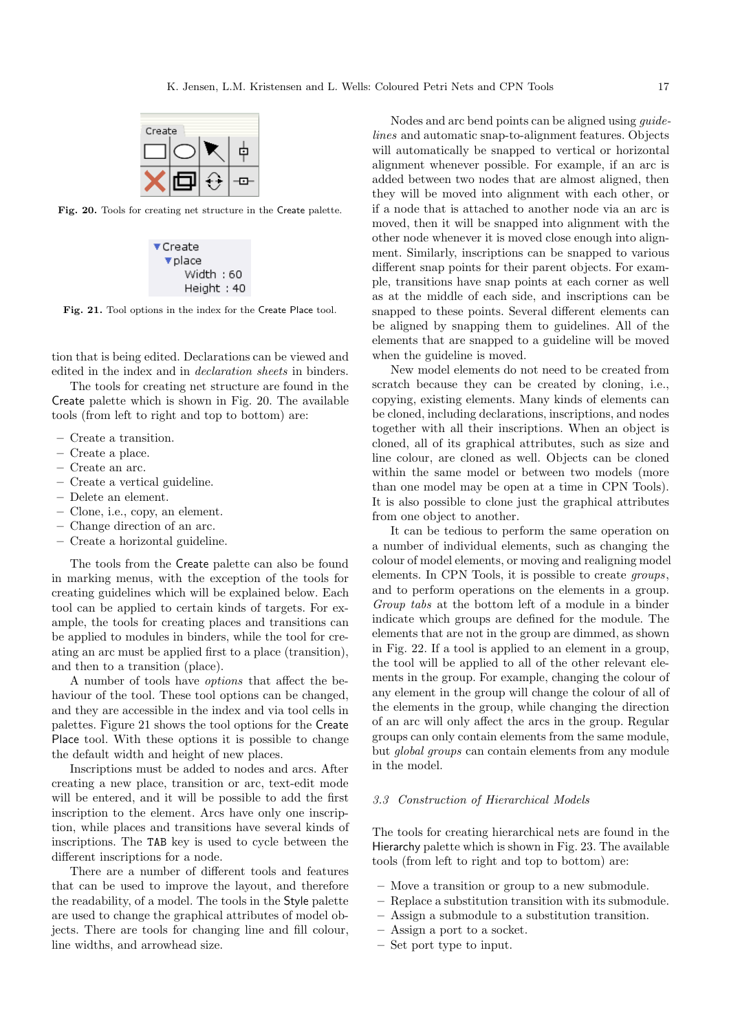Create

Fig. 20. Tools for creating net structure in the Create palette.

▾Create
▾place
Width : 60
Height : 40

Fig. 21. Tool options in the index for the Create Place tool.

tion that is being edited. Declarations can be viewed and edited in the index and in *declaration sheets* in binders.

The tools for creating net structure are found in the Create palette which is shown in Fig. 20. The available tools (from left to right and top to bottom) are:

– Create a transition.
– Create a place.
– Create an arc.
– Create a vertical guideline.
– Delete an element.
– Clone, i.e., copy, an element.
– Change direction of an arc.
– Create a horizontal guideline.

The tools from the Create palette can also be found in marking menus, with the exception of the tools for creating guidelines which will be explained below. Each tool can be applied to certain kinds of targets. For example, the tools for creating places and transitions can be applied to modules in binders, while the tool for creating an arc must be applied first to a place (transition), and then to a transition (place).

A number of tools have *options* that affect the behaviour of the tool. These tool options can be changed, and they are accessible in the index and via tool cells in palettes. Figure 21 shows the tool options for the Create Place tool. With these options it is possible to change the default width and height of new places.

Inscriptions must be added to nodes and arcs. After creating a new place, transition or arc, text-edit mode will be entered, and it will be possible to add the first inscription to the element. Arcs have only one inscription, while places and transitions have several kinds of inscriptions. The TAB key is used to cycle between the different inscriptions for a node.

There are a number of different tools and features that can be used to improve the layout, and therefore the readability, of a model. The tools in the Style palette are used to change the graphical attributes of model objects. There are tools for changing line and fill colour, line widths, and arrowhead size.

Nodes and arc bend points can be aligned using *guidelines* and automatic snap-to-alignment features. Objects will automatically be snapped to vertical or horizontal alignment whenever possible. For example, if an arc is added between two nodes that are almost aligned, then they will be moved into alignment with each other, or if a node that is attached to another node via an arc is moved, then it will be snapped into alignment with the other node whenever it is moved close enough into alignment. Similarly, inscriptions can be snapped to various different snap points for their parent objects. For example, transitions have snap points at each corner as well as at the middle of each side, and inscriptions can be snapped to these points. Several different elements can be aligned by snapping them to guidelines. All of the elements that are snapped to a guideline will be moved when the guideline is moved.

New model elements do not need to be created from scratch because they can be created by cloning, i.e., copying, existing elements. Many kinds of elements can be cloned, including declarations, inscriptions, and nodes together with all their inscriptions. When an object is cloned, all of its graphical attributes, such as size and line colour, are cloned as well. Objects can be cloned within the same model or between two models (more than one model may be open at a time in CPN Tools). It is also possible to clone just the graphical attributes from one object to another.

It can be tedious to perform the same operation on a number of individual elements, such as changing the colour of model elements, or moving and realigning model elements. In CPN Tools, it is possible to create *groups*, and to perform operations on the elements in a group. *Group tabs* at the bottom left of a module in a binder indicate which groups are defined for the module. The elements that are not in the group are dimmed, as shown in Fig. 22. If a tool is applied to an element in a group, the tool will be applied to all of the other relevant elements in the group. For example, changing the colour of any element in the group will change the colour of all of the elements in the group, while changing the direction of an arc will only affect the arcs in the group. Regular groups can only contain elements from the same module, but *global groups* can contain elements from any module in the model.

### *3.3 Construction of Hierarchical Models*

The tools for creating hierarchical nets are found in the Hierarchy palette which is shown in Fig. 23. The available tools (from left to right and top to bottom) are:

– Move a transition or group to a new submodule.
– Replace a substitution transition with its submodule.
– Assign a submodule to a substitution transition.
– Assign a port to a socket.
– Set port type to input.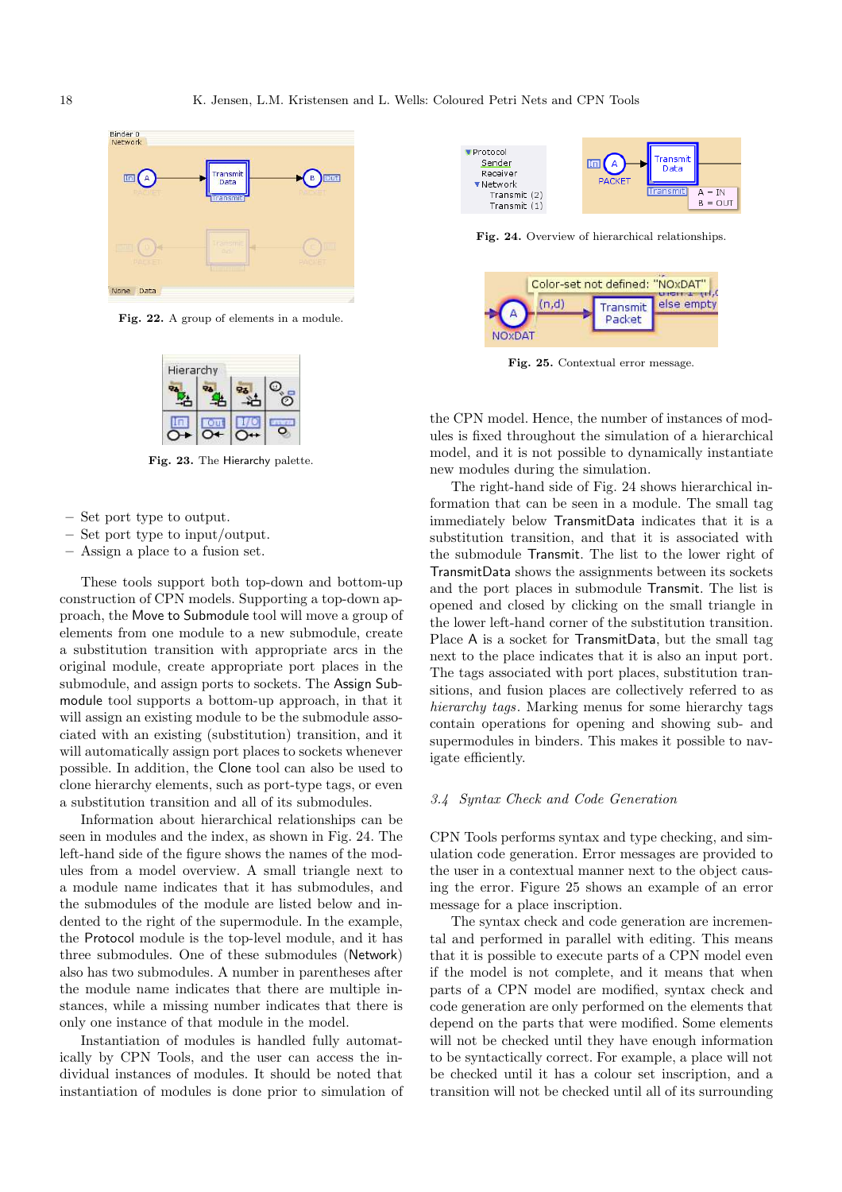Fig. 22. A group of elements in a module.

Fig. 23. The Hierarchy palette.

- Set port type to output.
- Set port type to input/output.
- Assign a place to a fusion set.

These tools support both top-down and bottom-up construction of CPN models. Supporting a top-down approach, the Move to Submodule tool will move a group of elements from one module to a new submodule, create a substitution transition with appropriate arcs in the original module, create appropriate port places in the submodule, and assign ports to sockets. The Assign Submodule tool supports a bottom-up approach, in that it will assign an existing module to be the submodule associated with an existing (substitution) transition, and it will automatically assign port places to sockets whenever possible. In addition, the Clone tool can also be used to clone hierarchy elements, such as port-type tags, or even a substitution transition and all of its submodules.

Information about hierarchical relationships can be seen in modules and the index, as shown in Fig. 24. The left-hand side of the figure shows the names of the modules from a model overview. A small triangle next to a module name indicates that it has submodules, and the submodules of the module are listed below and indented to the right of the supermodule. In the example, the Protocol module is the top-level module, and it has three submodules. One of these submodules (Network) also has two submodules. A number in parentheses after the module name indicates that there are multiple instances, while a missing number indicates that there is only one instance of that module in the model.

Instantiation of modules is handled fully automatically by CPN Tools, and the user can access the individual instances of modules. It should be noted that instantiation of modules is done prior to simulation of the CPN model. Hence, the number of instances of modules is fixed throughout the simulation of a hierarchical model, and it is not possible to dynamically instantiate new modules during the simulation.

Fig. 24. Overview of hierarchical relationships.

Fig. 25. Contextual error message.

The right-hand side of Fig. 24 shows hierarchical information that can be seen in a module. The small tag immediately below TransmitData indicates that it is a substitution transition, and that it is associated with the submodule Transmit. The list to the lower right of TransmitData shows the assignments between its sockets and the port places in submodule Transmit. The list is opened and closed by clicking on the small triangle in the lower left-hand corner of the substitution transition. Place A is a socket for TransmitData, but the small tag next to the place indicates that it is also an input port. The tags associated with port places, substitution transitions, and fusion places are collectively referred to as *hierarchy tags*. Marking menus for some hierarchy tags contain operations for opening and showing sub- and supermodules in binders. This makes it possible to navigate efficiently.

### 3.4 Syntax Check and Code Generation

CPN Tools performs syntax and type checking, and simulation code generation. Error messages are provided to the user in a contextual manner next to the object causing the error. Figure 25 shows an example of an error message for a place inscription.

The syntax check and code generation are incremental and performed in parallel with editing. This means that it is possible to execute parts of a CPN model even if the model is not complete, and it means that when parts of a CPN model are modified, syntax check and code generation are only performed on the elements that depend on the parts that were modified. Some elements will not be checked until they have enough information to be syntactically correct. For example, a place will not be checked until it has a colour set inscription, and a transition will not be checked until all of its surrounding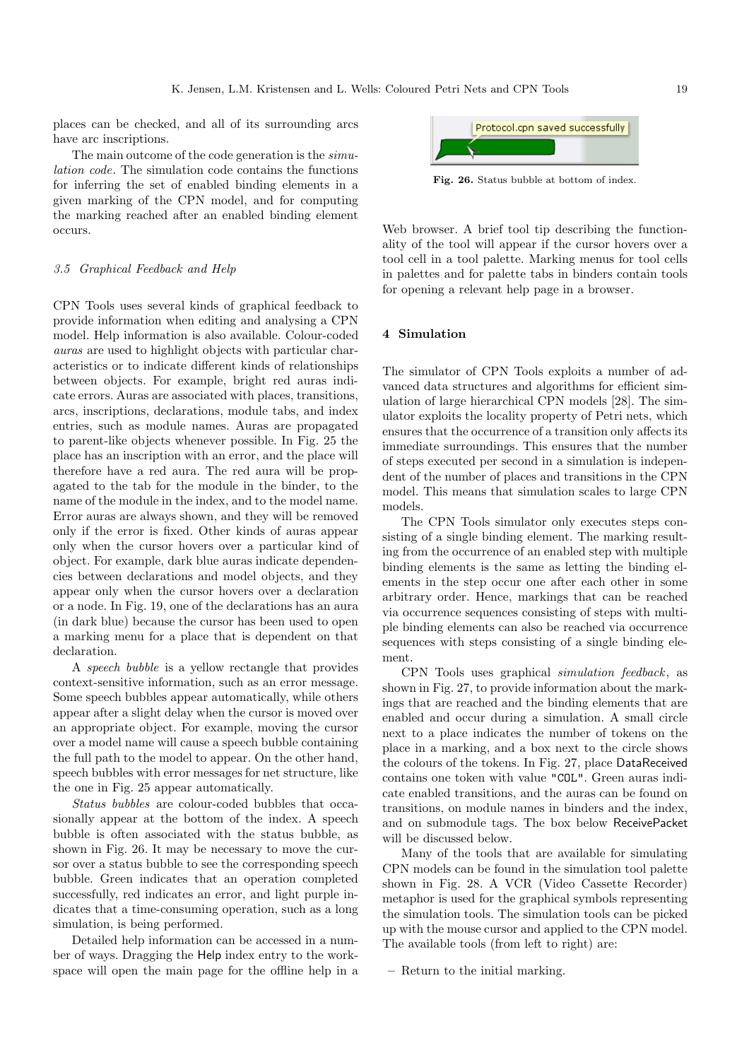places can be checked, and all of its surrounding arcs have arc inscriptions.

The main outcome of the code generation is the *simulation code*. The simulation code contains the functions for inferring the set of enabled binding elements in a given marking of the CPN model, and for computing the marking reached after an enabled binding element occurs.

### 3.5 Graphical Feedback and Help

CPN Tools uses several kinds of graphical feedback to provide information when editing and analysing a CPN model. Help information is also available. Colour-coded *auras* are used to highlight objects with particular characteristics or to indicate different kinds of relationships between objects. For example, bright red auras indicate errors. Auras are associated with places, transitions, arcs, inscriptions, declarations, module tabs, and index entries, such as module names. Auras are propagated to parent-like objects whenever possible. In Fig. 25 the place has an inscription with an error, and the place will therefore have a red aura. The red aura will be propagated to the tab for the module in the binder, to the name of the module in the index, and to the model name. Error auras are always shown, and they will be removed only if the error is fixed. Other kinds of auras appear only when the cursor hovers over a particular kind of object. For example, dark blue auras indicate dependencies between declarations and model objects, and they appear only when the cursor hovers over a declaration or a node. In Fig. 19, one of the declarations has an aura (in dark blue) because the cursor has been used to open a marking menu for a place that is dependent on that declaration.

A *speech bubble* is a yellow rectangle that provides context-sensitive information, such as an error message. Some speech bubbles appear automatically, while others appear after a slight delay when the cursor is moved over an appropriate object. For example, moving the cursor over a model name will cause a speech bubble containing the full path to the model to appear. On the other hand, speech bubbles with error messages for net structure, like the one in Fig. 25 appear automatically.

*Status bubbles* are colour-coded bubbles that occasionally appear at the bottom of the index. A speech bubble is often associated with the status bubble, as shown in Fig. 26. It may be necessary to move the cursor over a status bubble to see the corresponding speech bubble. Green indicates that an operation completed successfully, red indicates an error, and light purple indicates that a time-consuming operation, such as a long simulation, is being performed.

Detailed help information can be accessed in a number of ways. Dragging the Help index entry to the workspace will open the main page for the offline help in a Web browser. A brief tool tip describing the functionality of the tool will appear if the cursor hovers over a tool cell in a tool palette. Marking menus for tool cells in palettes and for palette tabs in binders contain tools for opening a relevant help page in a browser.

Protocol.cpn saved successfully

**Fig. 26.** Status bubble at bottom of index.

## 4 Simulation

The simulator of CPN Tools exploits a number of advanced data structures and algorithms for efficient simulation of large hierarchical CPN models [28]. The simulator exploits the locality property of Petri nets, which ensures that the occurrence of a transition only affects its immediate surroundings. This ensures that the number of steps executed per second in a simulation is independent of the number of places and transitions in the CPN model. This means that simulation scales to large CPN models.

The CPN Tools simulator only executes steps consisting of a single binding element. The marking resulting from the occurrence of an enabled step with multiple binding elements is the same as letting the binding elements in the step occur one after each other in some arbitrary order. Hence, markings that can be reached via occurrence sequences consisting of steps with multiple binding elements can also be reached via occurrence sequences with steps consisting of a single binding element.

CPN Tools uses graphical *simulation feedback*, as shown in Fig. 27, to provide information about the markings that are reached and the binding elements that are enabled and occur during a simulation. A small circle next to a place indicates the number of tokens on the place in a marking, and a box next to the circle shows the colours of the tokens. In Fig. 27, place DataReceived contains one token with value "COL". Green auras indicate enabled transitions, and the auras can be found on transitions, on module names in binders and the index, and on submodule tags. The box below ReceivePacket will be discussed below.

Many of the tools that are available for simulating CPN models can be found in the simulation tool palette shown in Fig. 28. A VCR (Video Cassette Recorder) metaphor is used for the graphical symbols representing the simulation tools. The simulation tools can be picked up with the mouse cursor and applied to the CPN model. The available tools (from left to right) are:

- Return to the initial marking.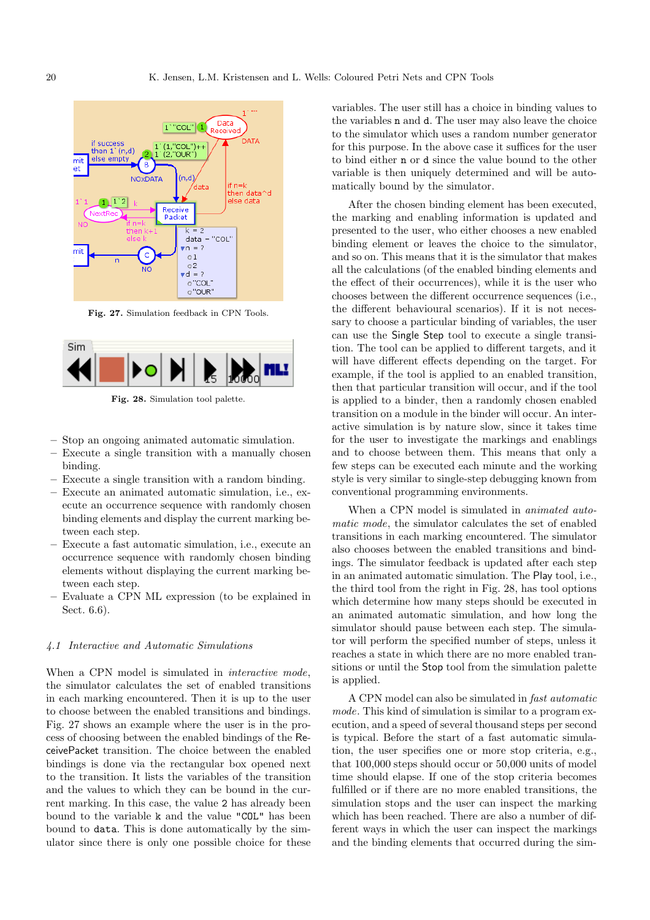Fig. 27. Simulation feedback in CPN Tools.

Fig. 28. Simulation tool palette.

- Stop an ongoing animated automatic simulation.
- Execute a single transition with a manually chosen binding.
- Execute a single transition with a random binding.
- Execute an animated automatic simulation, i.e., execute an occurrence sequence with randomly chosen binding elements and display the current marking between each step.
- Execute a fast automatic simulation, i.e., execute an occurrence sequence with randomly chosen binding elements without displaying the current marking between each step.
- Evaluate a CPN ML expression (to be explained in Sect. 6.6).

### 4.1 Interactive and Automatic Simulations

When a CPN model is simulated in *interactive mode*, the simulator calculates the set of enabled transitions in each marking encountered. Then it is up to the user to choose between the enabled transitions and bindings. Fig. 27 shows an example where the user is in the process of choosing between the enabled bindings of the ReceivePacket transition. The choice between the enabled bindings is done via the rectangular box opened next to the transition. It lists the variables of the transition and the values to which they can be bound in the current marking. In this case, the value 2 has already been bound to the variable k and the value "COL" has been bound to data. This is done automatically by the simulator since there is only one possible choice for these variables. The user still has a choice in binding values to the variables n and d. The user may also leave the choice to the simulator which uses a random number generator for this purpose. In the above case it suffices for the user to bind either n or d since the value bound to the other variable is then uniquely determined and will be automatically bound by the simulator.

After the chosen binding element has been executed, the marking and enabling information is updated and presented to the user, who either chooses a new enabled binding element or leaves the choice to the simulator, and so on. This means that it is the simulator that makes all the calculations (of the enabled binding elements and the effect of their occurrences), while it is the user who chooses between the different occurrence sequences (i.e., the different behavioural scenarios). If it is not necessary to choose a particular binding of variables, the user can use the Single Step tool to execute a single transition. The tool can be applied to different targets, and it will have different effects depending on the target. For example, if the tool is applied to an enabled transition, then that particular transition will occur, and if the tool is applied to a binder, then a randomly chosen enabled transition on a module in the binder will occur. An interactive simulation is by nature slow, since it takes time for the user to investigate the markings and enablings and to choose between them. This means that only a few steps can be executed each minute and the working style is very similar to single-step debugging known from conventional programming environments.

When a CPN model is simulated in *animated automatic mode*, the simulator calculates the set of enabled transitions in each marking encountered. The simulator also chooses between the enabled transitions and bindings. The simulator feedback is updated after each step in an animated automatic simulation. The Play tool, i.e., the third tool from the right in Fig. 28, has tool options which determine how many steps should be executed in an animated automatic simulation, and how long the simulator should pause between each step. The simulator will perform the specified number of steps, unless it reaches a state in which there are no more enabled transitions or until the Stop tool from the simulation palette is applied.

A CPN model can also be simulated in *fast automatic mode*. This kind of simulation is similar to a program execution, and a speed of several thousand steps per second is typical. Before the start of a fast automatic simulation, the user specifies one or more stop criteria, e.g., that 100,000 steps should occur or 50,000 units of model time should elapse. If one of the stop criteria becomes fulfilled or if there are no more enabled transitions, the simulation stops and the user can inspect the marking which has been reached. There are also a number of different ways in which the user can inspect the markings and the binding elements that occurred during the sim-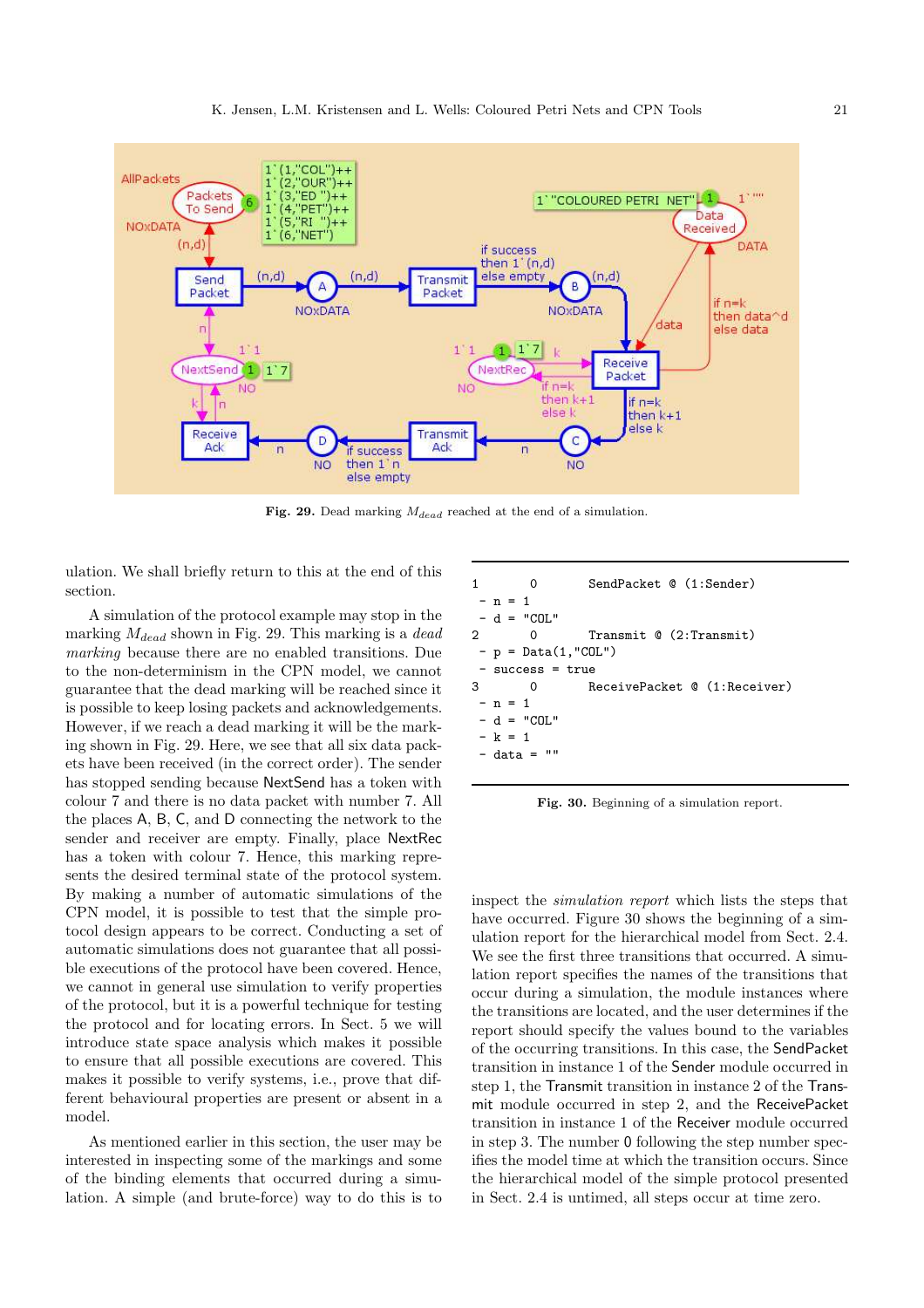Fig. 29. Dead marking $M_{dead}$ reached at the end of a simulation.

ulation. We shall briefly return to this at the end of this section.

A simulation of the protocol example may stop in the marking $M_{dead}$ shown in Fig. 29. This marking is a *dead marking* because there are no enabled transitions. Due to the non-determinism in the CPN model, we cannot guarantee that the dead marking will be reached since it is possible to keep losing packets and acknowledgements. However, if we reach a dead marking it will be the marking shown in Fig. 29. Here, we see that all six data packets have been received (in the correct order). The sender has stopped sending because NextSend has a token with colour 7 and there is no data packet with number 7. All the places A, B, C, and D connecting the network to the sender and receiver are empty. Finally, place NextRec has a token with colour 7. Hence, this marking represents the desired terminal state of the protocol system. By making a number of automatic simulations of the CPN model, it is possible to test that the simple protocol design appears to be correct. Conducting a set of automatic simulations does not guarantee that all possible executions of the protocol have been covered. Hence, we cannot in general use simulation to verify properties of the protocol, but it is a powerful technique for testing the protocol and for locating errors. In Sect. 5 we will introduce state space analysis which makes it possible to ensure that all possible executions are covered. This makes it possible to verify systems, i.e., prove that different behavioural properties are present or absent in a model.

As mentioned earlier in this section, the user may be interested in inspecting some of the markings and some of the binding elements that occurred during a simulation. A simple (and brute-force) way to do this is to inspect the *simulation report* which lists the steps that have occurred. Figure 30 shows the beginning of a simulation report for the hierarchical model from Sect. 2.4. We see the first three transitions that occurred. A simulation report specifies the names of the transitions that occur during a simulation, the module instances where the transitions are located, and the user determines if the report should specify the values bound to the variables of the occurring transitions. In this case, the SendPacket transition in instance 1 of the Sender module occurred in step 1, the Transmit transition in instance 2 of the Transmit module occurred in step 2, and the ReceivePacket transition in instance 1 of the Receiver module occurred in step 3. The number 0 following the step number specifies the model time at which the transition occurs. Since the hierarchical model of the simple protocol presented in Sect. 2.4 is untimed, all steps occur at time zero.

```
1       0       SendPacket @ (1:Sender)
 - n = 1
 - d = "COL"
2       0       Transmit @ (2:Transmit)
 - p = Data(1,"COL")
 - success = true
3       0       ReceivePacket @ (1:Receiver)
 - n = 1
 - d = "COL"
 - k = 1
 - data = ""
```

Fig. 30. Beginning of a simulation report.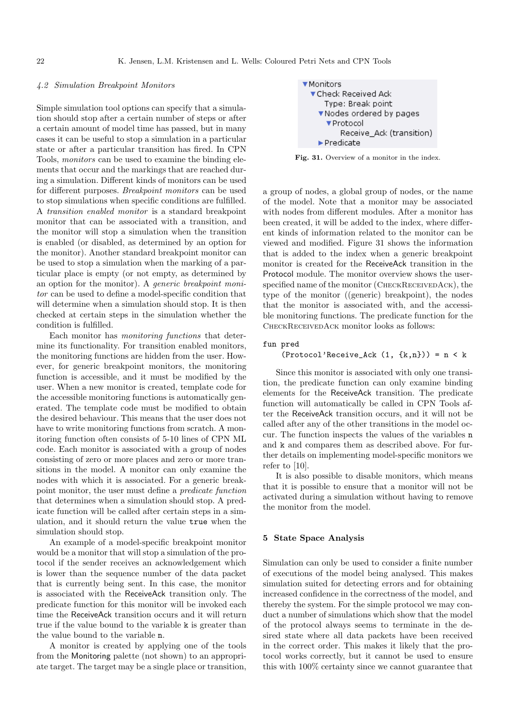### 4.2 Simulation Breakpoint Monitors

Simple simulation tool options can specify that a simulation should stop after a certain number of steps or after a certain amount of model time has passed, but in many cases it can be useful to stop a simulation in a particular state or after a particular transition has fired. In CPN Tools, *monitors* can be used to examine the binding elements that occur and the markings that are reached during a simulation. Different kinds of monitors can be used for different purposes. *Breakpoint monitors* can be used to stop simulations when specific conditions are fulfilled. A *transition enabled monitor* is a standard breakpoint monitor that can be associated with a transition, and the monitor will stop a simulation when the transition is enabled (or disabled, as determined by an option for the monitor). Another standard breakpoint monitor can be used to stop a simulation when the marking of a particular place is empty (or not empty, as determined by an option for the monitor). A *generic breakpoint monitor* can be used to define a model-specific condition that will determine when a simulation should stop. It is then checked at certain steps in the simulation whether the condition is fulfilled.

Each monitor has *monitoring functions* that determine its functionality. For transition enabled monitors, the monitoring functions are hidden from the user. However, for generic breakpoint monitors, the monitoring function is accessible, and it must be modified by the user. When a new monitor is created, template code for the accessible monitoring functions is automatically generated. The template code must be modified to obtain the desired behaviour. This means that the user does not have to write monitoring functions from scratch. A monitoring function often consists of 5-10 lines of CPN ML code. Each monitor is associated with a group of nodes consisting of zero or more places and zero or more transitions in the model. A monitor can only examine the nodes with which it is associated. For a generic breakpoint monitor, the user must define a *predicate function* that determines when a simulation should stop. A predicate function will be called after certain steps in a simulation, and it should return the value `true` when the simulation should stop.

An example of a model-specific breakpoint monitor would be a monitor that will stop a simulation of the protocol if the sender receives an acknowledgement which is lower than the sequence number of the data packet that is currently being sent. In this case, the monitor is associated with the ReceiveAck transition only. The predicate function for this monitor will be invoked each time the ReceiveAck transition occurs and it will return true if the value bound to the variable `k` is greater than the value bound to the variable `n`.

A monitor is created by applying one of the tools from the Monitoring palette (not shown) to an appropriate target. The target may be a single place or transition, a group of nodes, a global group of nodes, or the name of the model. Note that a monitor may be associated with nodes from different modules. After a monitor has been created, it will be added to the index, where different kinds of information related to the monitor can be viewed and modified. Figure 31 shows the information that is added to the index when a generic breakpoint monitor is created for the ReceiveAck transition in the Protocol module. The monitor overview shows the user-specified name of the monitor (CheckReceivedAck), the type of the monitor ((generic) breakpoint), the nodes that the monitor is associated with, and the accessible monitoring functions. The predicate function for the CheckReceivedAck monitor looks as follows:

```
fun pred
    (Protocol'Receive_Ack (1, {k,n})) = n < k
```

▼Monitors
▼Check Received Ack
Type: Break point
▼Nodes ordered by pages
▼Protocol
Receive_Ack (transition)
▶Predicate

**Fig. 31.** Overview of a monitor in the index.

Since this monitor is associated with only one transition, the predicate function can only examine binding elements for the ReceiveAck transition. The predicate function will automatically be called in CPN Tools after the ReceiveAck transition occurs, and it will not be called after any of the other transitions in the model occur. The function inspects the values of the variables `n` and `k` and compares them as described above. For further details on implementing model-specific monitors we refer to [10].

It is also possible to disable monitors, which means that it is possible to ensure that a monitor will not be activated during a simulation without having to remove the monitor from the model.

## 5 State Space Analysis

Simulation can only be used to consider a finite number of executions of the model being analysed. This makes simulation suited for detecting errors and for obtaining increased confidence in the correctness of the model, and thereby the system. For the simple protocol we may conduct a number of simulations which show that the model of the protocol always seems to terminate in the desired state where all data packets have been received in the correct order. This makes it likely that the protocol works correctly, but it cannot be used to ensure this with 100% certainty since we cannot guarantee that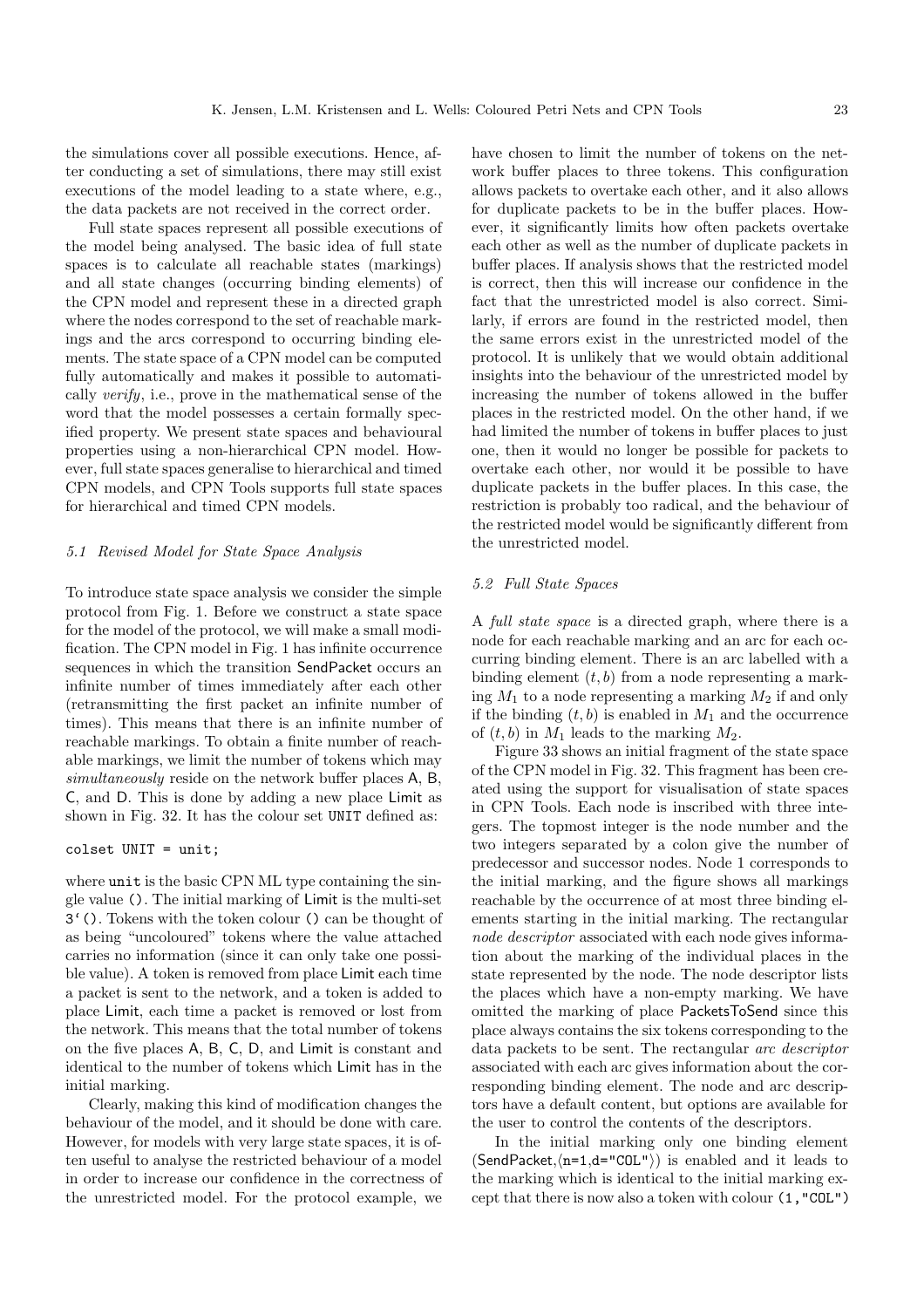the simulations cover all possible executions. Hence, after conducting a set of simulations, there may still exist executions of the model leading to a state where, e.g., the data packets are not received in the correct order.

Full state spaces represent all possible executions of the model being analysed. The basic idea of full state spaces is to calculate all reachable states (markings) and all state changes (occurring binding elements) of the CPN model and represent these in a directed graph where the nodes correspond to the set of reachable markings and the arcs correspond to occurring binding elements. The state space of a CPN model can be computed fully automatically and makes it possible to automatically *verify*, i.e., prove in the mathematical sense of the word that the model possesses a certain formally specified property. We present state spaces and behavioural properties using a non-hierarchical CPN model. However, full state spaces generalise to hierarchical and timed CPN models, and CPN Tools supports full state spaces for hierarchical and timed CPN models.

### *5.1 Revised Model for State Space Analysis*

To introduce state space analysis we consider the simple protocol from Fig. 1. Before we construct a state space for the model of the protocol, we will make a small modification. The CPN model in Fig. 1 has infinite occurrence sequences in which the transition SendPacket occurs an infinite number of times immediately after each other (retransmitting the first packet an infinite number of times). This means that there is an infinite number of reachable markings. To obtain a finite number of reachable markings, we limit the number of tokens which may *simultaneously* reside on the network buffer places A, B, C, and D. This is done by adding a new place Limit as shown in Fig. 32. It has the colour set UNIT defined as:

```
colset UNIT = unit;
```

where `unit` is the basic CPN ML type containing the single value `()`. The initial marking of Limit is the multi-set `3`()`. Tokens with the token colour `()` can be thought of as being "uncoloured" tokens where the value attached carries no information (since it can only take one possible value). A token is removed from place Limit each time a packet is sent to the network, and a token is added to place Limit, each time a packet is removed or lost from the network. This means that the total number of tokens on the five places A, B, C, D, and Limit is constant and identical to the number of tokens which Limit has in the initial marking.

Clearly, making this kind of modification changes the behaviour of the model, and it should be done with care. However, for models with very large state spaces, it is often useful to analyse the restricted behaviour of a model in order to increase our confidence in the correctness of the unrestricted model. For the protocol example, we have chosen to limit the number of tokens on the network buffer places to three tokens. This configuration allows packets to overtake each other, and it also allows for duplicate packets to be in the buffer places. However, it significantly limits how often packets overtake each other as well as the number of duplicate packets in buffer places. If analysis shows that the restricted model is correct, then this will increase our confidence in the fact that the unrestricted model is also correct. Similarly, if errors are found in the restricted model, then the same errors exist in the unrestricted model of the protocol. It is unlikely that we would obtain additional insights into the behaviour of the unrestricted model by increasing the number of tokens allowed in the buffer places in the restricted model. On the other hand, if we had limited the number of tokens in buffer places to just one, then it would no longer be possible for packets to overtake each other, nor would it be possible to have duplicate packets in the buffer places. In this case, the restriction is probably too radical, and the behaviour of the restricted model would be significantly different from the unrestricted model.

### *5.2 Full State Spaces*

A *full state space* is a directed graph, where there is a node for each reachable marking and an arc for each occurring binding element. There is an arc labelled with a binding element $(t, b)$ from a node representing a marking $M_1$ to a node representing a marking $M_2$ if and only if the binding $(t, b)$ is enabled in $M_1$ and the occurrence of $(t, b)$ in $M_1$ leads to the marking $M_2$.

Figure 33 shows an initial fragment of the state space of the CPN model in Fig. 32. This fragment has been created using the support for visualisation of state spaces in CPN Tools. Each node is inscribed with three integers. The topmost integer is the node number and the two integers separated by a colon give the number of predecessor and successor nodes. Node 1 corresponds to the initial marking, and the figure shows all markings reachable by the occurrence of at most three binding elements starting in the initial marking. The rectangular *node descriptor* associated with each node gives information about the marking of the individual places in the state represented by the node. The node descriptor lists the places which have a non-empty marking. We have omitted the marking of place PacketsToSend since this place always contains the six tokens corresponding to the data packets to be sent. The rectangular *arc descriptor* associated with each arc gives information about the corresponding binding element. The node and arc descriptors have a default content, but options are available for the user to control the contents of the descriptors.

In the initial marking only one binding element (SendPacket,⟨n=1,d="COL"⟩) is enabled and it leads to the marking which is identical to the initial marking except that there is now also a token with colour `(1,"COL")`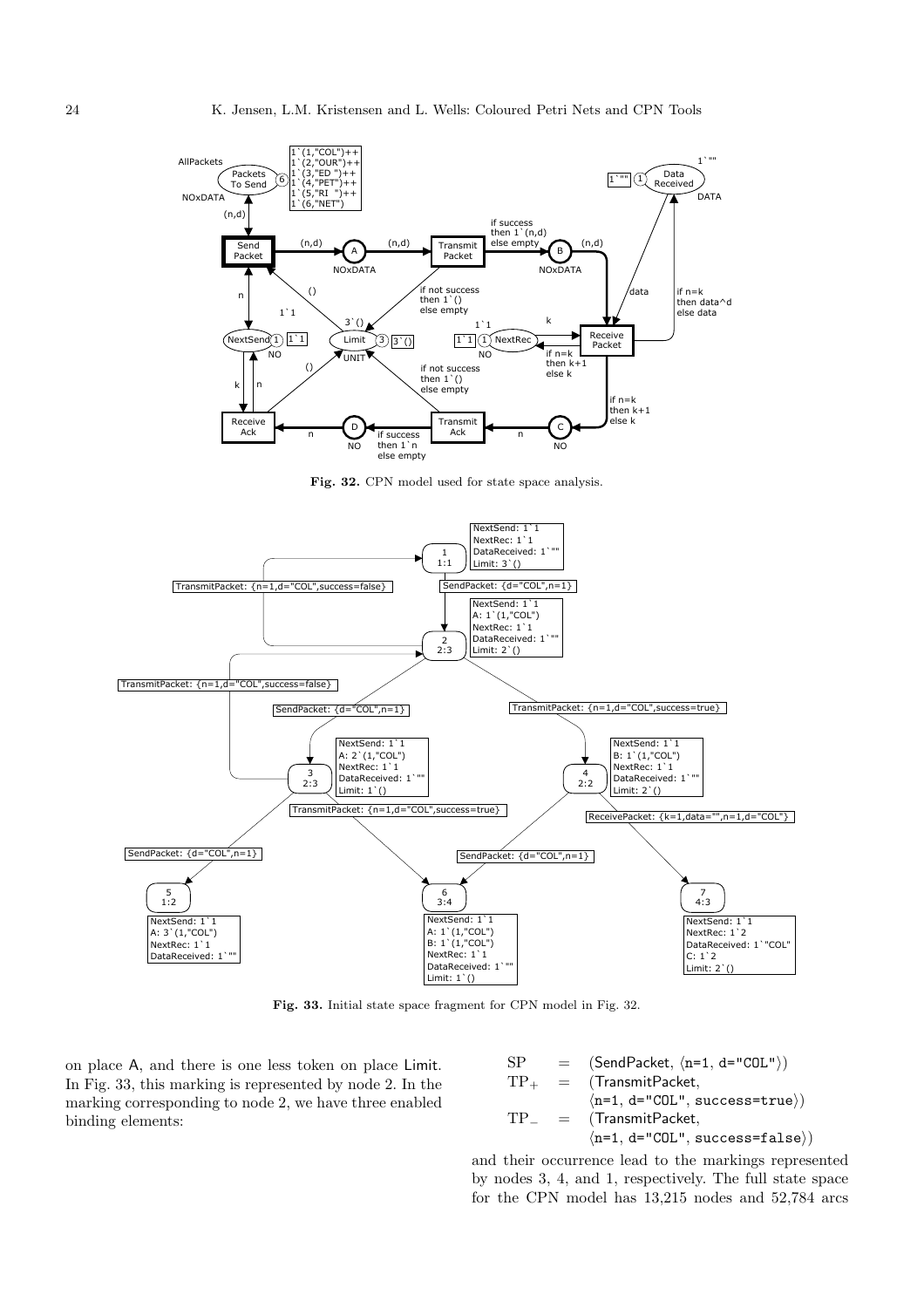Fig. 32. CPN model used for state space analysis.

Fig. 33. Initial state space fragment for CPN model in Fig. 32.

on place A, and there is one less token on place Limit. In Fig. 33, this marking is represented by node 2. In the marking corresponding to node 2, we have three enabled binding elements:

$$
\begin{aligned}
\mathrm{SP} &= (\mathsf{SendPacket}, \langle \texttt{n=1, d="COL"} \rangle) \\
\mathrm{TP}_{+} &= (\mathsf{TransmitPacket}, \\
&\quad \langle \texttt{n=1, d="COL", success=true} \rangle) \\
\mathrm{TP}_{-} &= (\mathsf{TransmitPacket}, \\
&\quad \langle \texttt{n=1, d="COL", success=false} \rangle)
\end{aligned}
$$

and their occurrence lead to the markings represented by nodes 3, 4, and 1, respectively. The full state space for the CPN model has 13,215 nodes and 52,784 arcs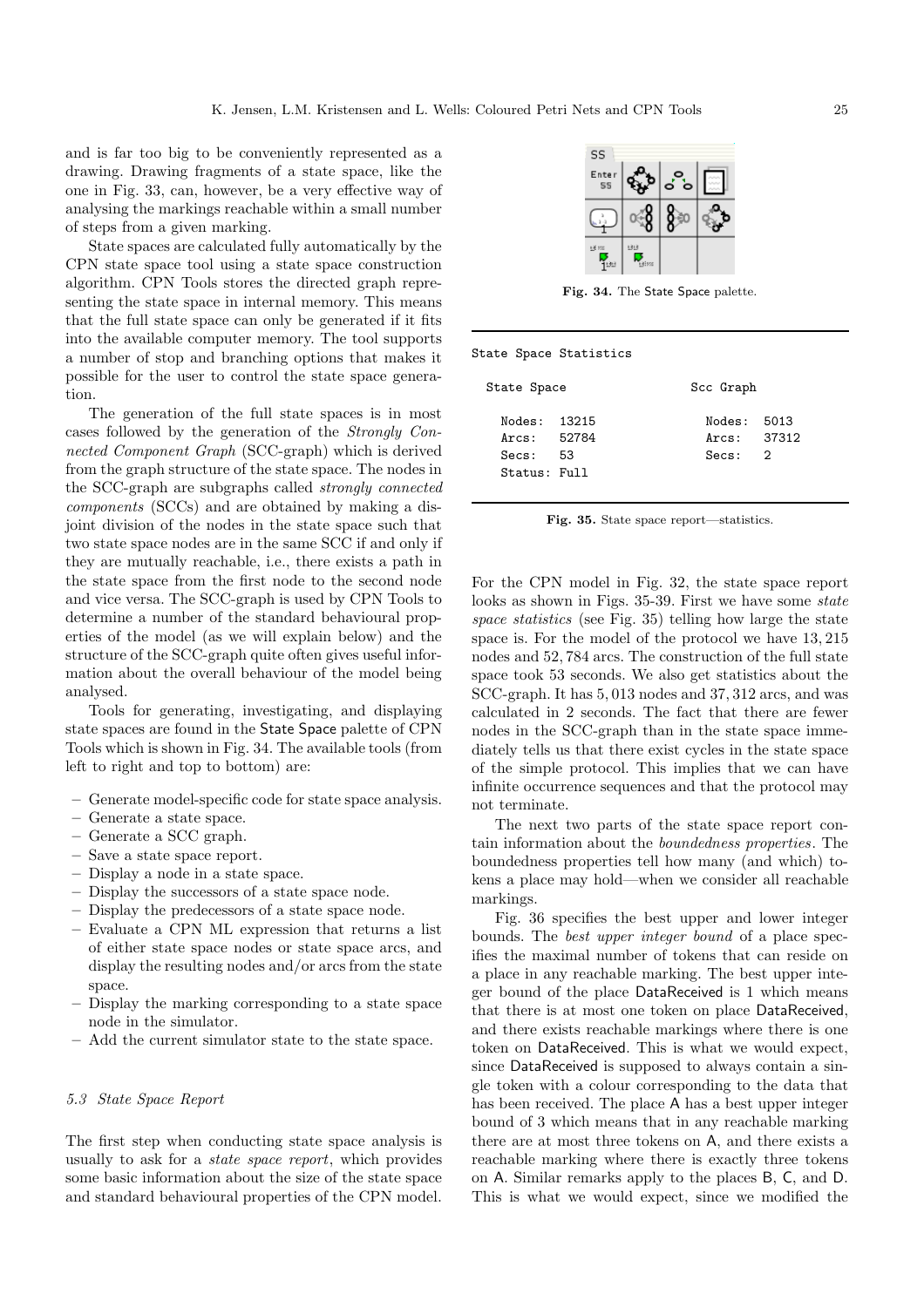and is far too big to be conveniently represented as a drawing. Drawing fragments of a state space, like the one in Fig. 33, can, however, be a very effective way of analysing the markings reachable within a small number of steps from a given marking.

State spaces are calculated fully automatically by the CPN state space tool using a state space construction algorithm. CPN Tools stores the directed graph representing the state space in internal memory. This means that the full state space can only be generated if it fits into the available computer memory. The tool supports a number of stop and branching options that makes it possible for the user to control the state space generation.

The generation of the full state spaces is in most cases followed by the generation of the *Strongly Connected Component Graph* (SCC-graph) which is derived from the graph structure of the state space. The nodes in the SCC-graph are subgraphs called *strongly connected components* (SCCs) and are obtained by making a disjoint division of the nodes in the state space such that two state space nodes are in the same SCC if and only if they are mutually reachable, i.e., there exists a path in the state space from the first node to the second node and vice versa. The SCC-graph is used by CPN Tools to determine a number of the standard behavioural properties of the model (as we will explain below) and the structure of the SCC-graph quite often gives useful information about the overall behaviour of the model being analysed.

Tools for generating, investigating, and displaying state spaces are found in the State Space palette of CPN Tools which is shown in Fig. 34. The available tools (from left to right and top to bottom) are:

- Generate model-specific code for state space analysis.
- Generate a state space.
- Generate a SCC graph.
- Save a state space report.
- Display a node in a state space.
- Display the successors of a state space node.
- Display the predecessors of a state space node.
- Evaluate a CPN ML expression that returns a list of either state space nodes or state space arcs, and display the resulting nodes and/or arcs from the state space.
- Display the marking corresponding to a state space node in the simulator.
- Add the current simulator state to the state space.

### 5.3 State Space Report

The first step when conducting state space analysis is usually to ask for a *state space report*, which provides some basic information about the size of the state space and standard behavioural properties of the CPN model.

SS

Enter SS

**Fig. 34.** The State Space palette.

```
State Space Statistics

  State Space                   Scc Graph

    Nodes:  13215                 Nodes:  5013
    Arcs:   52784                 Arcs:   37312
    Secs:   53                    Secs:   2
    Status: Full
```

**Fig. 35.** State space report—statistics.

For the CPN model in Fig. 32, the state space report looks as shown in Figs. 35-39. First we have some *state space statistics* (see Fig. 35) telling how large the state space is. For the model of the protocol we have 13,215 nodes and 52,784 arcs. The construction of the full state space took 53 seconds. We also get statistics about the SCC-graph. It has 5,013 nodes and 37,312 arcs, and was calculated in 2 seconds. The fact that there are fewer nodes in the SCC-graph than in the state space immediately tells us that there exist cycles in the state space of the simple protocol. This implies that we can have infinite occurrence sequences and that the protocol may not terminate.

The next two parts of the state space report contain information about the *boundedness properties*. The boundedness properties tell how many (and which) tokens a place may hold—when we consider all reachable markings.

Fig. 36 specifies the best upper and lower integer bounds. The *best upper integer bound* of a place specifies the maximal number of tokens that can reside on a place in any reachable marking. The best upper integer bound of the place DataReceived is 1 which means that there is at most one token on place DataReceived, and there exists reachable markings where there is one token on DataReceived. This is what we would expect, since DataReceived is supposed to always contain a single token with a colour corresponding to the data that has been received. The place A has a best upper integer bound of 3 which means that in any reachable marking there are at most three tokens on A, and there exists a reachable marking where there is exactly three tokens on A. Similar remarks apply to the places B, C, and D. This is what we would expect, since we modified the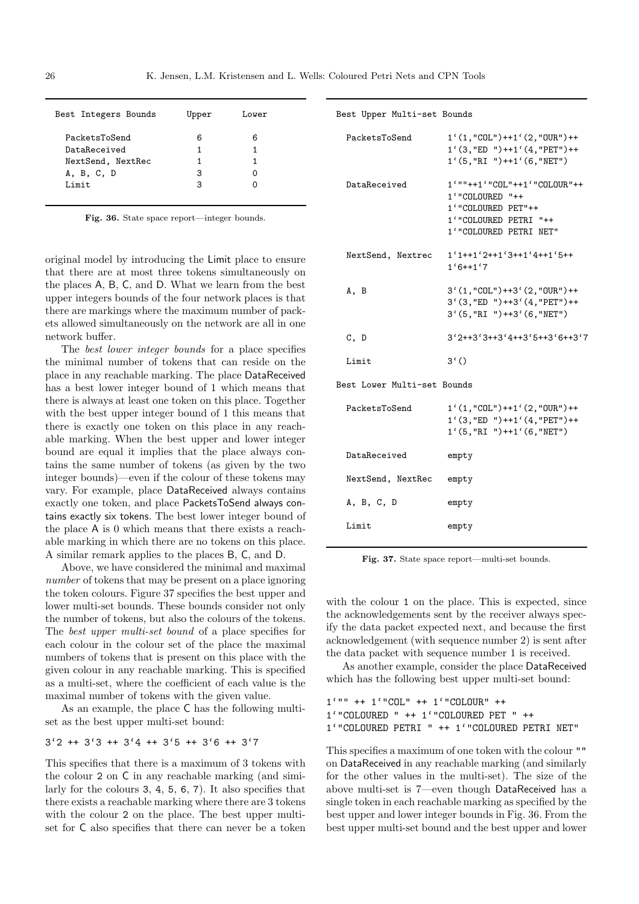| Best Integers Bounds | Upper | Lower |
|---|---|---|
| PacketsToSend | 6 | 6 |
| DataReceived | 1 | 1 |
| NextSend, NextRec | 1 | 1 |
| A, B, C, D | 3 | 0 |
| Limit | 3 | 0 |

**Fig. 36.** State space report—integer bounds.

original model by introducing the Limit place to ensure that there are at most three tokens simultaneously on the places A, B, C, and D. What we learn from the best upper integers bounds of the four network places is that there are markings where the maximum number of packets allowed simultaneously on the network are all in one network buffer.

The *best lower integer bounds* for a place specifies the minimal number of tokens that can reside on the place in any reachable marking. The place DataReceived has a best lower integer bound of 1 which means that there is always at least one token on this place. Together with the best upper integer bound of 1 this means that there is exactly one token on this place in any reachable marking. When the best upper and lower integer bound are equal it implies that the place always contains the same number of tokens (as given by the two integer bounds)—even if the colour of these tokens may vary. For example, place DataReceived always contains exactly one token, and place PacketsToSend always contains exactly six tokens. The best lower integer bound of the place A is 0 which means that there exists a reachable marking in which there are no tokens on this place. A similar remark applies to the places B, C, and D.

Above, we have considered the minimal and maximal *number* of tokens that may be present on a place ignoring the token colours. Figure 37 specifies the best upper and lower multi-set bounds. These bounds consider not only the number of tokens, but also the colours of the tokens. The *best upper multi-set bound* of a place specifies for each colour in the colour set of the place the maximal numbers of tokens that is present on this place with the given colour in any reachable marking. This is specified as a multi-set, where the coefficient of each value is the maximal number of tokens with the given value.

As an example, the place C has the following multi-set as the best upper multi-set bound:

```
3`2 ++ 3`3 ++ 3`4 ++ 3`5 ++ 3`6 ++ 3`7
```

This specifies that there is a maximum of 3 tokens with the colour 2 on C in any reachable marking (and similarly for the colours 3, 4, 5, 6, 7). It also specifies that there exists a reachable marking where there are 3 tokens with the colour 2 on the place. The best upper multi-set for C also specifies that there can never be a token

```
Best Upper Multi-set Bounds

  PacketsToSend      1`(1,"COL")++1`(2,"OUR")++
                     1`(3,"ED ")++1`(4,"PET")++
                     1`(5,"RI ")++1`(6,"NET")

  DataReceived       1`""++1`"COL"++1`"COLOUR"++
                     1`"COLOURED "++
                     1`"COLOURED PET"++
                     1`"COLOURED PETRI "++
                     1`"COLOURED PETRI NET"

  NextSend, Nextrec  1`1++1`2++1`3++1`4++1`5++
                     1`6++1`7

  A, B               3`(1,"COL")++3`(2,"OUR")++
                     3`(3,"ED ")++3`(4,"PET")++
                     3`(5,"RI ")++3`(6,"NET")

  C, D               3`2++3`3++3`4++3`5++3`6++3`7

  Limit              3`()

Best Lower Multi-set Bounds

  PacketsToSend      1`(1,"COL")++1`(2,"OUR")++
                     1`(3,"ED ")++1`(4,"PET")++
                     1`(5,"RI ")++1`(6,"NET")

  DataReceived       empty

  NextSend, NextRec  empty

  A, B, C, D         empty

  Limit              empty
```

**Fig. 37.** State space report—multi-set bounds.

with the colour 1 on the place. This is expected, since the acknowledgements sent by the receiver always specify the data packet expected next, and because the first acknowledgement (with sequence number 2) is sent after the data packet with sequence number 1 is received.

As another example, consider the place DataReceived which has the following best upper multi-set bound:

```
1`"" ++ 1`"COL" ++ 1`"COLOUR" ++
1`"COLOURED " ++ 1`"COLOURED PET " ++
1`"COLOURED PETRI " ++ 1`"COLOURED PETRI NET"
```

This specifies a maximum of one token with the colour "" on DataReceived in any reachable marking (and similarly for the other values in the multi-set). The size of the above multi-set is 7—even though DataReceived has a single token in each reachable marking as specified by the best upper and lower integer bounds in Fig. 36. From the best upper multi-set bound and the best upper and lower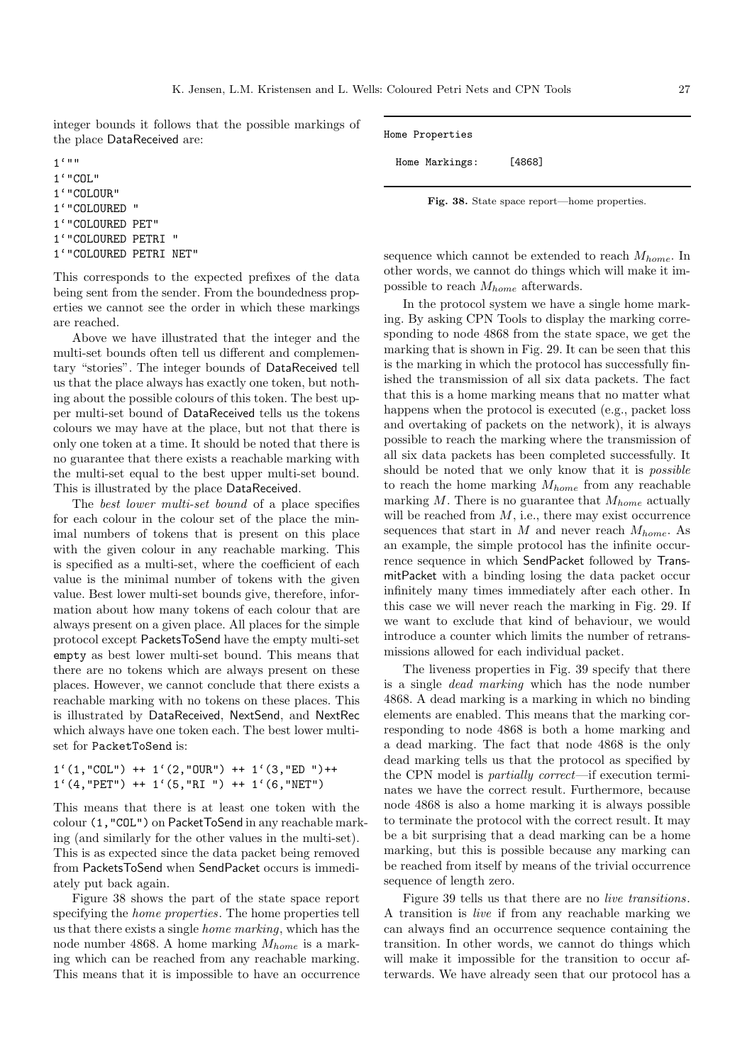integer bounds it follows that the possible markings of the place DataReceived are:

```
1`""
1`"COL"
1`"COLOUR"
1`"COLOURED "
1`"COLOURED PET"
1`"COLOURED PETRI "
1`"COLOURED PETRI NET"
```

This corresponds to the expected prefixes of the data being sent from the sender. From the boundedness properties we cannot see the order in which these markings are reached.

Above we have illustrated that the integer and the multi-set bounds often tell us different and complementary "stories". The integer bounds of DataReceived tell us that the place always has exactly one token, but nothing about the possible colours of this token. The best upper multi-set bound of DataReceived tells us the tokens colours we may have at the place, but not that there is only one token at a time. It should be noted that there is no guarantee that there exists a reachable marking with the multi-set equal to the best upper multi-set bound. This is illustrated by the place DataReceived.

The *best lower multi-set bound* of a place specifies for each colour in the colour set of the place the minimal numbers of tokens that is present on this place with the given colour in any reachable marking. This is specified as a multi-set, where the coefficient of each value is the minimal number of tokens with the given value. Best lower multi-set bounds give, therefore, information about how many tokens of each colour that are always present on a given place. All places for the simple protocol except PacketsToSend have the empty multi-set `empty` as best lower multi-set bound. This means that there are no tokens which are always present on these places. However, we cannot conclude that there exists a reachable marking with no tokens on these places. This is illustrated by DataReceived, NextSend, and NextRec which always have one token each. The best lower multi-set for `PacketToSend` is:

```
1`(1,"COL") ++ 1`(2,"OUR") ++ 1`(3,"ED ")++
1`(4,"PET") ++ 1`(5,"RI ") ++ 1`(6,"NET")
```

This means that there is at least one token with the colour `(1,"COL")` on PacketToSend in any reachable marking (and similarly for the other values in the multi-set). This is as expected since the data packet being removed from PacketsToSend when SendPacket occurs is immediately put back again.

Figure 38 shows the part of the state space report specifying the *home properties*. The home properties tell us that there exists a single *home marking*, which has the node number 4868. A home marking $M_{home}$ is a marking which can be reached from any reachable marking. This means that it is impossible to have an occurrence sequence which cannot be extended to reach $M_{home}$. In other words, we cannot do things which will make it impossible to reach $M_{home}$ afterwards.

```
Home Properties

  Home Markings:    [4868]
```

**Fig. 38.** State space report—home properties.

In the protocol system we have a single home marking. By asking CPN Tools to display the marking corresponding to node 4868 from the state space, we get the marking that is shown in Fig. 29. It can be seen that this is the marking in which the protocol has successfully finished the transmission of all six data packets. The fact that this is a home marking means that no matter what happens when the protocol is executed (e.g., packet loss and overtaking of packets on the network), it is always possible to reach the marking where the transmission of all six data packets has been completed successfully. It should be noted that we only know that it is *possible* to reach the home marking $M_{home}$ from any reachable marking $M$. There is no guarantee that $M_{home}$ actually will be reached from $M$, i.e., there may exist occurrence sequences that start in $M$ and never reach $M_{home}$. As an example, the simple protocol has the infinite occurrence sequence in which SendPacket followed by TransmitPacket with a binding losing the data packet occur infinitely many times immediately after each other. In this case we will never reach the marking in Fig. 29. If we want to exclude that kind of behaviour, we would introduce a counter which limits the number of retransmissions allowed for each individual packet.

The liveness properties in Fig. 39 specify that there is a single *dead marking* which has the node number 4868. A dead marking is a marking in which no binding elements are enabled. This means that the marking corresponding to node 4868 is both a home marking and a dead marking. The fact that node 4868 is the only dead marking tells us that the protocol as specified by the CPN model is *partially correct*—if execution terminates we have the correct result. Furthermore, because node 4868 is also a home marking it is always possible to terminate the protocol with the correct result. It may be a bit surprising that a dead marking can be a home marking, but this is possible because any marking can be reached from itself by means of the trivial occurrence sequence of length zero.

Figure 39 tells us that there are no *live transitions*. A transition is *live* if from any reachable marking we can always find an occurrence sequence containing the transition. In other words, we cannot do things which will make it impossible for the transition to occur afterwards. We have already seen that our protocol has a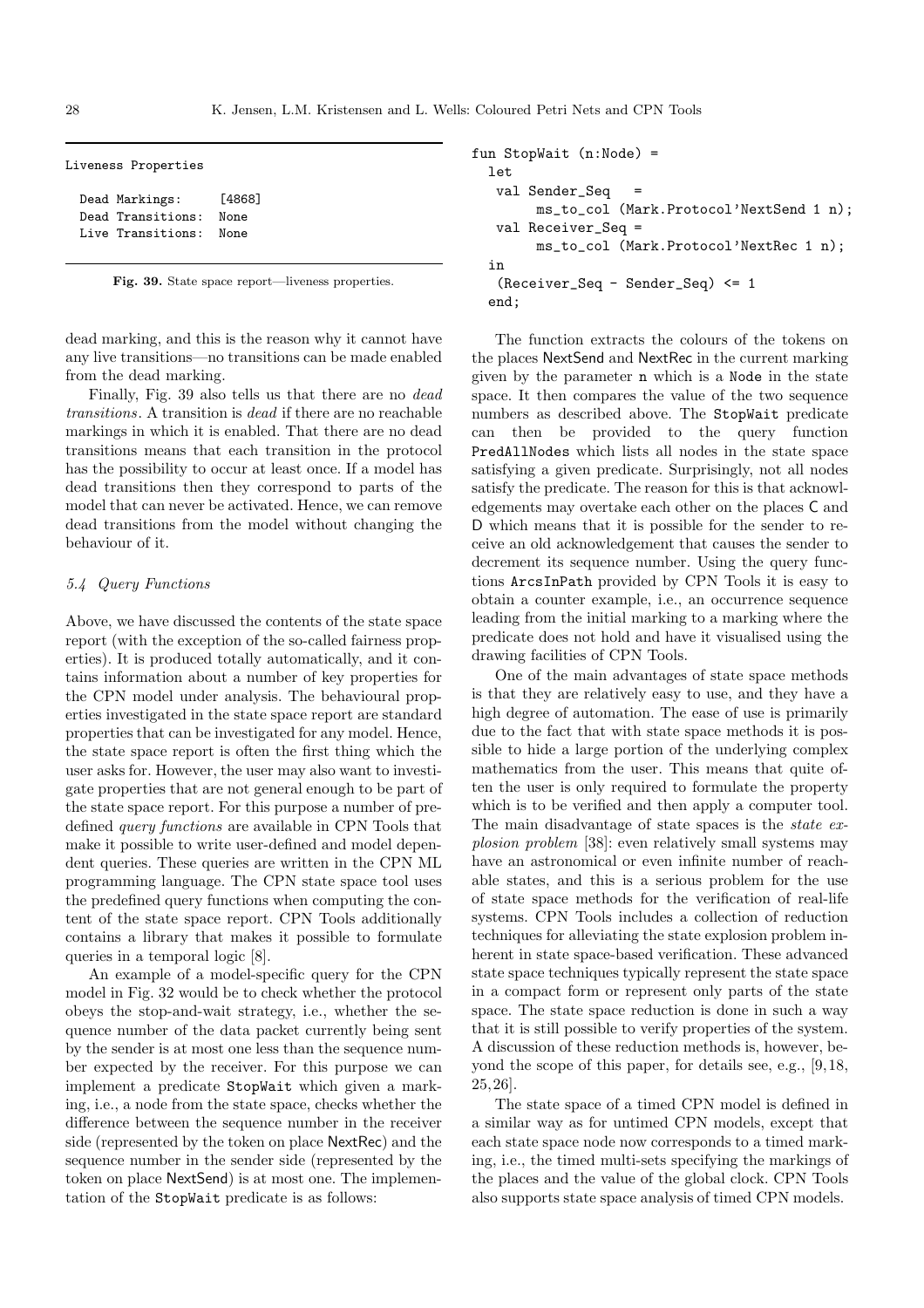```
Liveness Properties

  Dead Markings:      [4868]
  Dead Transitions:   None
  Live Transitions:   None
```

**Fig. 39.** State space report—liveness properties.

dead marking, and this is the reason why it cannot have any live transitions—no transitions can be made enabled from the dead marking.

Finally, Fig. 39 also tells us that there are no *dead transitions*. A transition is *dead* if there are no reachable markings in which it is enabled. That there are no dead transitions means that each transition in the protocol has the possibility to occur at least once. If a model has dead transitions then they correspond to parts of the model that can never be activated. Hence, we can remove dead transitions from the model without changing the behaviour of it.

### *5.4 Query Functions*

Above, we have discussed the contents of the state space report (with the exception of the so-called fairness properties). It is produced totally automatically, and it contains information about a number of key properties for the CPN model under analysis. The behavioural properties investigated in the state space report are standard properties that can be investigated for any model. Hence, the state space report is often the first thing which the user asks for. However, the user may also want to investigate properties that are not general enough to be part of the state space report. For this purpose a number of predefined *query functions* are available in CPN Tools that make it possible to write user-defined and model dependent queries. These queries are written in the CPN ML programming language. The CPN state space tool uses the predefined query functions when computing the content of the state space report. CPN Tools additionally contains a library that makes it possible to formulate queries in a temporal logic [8].

An example of a model-specific query for the CPN model in Fig. 32 would be to check whether the protocol obeys the stop-and-wait strategy, i.e., whether the sequence number of the data packet currently being sent by the sender is at most one less than the sequence number expected by the receiver. For this purpose we can implement a predicate `StopWait` which given a marking, i.e., a node from the state space, checks whether the difference between the sequence number in the receiver side (represented by the token on place NextRec) and the sequence number in the sender side (represented by the token on place NextSend) is at most one. The implementation of the `StopWait` predicate is as follows:

```
fun StopWait (n:Node) =
  let
   val Sender_Seq   =
        ms_to_col (Mark.Protocol'NextSend 1 n);
   val Receiver_Seq =
        ms_to_col (Mark.Protocol'NextRec 1 n);
  in
   (Receiver_Seq - Sender_Seq) <= 1
  end;
```

The function extracts the colours of the tokens on the places NextSend and NextRec in the current marking given by the parameter `n` which is a `Node` in the state space. It then compares the value of the two sequence numbers as described above. The `StopWait` predicate can then be provided to the query function `PredAllNodes` which lists all nodes in the state space satisfying a given predicate. Surprisingly, not all nodes satisfy the predicate. The reason for this is that acknowledgements may overtake each other on the places C and D which means that it is possible for the sender to receive an old acknowledgement that causes the sender to decrement its sequence number. Using the query functions `ArcsInPath` provided by CPN Tools it is easy to obtain a counter example, i.e., an occurrence sequence leading from the initial marking to a marking where the predicate does not hold and have it visualised using the drawing facilities of CPN Tools.

One of the main advantages of state space methods is that they are relatively easy to use, and they have a high degree of automation. The ease of use is primarily due to the fact that with state space methods it is possible to hide a large portion of the underlying complex mathematics from the user. This means that quite often the user is only required to formulate the property which is to be verified and then apply a computer tool. The main disadvantage of state spaces is the *state explosion problem* [38]: even relatively small systems may have an astronomical or even infinite number of reachable states, and this is a serious problem for the use of state space methods for the verification of real-life systems. CPN Tools includes a collection of reduction techniques for alleviating the state explosion problem inherent in state space-based verification. These advanced state space techniques typically represent the state space in a compact form or represent only parts of the state space. The state space reduction is done in such a way that it is still possible to verify properties of the system. A discussion of these reduction methods is, however, beyond the scope of this paper, for details see, e.g., [9,18, 25,26].

The state space of a timed CPN model is defined in a similar way as for untimed CPN models, except that each state space node now corresponds to a timed marking, i.e., the timed multi-sets specifying the markings of the places and the value of the global clock. CPN Tools also supports state space analysis of timed CPN models.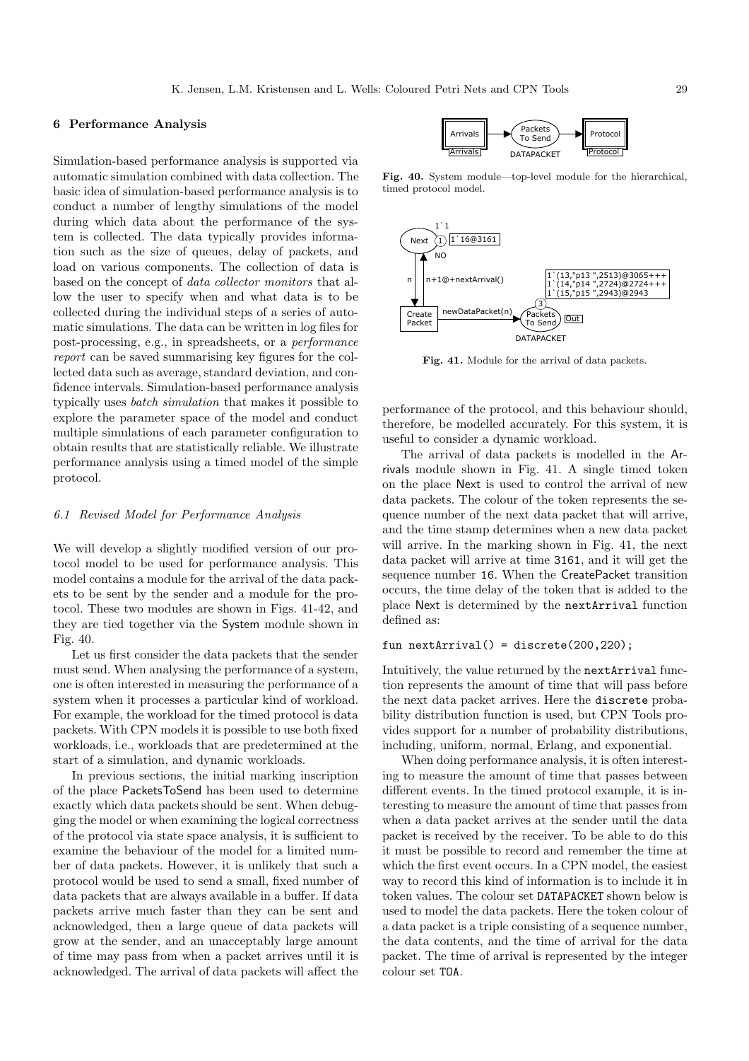## 6 Performance Analysis

Simulation-based performance analysis is supported via automatic simulation combined with data collection. The basic idea of simulation-based performance analysis is to conduct a number of lengthy simulations of the model during which data about the performance of the system is collected. The data typically provides information such as the size of queues, delay of packets, and load on various components. The collection of data is based on the concept of *data collector monitors* that allow the user to specify when and what data is to be collected during the individual steps of a series of automatic simulations. The data can be written in log files for post-processing, e.g., in spreadsheets, or a *performance report* can be saved summarising key figures for the collected data such as average, standard deviation, and confidence intervals. Simulation-based performance analysis typically uses *batch simulation* that makes it possible to explore the parameter space of the model and conduct multiple simulations of each parameter configuration to obtain results that are statistically reliable. We illustrate performance analysis using a timed model of the simple protocol.

### 6.1 Revised Model for Performance Analysis

We will develop a slightly modified version of our protocol model to be used for performance analysis. This model contains a module for the arrival of the data packets to be sent by the sender and a module for the protocol. These two modules are shown in Figs. 41-42, and they are tied together via the System module shown in Fig. 40.

Let us first consider the data packets that the sender must send. When analysing the performance of a system, one is often interested in measuring the performance of a system when it processes a particular kind of workload. For example, the workload for the timed protocol is data packets. With CPN models it is possible to use both fixed workloads, i.e., workloads that are predetermined at the start of a simulation, and dynamic workloads.

In previous sections, the initial marking inscription of the place PacketsToSend has been used to determine exactly which data packets should be sent. When debugging the model or when examining the logical correctness of the protocol via state space analysis, it is sufficient to examine the behaviour of the model for a limited number of data packets. However, it is unlikely that such a protocol would be used to send a small, fixed number of data packets that are always available in a buffer. If data packets arrive much faster than they can be sent and acknowledged, then a large queue of data packets will grow at the sender, and an unacceptably large amount of time may pass from when a packet arrives until it is acknowledged. The arrival of data packets will affect the performance of the protocol, and this behaviour should, therefore, be modelled accurately. For this system, it is useful to consider a dynamic workload.

Arrivals
Packets To Send
DATAPACKET
Protocol

**Fig. 40.** System module—top-level module for the hierarchical, timed protocol model.

1`1
Next
1
1`16@3161
NO
n
n+1@+nextArrival()
Create Packet
newDataPacket(n)
1`(13,"p13 ",2513)@3065+++
1`(14,"p14 ",2724)@2724+++
1`(15,"p15 ",2943)@2943
3
Packets To Send
Out
DATAPACKET

**Fig. 41.** Module for the arrival of data packets.

The arrival of data packets is modelled in the Arrivals module shown in Fig. 41. A single timed token on the place Next is used to control the arrival of new data packets. The colour of the token represents the sequence number of the next data packet that will arrive, and the time stamp determines when a new data packet will arrive. In the marking shown in Fig. 41, the next data packet will arrive at time 3161, and it will get the sequence number 16. When the CreatePacket transition occurs, the time delay of the token that is added to the place Next is determined by the nextArrival function defined as:

```
fun nextArrival() = discrete(200,220);
```

Intuitively, the value returned by the nextArrival function represents the amount of time that will pass before the next data packet arrives. Here the discrete probability distribution function is used, but CPN Tools provides support for a number of probability distributions, including, uniform, normal, Erlang, and exponential.

When doing performance analysis, it is often interesting to measure the amount of time that passes between different events. In the timed protocol example, it is interesting to measure the amount of time that passes from when a data packet arrives at the sender until the data packet is received by the receiver. To be able to do this it must be possible to record and remember the time at which the first event occurs. In a CPN model, the easiest way to record this kind of information is to include it in token values. The colour set DATAPACKET shown below is used to model the data packets. Here the token colour of a data packet is a triple consisting of a sequence number, the data contents, and the time of arrival for the data packet. The time of arrival is represented by the integer colour set TOA.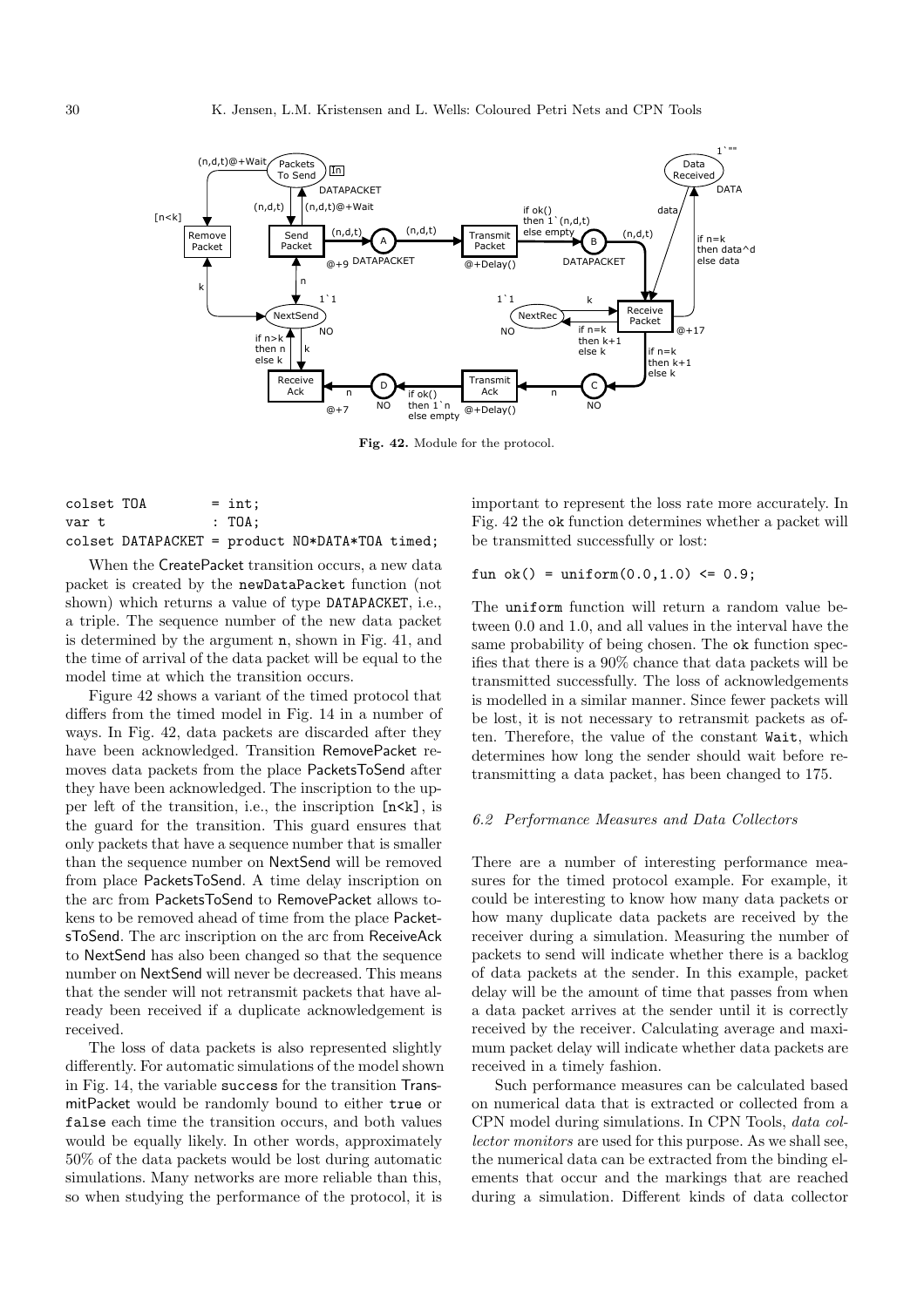**Fig. 42.** Module for the protocol.

```
colset TOA        = int;
var t             : TOA;
colset DATAPACKET = product NO*DATA*TOA timed;
```

When the CreatePacket transition occurs, a new data packet is created by the newDataPacket function (not shown) which returns a value of type DATAPACKET, i.e., a triple. The sequence number of the new data packet is determined by the argument n, shown in Fig. 41, and the time of arrival of the data packet will be equal to the model time at which the transition occurs.

Figure 42 shows a variant of the timed protocol that differs from the timed model in Fig. 14 in a number of ways. In Fig. 42, data packets are discarded after they have been acknowledged. Transition RemovePacket removes data packets from the place PacketsToSend after they have been acknowledged. The inscription to the upper left of the transition, i.e., the inscription [n<k], is the guard for the transition. This guard ensures that only packets that have a sequence number that is smaller than the sequence number on NextSend will be removed from place PacketsToSend. A time delay inscription on the arc from PacketsToSend to RemovePacket allows tokens to be removed ahead of time from the place PacketsToSend. The arc inscription on the arc from ReceiveAck to NextSend has also been changed so that the sequence number on NextSend will never be decreased. This means that the sender will not retransmit packets that have already been received if a duplicate acknowledgement is received.

The loss of data packets is also represented slightly differently. For automatic simulations of the model shown in Fig. 14, the variable success for the transition TransmitPacket would be randomly bound to either true or false each time the transition occurs, and both values would be equally likely. In other words, approximately 50% of the data packets would be lost during automatic simulations. Many networks are more reliable than this, so when studying the performance of the protocol, it is important to represent the loss rate more accurately. In Fig. 42 the ok function determines whether a packet will be transmitted successfully or lost:

```
fun ok() = uniform(0.0,1.0) <= 0.9;
```

The uniform function will return a random value between 0.0 and 1.0, and all values in the interval have the same probability of being chosen. The ok function specifies that there is a 90% chance that data packets will be transmitted successfully. The loss of acknowledgements is modelled in a similar manner. Since fewer packets will be lost, it is not necessary to retransmit packets as often. Therefore, the value of the constant Wait, which determines how long the sender should wait before retransmitting a data packet, has been changed to 175.

### 6.2 Performance Measures and Data Collectors

There are a number of interesting performance measures for the timed protocol example. For example, it could be interesting to know how many data packets or how many duplicate data packets are received by the receiver during a simulation. Measuring the number of packets to send will indicate whether there is a backlog of data packets at the sender. In this example, packet delay will be the amount of time that passes from when a data packet arrives at the sender until it is correctly received by the receiver. Calculating average and maximum packet delay will indicate whether data packets are received in a timely fashion.

Such performance measures can be calculated based on numerical data that is extracted or collected from a CPN model during simulations. In CPN Tools, *data collector monitors* are used for this purpose. As we shall see, the numerical data can be extracted from the binding elements that occur and the markings that are reached during a simulation. Different kinds of data collector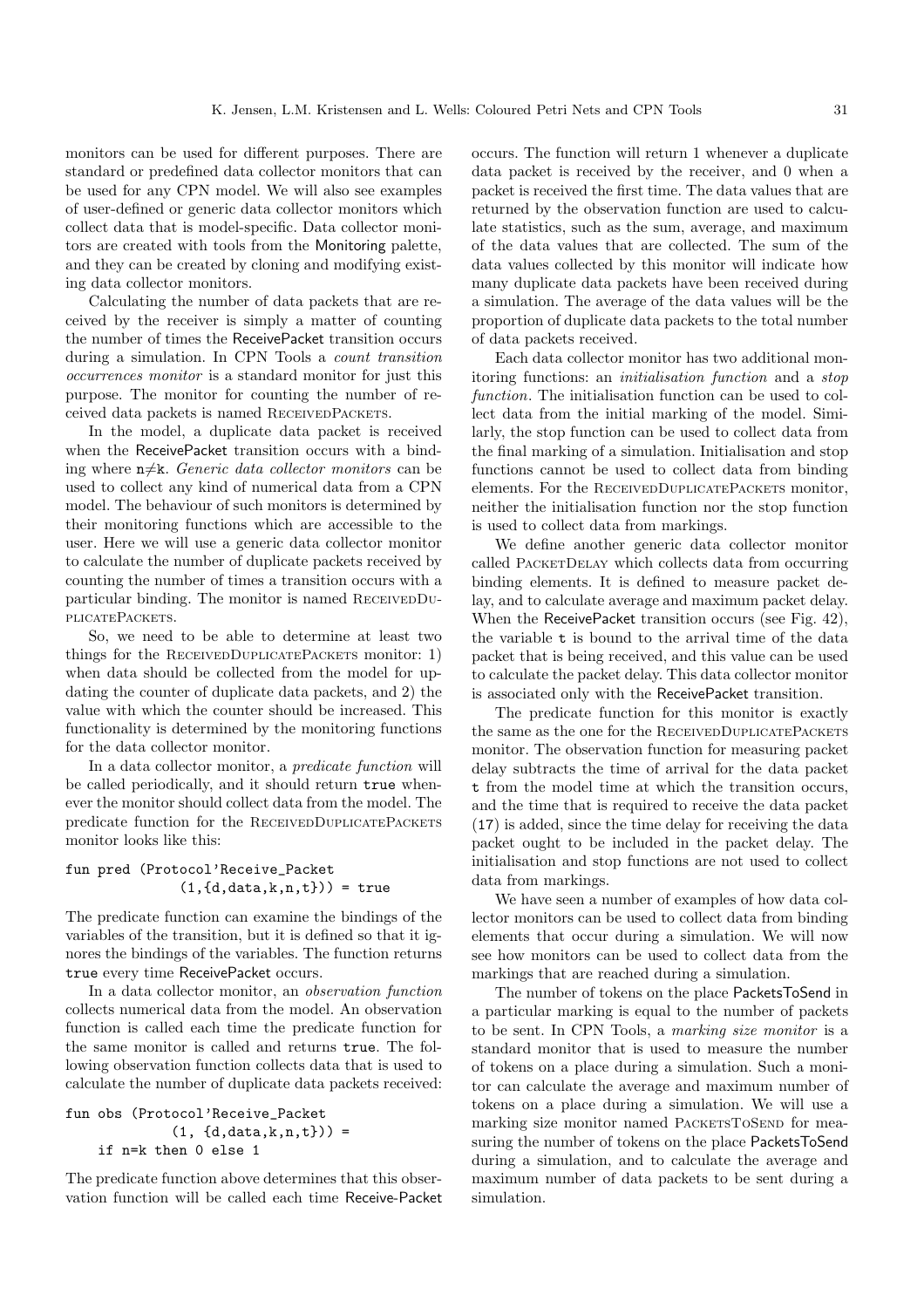monitors can be used for different purposes. There are standard or predefined data collector monitors that can be used for any CPN model. We will also see examples of user-defined or generic data collector monitors which collect data that is model-specific. Data collector monitors are created with tools from the Monitoring palette, and they can be created by cloning and modifying existing data collector monitors.

Calculating the number of data packets that are received by the receiver is simply a matter of counting the number of times the ReceivePacket transition occurs during a simulation. In CPN Tools a *count transition occurrences monitor* is a standard monitor for just this purpose. The monitor for counting the number of received data packets is named ReceivedPackets.

In the model, a duplicate data packet is received when the ReceivePacket transition occurs with a binding where n≠k. *Generic data collector monitors* can be used to collect any kind of numerical data from a CPN model. The behaviour of such monitors is determined by their monitoring functions which are accessible to the user. Here we will use a generic data collector monitor to calculate the number of duplicate packets received by counting the number of times a transition occurs with a particular binding. The monitor is named ReceivedDuplicatePackets.

So, we need to be able to determine at least two things for the ReceivedDuplicatePackets monitor: 1) when data should be collected from the model for updating the counter of duplicate data packets, and 2) the value with which the counter should be increased. This functionality is determined by the monitoring functions for the data collector monitor.

In a data collector monitor, a *predicate function* will be called periodically, and it should return `true` whenever the monitor should collect data from the model. The predicate function for the ReceivedDuplicatePackets monitor looks like this:

```
fun pred (Protocol'Receive_Packet
              (1,{d,data,k,n,t})) = true
```

The predicate function can examine the bindings of the variables of the transition, but it is defined so that it ignores the bindings of the variables. The function returns `true` every time ReceivePacket occurs.

In a data collector monitor, an *observation function* collects numerical data from the model. An observation function is called each time the predicate function for the same monitor is called and returns `true`. The following observation function collects data that is used to calculate the number of duplicate data packets received:

```
fun obs (Protocol'Receive_Packet
             (1, {d,data,k,n,t})) =
    if n=k then 0 else 1
```

The predicate function above determines that this observation function will be called each time Receive-Packet occurs. The function will return 1 whenever a duplicate data packet is received by the receiver, and 0 when a packet is received the first time. The data values that are returned by the observation function are used to calculate statistics, such as the sum, average, and maximum of the data values that are collected. The sum of the data values collected by this monitor will indicate how many duplicate data packets have been received during a simulation. The average of the data values will be the proportion of duplicate data packets to the total number of data packets received.

Each data collector monitor has two additional monitoring functions: an *initialisation function* and a *stop function*. The initialisation function can be used to collect data from the initial marking of the model. Similarly, the stop function can be used to collect data from the final marking of a simulation. Initialisation and stop functions cannot be used to collect data from binding elements. For the ReceivedDuplicatePackets monitor, neither the initialisation function nor the stop function is used to collect data from markings.

We define another generic data collector monitor called PacketDelay which collects data from occurring binding elements. It is defined to measure packet delay, and to calculate average and maximum packet delay. When the ReceivePacket transition occurs (see Fig. 42), the variable `t` is bound to the arrival time of the data packet that is being received, and this value can be used to calculate the packet delay. This data collector monitor is associated only with the ReceivePacket transition.

The predicate function for this monitor is exactly the same as the one for the ReceivedDuplicatePackets monitor. The observation function for measuring packet delay subtracts the time of arrival for the data packet `t` from the model time at which the transition occurs, and the time that is required to receive the data packet (`17`) is added, since the time delay for receiving the data packet ought to be included in the packet delay. The initialisation and stop functions are not used to collect data from markings.

We have seen a number of examples of how data collector monitors can be used to collect data from binding elements that occur during a simulation. We will now see how monitors can be used to collect data from the markings that are reached during a simulation.

The number of tokens on the place PacketsToSend in a particular marking is equal to the number of packets to be sent. In CPN Tools, a *marking size monitor* is a standard monitor that is used to measure the number of tokens on a place during a simulation. Such a monitor can calculate the average and maximum number of tokens on a place during a simulation. We will use a marking size monitor named PacketsToSend for measuring the number of tokens on the place PacketsToSend during a simulation, and to calculate the average and maximum number of data packets to be sent during a simulation.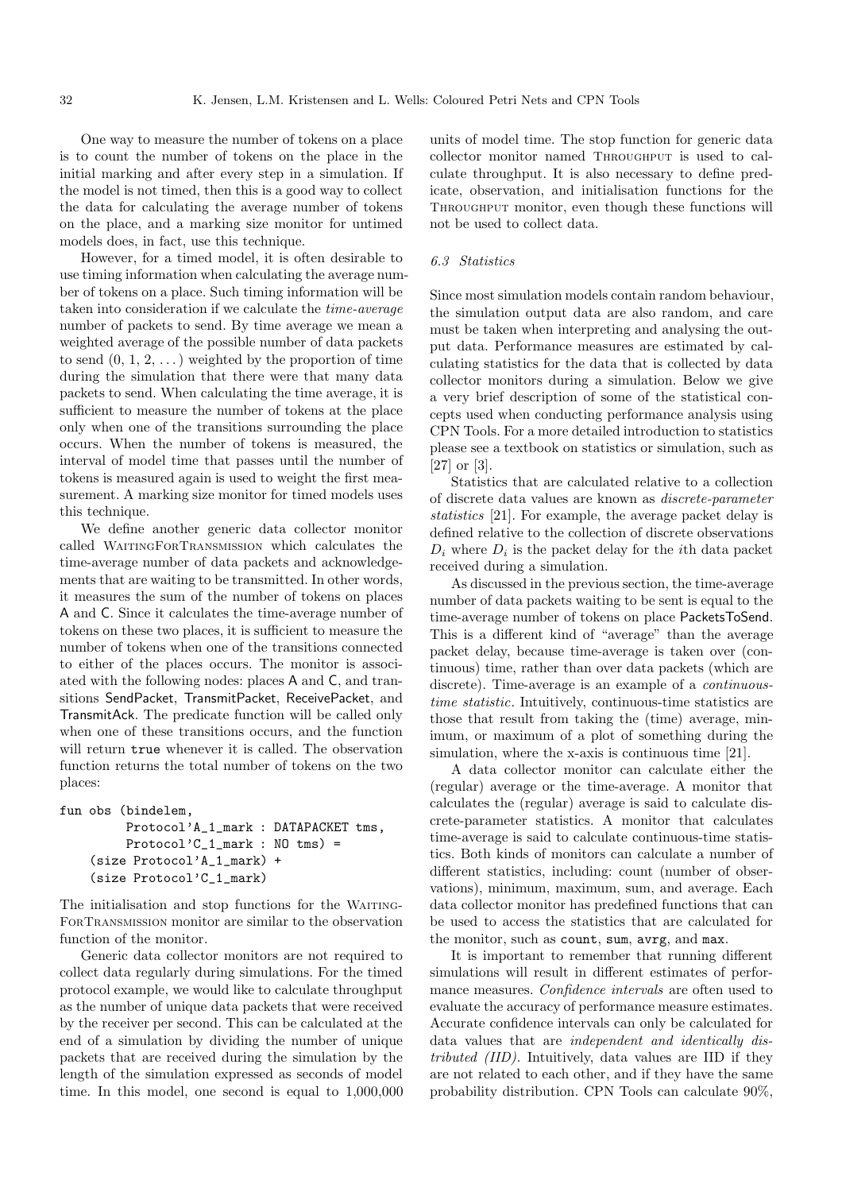One way to measure the number of tokens on a place is to count the number of tokens on the place in the initial marking and after every step in a simulation. If the model is not timed, then this is a good way to collect the data for calculating the average number of tokens on the place, and a marking size monitor for untimed models does, in fact, use this technique.

However, for a timed model, it is often desirable to use timing information when calculating the average number of tokens on a place. Such timing information will be taken into consideration if we calculate the *time-average* number of packets to send. By time average we mean a weighted average of the possible number of data packets to send (0, 1, 2, ...) weighted by the proportion of time during the simulation that there were that many data packets to send. When calculating the time average, it is sufficient to measure the number of tokens at the place only when one of the transitions surrounding the place occurs. When the number of tokens is measured, the interval of model time that passes until the number of tokens is measured again is used to weight the first measurement. A marking size monitor for timed models uses this technique.

We define another generic data collector monitor called WaitingForTransmission which calculates the time-average number of data packets and acknowledgements that are waiting to be transmitted. In other words, it measures the sum of the number of tokens on places A and C. Since it calculates the time-average number of tokens on these two places, it is sufficient to measure the number of tokens when one of the transitions connected to either of the places occurs. The monitor is associated with the following nodes: places A and C, and transitions SendPacket, TransmitPacket, ReceivePacket, and TransmitAck. The predicate function will be called only when one of these transitions occurs, and the function will return `true` whenever it is called. The observation function returns the total number of tokens on the two places:

```
fun obs (bindelem,
        Protocol'A_1_mark : DATAPACKET tms,
        Protocol'C_1_mark : NO tms) =
    (size Protocol'A_1_mark) +
    (size Protocol'C_1_mark)
```

The initialisation and stop functions for the WaitingForTransmission monitor are similar to the observation function of the monitor.

Generic data collector monitors are not required to collect data regularly during simulations. For the timed protocol example, we would like to calculate throughput as the number of unique data packets that were received by the receiver per second. This can be calculated at the end of a simulation by dividing the number of unique packets that are received during the simulation by the length of the simulation expressed as seconds of model time. In this model, one second is equal to 1,000,000 units of model time. The stop function for generic data collector monitor named Throughput is used to calculate throughput. It is also necessary to define predicate, observation, and initialisation functions for the Throughput monitor, even though these functions will not be used to collect data.

### 6.3 Statistics

Since most simulation models contain random behaviour, the simulation output data are also random, and care must be taken when interpreting and analysing the output data. Performance measures are estimated by calculating statistics for the data that is collected by data collector monitors during a simulation. Below we give a very brief description of some of the statistical concepts used when conducting performance analysis using CPN Tools. For a more detailed introduction to statistics please see a textbook on statistics or simulation, such as [27] or [3].

Statistics that are calculated relative to a collection of discrete data values are known as *discrete-parameter statistics* [21]. For example, the average packet delay is defined relative to the collection of discrete observations $D_i$ where $D_i$ is the packet delay for the $i$th data packet received during a simulation.

As discussed in the previous section, the time-average number of data packets waiting to be sent is equal to the time-average number of tokens on place PacketsToSend. This is a different kind of "average" than the average packet delay, because time-average is taken over (continuous) time, rather than over data packets (which are discrete). Time-average is an example of a *continuous-time statistic*. Intuitively, continuous-time statistics are those that result from taking the (time) average, minimum, or maximum of a plot of something during the simulation, where the x-axis is continuous time [21].

A data collector monitor can calculate either the (regular) average or the time-average. A monitor that calculates the (regular) average is said to calculate discrete-parameter statistics. A monitor that calculates time-average is said to calculate continuous-time statistics. Both kinds of monitors can calculate a number of different statistics, including: count (number of observations), minimum, maximum, sum, and average. Each data collector monitor has predefined functions that can be used to access the statistics that are calculated for the monitor, such as `count`, `sum`, `avrg`, and `max`.

It is important to remember that running different simulations will result in different estimates of performance measures. *Confidence intervals* are often used to evaluate the accuracy of performance measure estimates. Accurate confidence intervals can only be calculated for data values that are *independent and identically distributed (IID)*. Intuitively, data values are IID if they are not related to each other, and if they have the same probability distribution. CPN Tools can calculate 90%,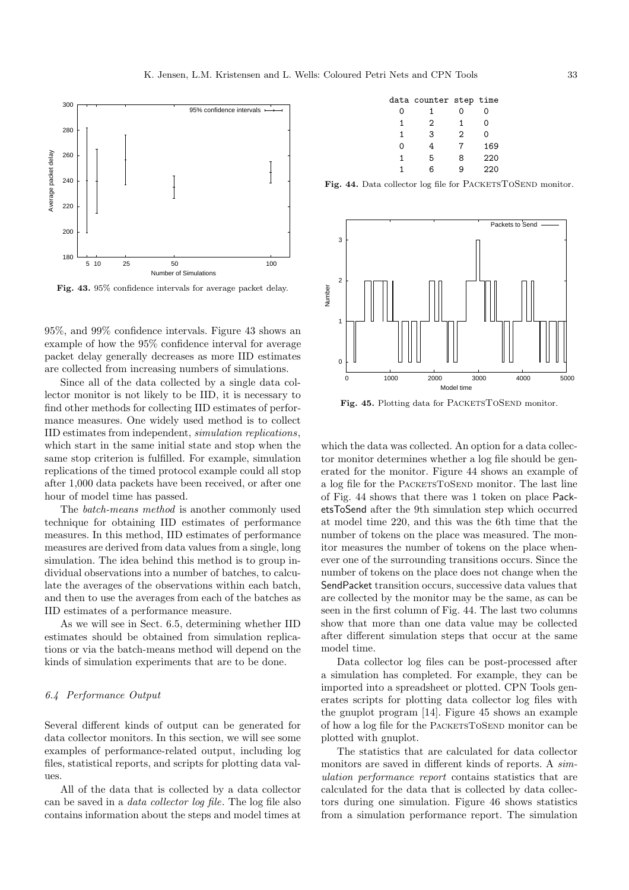300

280

260

240

220

200

180

Average packet delay

5 10 25 50 100

Number of Simulations

95% confidence intervals

**Fig. 43.** 95% confidence intervals for average packet delay.

95%, and 99% confidence intervals. Figure 43 shows an example of how the 95% confidence interval for average packet delay generally decreases as more IID estimates are collected from increasing numbers of simulations.

Since all of the data collected by a single data collector monitor is not likely to be IID, it is necessary to find other methods for collecting IID estimates of performance measures. One widely used method is to collect IID estimates from independent, *simulation replications*, which start in the same initial state and stop when the same stop criterion is fulfilled. For example, simulation replications of the timed protocol example could all stop after 1,000 data packets have been received, or after one hour of model time has passed.

The *batch-means method* is another commonly used technique for obtaining IID estimates of performance measures. In this method, IID estimates of performance measures are derived from data values from a single, long simulation. The idea behind this method is to group individual observations into a number of batches, to calculate the averages of the observations within each batch, and then to use the averages from each of the batches as IID estimates of a performance measure.

As we will see in Sect. 6.5, determining whether IID estimates should be obtained from simulation replications or via the batch-means method will depend on the kinds of simulation experiments that are to be done.

### 6.4 Performance Output

Several different kinds of output can be generated for data collector monitors. In this section, we will see some examples of performance-related output, including log files, statistical reports, and scripts for plotting data values.

All of the data that is collected by a data collector can be saved in a *data collector log file*. The log file also contains information about the steps and model times at

```
data counter step time
 0      1      0    0
 1      2      1    0
 1      3      2    0
 0      4      7   169
 1      5      8   220
 1      6      9   220
```

**Fig. 44.** Data collector log file for PacketsToSend monitor.

3

2

1

0

Number

0 1000 2000 3000 4000 5000

Model time

Packets to Send

**Fig. 45.** Plotting data for PacketsToSend monitor.

which the data was collected. An option for a data collector monitor determines whether a log file should be generated for the monitor. Figure 44 shows an example of a log file for the PacketsToSend monitor. The last line of Fig. 44 shows that there was 1 token on place PacketsToSend after the 9th simulation step which occurred at model time 220, and this was the 6th time that the number of tokens on the place was measured. The monitor measures the number of tokens on the place whenever one of the surrounding transitions occurs. Since the number of tokens on the place does not change when the SendPacket transition occurs, successive data values that are collected by the monitor may be the same, as can be seen in the first column of Fig. 44. The last two columns show that more than one data value may be collected after different simulation steps that occur at the same model time.

Data collector log files can be post-processed after a simulation has completed. For example, they can be imported into a spreadsheet or plotted. CPN Tools generates scripts for plotting data collector log files with the gnuplot program [14]. Figure 45 shows an example of how a log file for the PacketsToSend monitor can be plotted with gnuplot.

The statistics that are calculated for data collector monitors are saved in different kinds of reports. A *simulation performance report* contains statistics that are calculated for the data that is collected by data collectors during one simulation. Figure 46 shows statistics from a simulation performance report. The simulation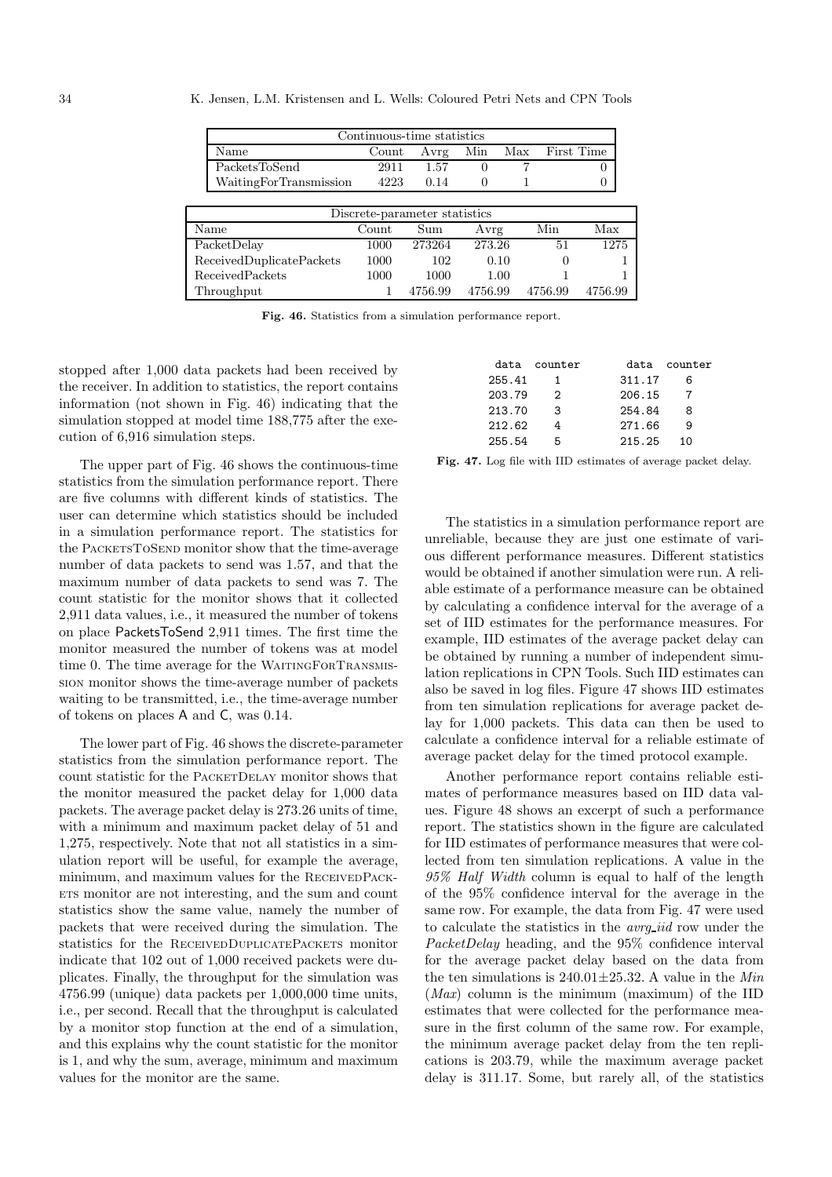| Continuous-time statistics | | | | | |
|---|---|---|---|---|---|
| Name | Count | Avrg | Min | Max | First Time |
| PacketsToSend | 2911 | 1.57 | 0 | 7 | 0 |
| WaitingForTransmission | 4223 | 0.14 | 0 | 1 | 0 |

| Discrete-parameter statistics | | | | | |
|---|---|---|---|---|---|
| Name | Count | Sum | Avrg | Min | Max |
| PacketDelay | 1000 | 273264 | 273.26 | 51 | 1275 |
| ReceivedDuplicatePackets | 1000 | 102 | 0.10 | 0 | 1 |
| ReceivedPackets | 1000 | 1000 | 1.00 | 1 | 1 |
| Throughput | 1 | 4756.99 | 4756.99 | 4756.99 | 4756.99 |

**Fig. 46.** Statistics from a simulation performance report.

stopped after 1,000 data packets had been received by the receiver. In addition to statistics, the report contains information (not shown in Fig. 46) indicating that the simulation stopped at model time 188,775 after the execution of 6,916 simulation steps.

The upper part of Fig. 46 shows the continuous-time statistics from the simulation performance report. There are five columns with different kinds of statistics. The user can determine which statistics should be included in a simulation performance report. The statistics for the PacketsToSend monitor show that the time-average number of data packets to send was 1.57, and that the maximum number of data packets to send was 7. The count statistic for the monitor shows that it collected 2,911 data values, i.e., it measured the number of tokens on place PacketsToSend 2,911 times. The first time the monitor measured the number of tokens was at model time 0. The time average for the WaitingForTransmission monitor shows the time-average number of packets waiting to be transmitted, i.e., the time-average number of tokens on places A and C, was 0.14.

The lower part of Fig. 46 shows the discrete-parameter statistics from the simulation performance report. The count statistic for the PacketDelay monitor shows that the monitor measured the packet delay for 1,000 data packets. The average packet delay is 273.26 units of time, with a minimum and maximum packet delay of 51 and 1,275, respectively. Note that not all statistics in a simulation report will be useful, for example the average, minimum, and maximum values for the ReceivedPackets monitor are not interesting, and the sum and count statistics show the same value, namely the number of packets that were received during the simulation. The statistics for the ReceivedDuplicatePackets monitor indicate that 102 out of 1,000 received packets were duplicates. Finally, the throughput for the simulation was 4756.99 (unique) data packets per 1,000,000 time units, i.e., per second. Recall that the throughput is calculated by a monitor stop function at the end of a simulation, and this explains why the count statistic for the monitor is 1, and why the sum, average, minimum and maximum values for the monitor are the same.

| data | counter | data | counter |
|---|---|---|---|
| 255.41 | 1 | 311.17 | 6 |
| 203.79 | 2 | 206.15 | 7 |
| 213.70 | 3 | 254.84 | 8 |
| 212.62 | 4 | 271.66 | 9 |
| 255.54 | 5 | 215.25 | 10 |

**Fig. 47.** Log file with IID estimates of average packet delay.

The statistics in a simulation performance report are unreliable, because they are just one estimate of various different performance measures. Different statistics would be obtained if another simulation were run. A reliable estimate of a performance measure can be obtained by calculating a confidence interval for the average of a set of IID estimates for the performance measures. For example, IID estimates of the average packet delay can be obtained by running a number of independent simulation replications in CPN Tools. Such IID estimates can also be saved in log files. Figure 47 shows IID estimates from ten simulation replications for average packet delay for 1,000 packets. This data can then be used to calculate a confidence interval for a reliable estimate of average packet delay for the timed protocol example.

Another performance report contains reliable estimates of performance measures based on IID data values. Figure 48 shows an excerpt of such a performance report. The statistics shown in the figure are calculated for IID estimates of performance measures that were collected from ten simulation replications. A value in the *95% Half Width* column is equal to half of the length of the 95% confidence interval for the average in the same row. For example, the data from Fig. 47 were used to calculate the statistics in the *avrg_iid* row under the *PacketDelay* heading, and the 95% confidence interval for the average packet delay based on the data from the ten simulations is 240.01±25.32. A value in the *Min* (*Max*) column is the minimum (maximum) of the IID estimates that were collected for the performance measure in the first column of the same row. For example, the minimum average packet delay from the ten replications is 203.79, while the maximum average packet delay is 311.17. Some, but rarely all, of the statistics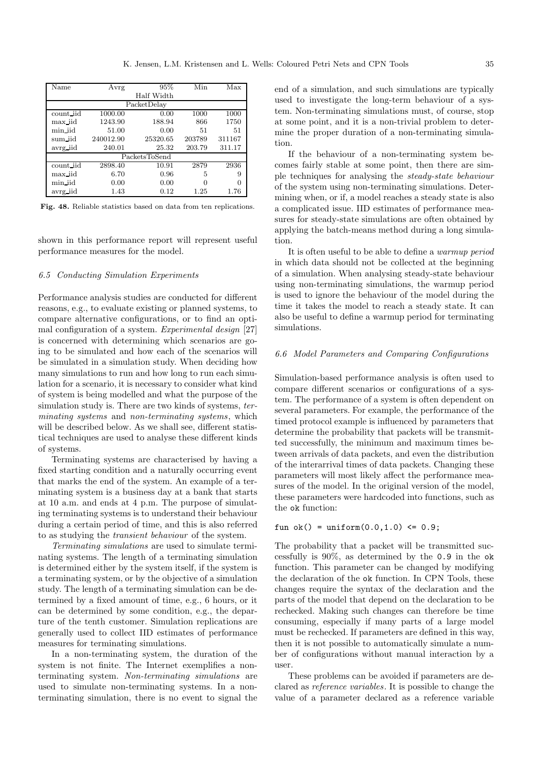| Name | Avrg | 95% Half Width | Min | Max |
|---|---|---|---|---|
| PacketDelay | | | | |
| count_iid | 1000.00 | 0.00 | 1000 | 1000 |
| max_iid | 1243.90 | 188.94 | 866 | 1750 |
| min_iid | 51.00 | 0.00 | 51 | 51 |
| sum_iid | 240012.90 | 25320.65 | 203789 | 311167 |
| avrg_iid | 240.01 | 25.32 | 203.79 | 311.17 |
| PacketsToSend | | | | |
| count_iid | 2898.40 | 10.91 | 2879 | 2936 |
| max_iid | 6.70 | 0.96 | 5 | 9 |
| min_iid | 0.00 | 0.00 | 0 | 0 |
| avrg_iid | 1.43 | 0.12 | 1.25 | 1.76 |

**Fig. 48.** Reliable statistics based on data from ten replications.

shown in this performance report will represent useful performance measures for the model.

### 6.5 Conducting Simulation Experiments

Performance analysis studies are conducted for different reasons, e.g., to evaluate existing or planned systems, to compare alternative configurations, or to find an optimal configuration of a system. *Experimental design* [27] is concerned with determining which scenarios are going to be simulated and how each of the scenarios will be simulated in a simulation study. When deciding how many simulations to run and how long to run each simulation for a scenario, it is necessary to consider what kind of system is being modelled and what the purpose of the simulation study is. There are two kinds of systems, *terminating systems* and *non-terminating systems*, which will be described below. As we shall see, different statistical techniques are used to analyse these different kinds of systems.

Terminating systems are characterised by having a fixed starting condition and a naturally occurring event that marks the end of the system. An example of a terminating system is a business day at a bank that starts at 10 a.m. and ends at 4 p.m. The purpose of simulating terminating systems is to understand their behaviour during a certain period of time, and this is also referred to as studying the *transient behaviour* of the system.

*Terminating simulations* are used to simulate terminating systems. The length of a terminating simulation is determined either by the system itself, if the system is a terminating system, or by the objective of a simulation study. The length of a terminating simulation can be determined by a fixed amount of time, e.g., 6 hours, or it can be determined by some condition, e.g., the departure of the tenth customer. Simulation replications are generally used to collect IID estimates of performance measures for terminating simulations.

In a non-terminating system, the duration of the system is not finite. The Internet exemplifies a non-terminating system. *Non-terminating simulations* are used to simulate non-terminating systems. In a non-terminating simulation, there is no event to signal the end of a simulation, and such simulations are typically used to investigate the long-term behaviour of a system. Non-terminating simulations must, of course, stop at some point, and it is a non-trivial problem to determine the proper duration of a non-terminating simulation.

If the behaviour of a non-terminating system becomes fairly stable at some point, then there are simple techniques for analysing the *steady-state behaviour* of the system using non-terminating simulations. Determining when, or if, a model reaches a steady state is also a complicated issue. IID estimates of performance measures for steady-state simulations are often obtained by applying the batch-means method during a long simulation.

It is often useful to be able to define a *warmup period* in which data should not be collected at the beginning of a simulation. When analysing steady-state behaviour using non-terminating simulations, the warmup period is used to ignore the behaviour of the model during the time it takes the model to reach a steady state. It can also be useful to define a warmup period for terminating simulations.

### 6.6 Model Parameters and Comparing Configurations

Simulation-based performance analysis is often used to compare different scenarios or configurations of a system. The performance of a system is often dependent on several parameters. For example, the performance of the timed protocol example is influenced by parameters that determine the probability that packets will be transmitted successfully, the minimum and maximum times between arrivals of data packets, and even the distribution of the interarrival times of data packets. Changing these parameters will most likely affect the performance measures of the model. In the original version of the model, these parameters were hardcoded into functions, such as the `ok` function:

```
fun ok() = uniform(0.0,1.0) <= 0.9;
```

The probability that a packet will be transmitted successfully is 90%, as determined by the `0.9` in the `ok` function. This parameter can be changed by modifying the declaration of the `ok` function. In CPN Tools, these changes require the syntax of the declaration and the parts of the model that depend on the declaration to be rechecked. Making such changes can therefore be time consuming, especially if many parts of a large model must be rechecked. If parameters are defined in this way, then it is not possible to automatically simulate a number of configurations without manual interaction by a user.

These problems can be avoided if parameters are declared as *reference variables*. It is possible to change the value of a parameter declared as a reference variable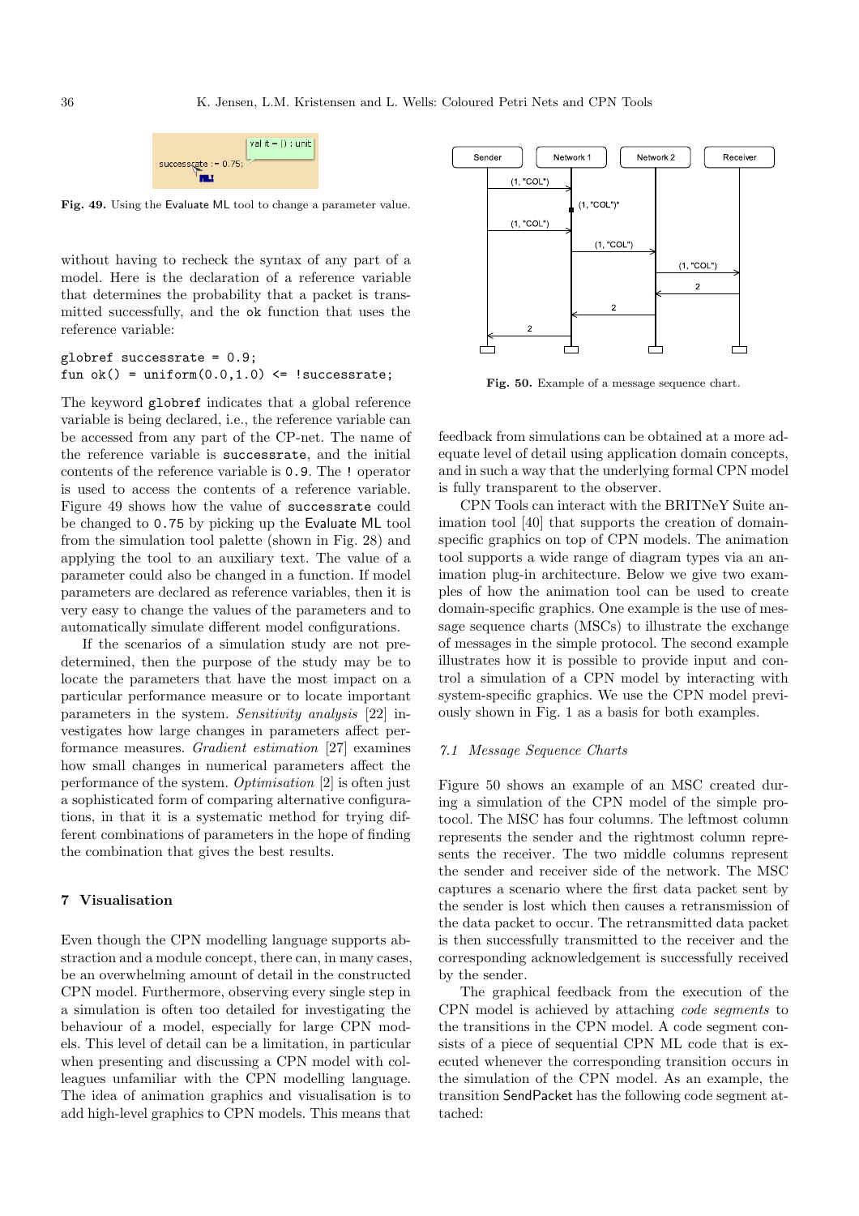successrate := 0.75;

val it = () : unit

Fig. 49. Using the Evaluate ML tool to change a parameter value.

without having to recheck the syntax of any part of a model. Here is the declaration of a reference variable that determines the probability that a packet is transmitted successfully, and the ok function that uses the reference variable:

```
globref successrate = 0.9;
fun ok() = uniform(0.0,1.0) <= !successrate;
```

The keyword globref indicates that a global reference variable is being declared, i.e., the reference variable can be accessed from any part of the CP-net. The name of the reference variable is successrate, and the initial contents of the reference variable is 0.9. The ! operator is used to access the contents of a reference variable. Figure 49 shows how the value of successrate could be changed to 0.75 by picking up the Evaluate ML tool from the simulation tool palette (shown in Fig. 28) and applying the tool to an auxiliary text. The value of a parameter could also be changed in a function. If model parameters are declared as reference variables, then it is very easy to change the values of the parameters and to automatically simulate different model configurations.

If the scenarios of a simulation study are not predetermined, then the purpose of the study may be to locate the parameters that have the most impact on a particular performance measure or to locate important parameters in the system. *Sensitivity analysis* [22] investigates how large changes in parameters affect performance measures. *Gradient estimation* [27] examines how small changes in numerical parameters affect the performance of the system. *Optimisation* [2] is often just a sophisticated form of comparing alternative configurations, in that it is a systematic method for trying different combinations of parameters in the hope of finding the combination that gives the best results.

## 7 Visualisation

Even though the CPN modelling language supports abstraction and a module concept, there can, in many cases, be an overwhelming amount of detail in the constructed CPN model. Furthermore, observing every single step in a simulation is often too detailed for investigating the behaviour of a model, especially for large CPN models. This level of detail can be a limitation, in particular when presenting and discussing a CPN model with colleagues unfamiliar with the CPN modelling language. The idea of animation graphics and visualisation is to add high-level graphics to CPN models. This means that feedback from simulations can be obtained at a more adequate level of detail using application domain concepts, and in such a way that the underlying formal CPN model is fully transparent to the observer.

Sender
Network 1
Network 2
Receiver
(1, "COL")
(1, "COL")*
(1, "COL")
(1, "COL")
(1, "COL")
2
2
2

Fig. 50. Example of a message sequence chart.

CPN Tools can interact with the BRITNeY Suite animation tool [40] that supports the creation of domain-specific graphics on top of CPN models. The animation tool supports a wide range of diagram types via an animation plug-in architecture. Below we give two examples of how the animation tool can be used to create domain-specific graphics. One example is the use of message sequence charts (MSCs) to illustrate the exchange of messages in the simple protocol. The second example illustrates how it is possible to provide input and control a simulation of a CPN model by interacting with system-specific graphics. We use the CPN model previously shown in Fig. 1 as a basis for both examples.

### 7.1 Message Sequence Charts

Figure 50 shows an example of an MSC created during a simulation of the CPN model of the simple protocol. The MSC has four columns. The leftmost column represents the sender and the rightmost column represents the receiver. The two middle columns represent the sender and receiver side of the network. The MSC captures a scenario where the first data packet sent by the sender is lost which then causes a retransmission of the data packet to occur. The retransmitted data packet is then successfully transmitted to the receiver and the corresponding acknowledgement is successfully received by the sender.

The graphical feedback from the execution of the CPN model is achieved by attaching *code segments* to the transitions in the CPN model. A code segment consists of a piece of sequential CPN ML code that is executed whenever the corresponding transition occurs in the simulation of the CPN model. As an example, the transition SendPacket has the following code segment attached: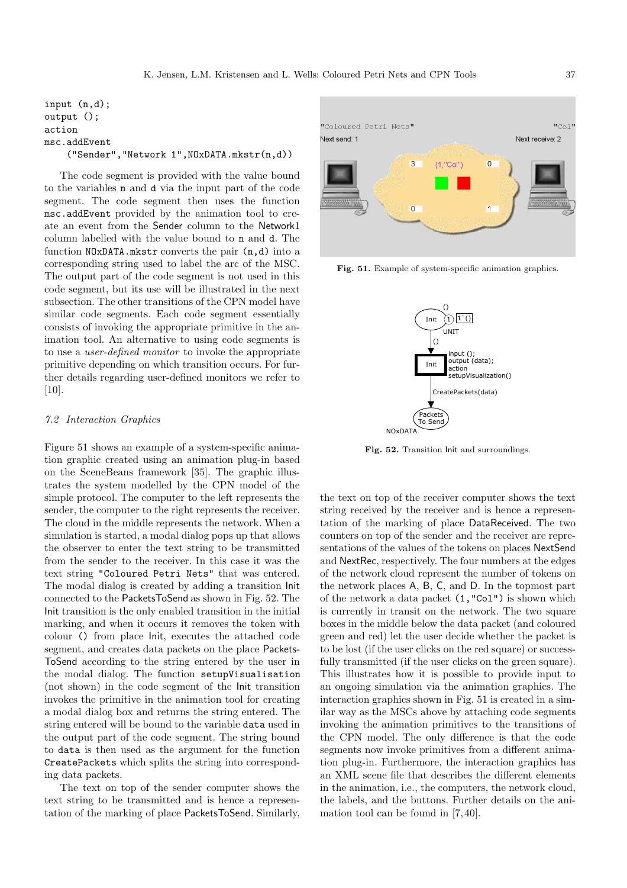```
input (n,d);
output ();
action
msc.addEvent
    ("Sender","Network 1",NOxDATA.mkstr(n,d))
```

The code segment is provided with the value bound to the variables n and d via the input part of the code segment. The code segment then uses the function msc.addEvent provided by the animation tool to create an event from the Sender column to the Network1 column labelled with the value bound to n and d. The function NOxDATA.mkstr converts the pair (n,d) into a corresponding string used to label the arc of the MSC. The output part of the code segment is not used in this code segment, but its use will be illustrated in the next subsection. The other transitions of the CPN model have similar code segments. Each code segment essentially consists of invoking the appropriate primitive in the animation tool. An alternative to using code segments is to use a *user-defined monitor* to invoke the appropriate primitive depending on which transition occurs. For further details regarding user-defined monitors we refer to [10].

### 7.2 Interaction Graphics

Figure 51 shows an example of a system-specific animation graphic created using an animation plug-in based on the SceneBeans framework [35]. The graphic illustrates the system modelled by the CPN model of the simple protocol. The computer to the left represents the sender, the computer to the right represents the receiver. The cloud in the middle represents the network. When a simulation is started, a modal dialog pops up that allows the observer to enter the text string to be transmitted from the sender to the receiver. In this case it was the text string "Coloured Petri Nets" that was entered. The modal dialog is created by adding a transition Init connected to the PacketsToSend as shown in Fig. 52. The Init transition is the only enabled transition in the initial marking, and when it occurs it removes the token with colour () from place Init, executes the attached code segment, and creates data packets on the place PacketsToSend according to the string entered by the user in the modal dialog. The function setupVisualisation (not shown) in the code segment of the Init transition invokes the primitive in the animation tool for creating a modal dialog box and returns the string entered. The string entered will be bound to the variable data used in the output part of the code segment. The string bound to data is then used as the argument for the function CreatePackets which splits the string into corresponding data packets.

The text on top of the sender computer shows the text string to be transmitted and is hence a representation of the marking of place PacketsToSend. Similarly,

"Coloured Petri Nets"
Next send: 1
"Col"
Next receive: 2
3
(1,"Col")
0
0
1

**Fig. 51.** Example of system-specific animation graphics.

()
Init
1
1`()
UNIT
()
Init
input ();
output (data);
action
setupVisualization()
CreatePackets(data)
Packets
To Send
NOxDATA

**Fig. 52.** Transition Init and surroundings.

the text on top of the receiver computer shows the text string received by the receiver and is hence a representation of the marking of place DataReceived. The two counters on top of the sender and the receiver are representations of the values of the tokens on places NextSend and NextRec, respectively. The four numbers at the edges of the network cloud represent the number of tokens on the network places A, B, C, and D. In the topmost part of the network a data packet (1,"Col") is shown which is currently in transit on the network. The two square boxes in the middle below the data packet (and coloured green and red) let the user decide whether the packet is to be lost (if the user clicks on the red square) or successfully transmitted (if the user clicks on the green square). This illustrates how it is possible to provide input to an ongoing simulation via the animation graphics. The interaction graphics shown in Fig. 51 is created in a similar way as the MSCs above by attaching code segments invoking the animation primitives to the transitions of the CPN model. The only difference is that the code segments now invoke primitives from a different animation plug-in. Furthermore, the interaction graphics has an XML scene file that describes the different elements in the animation, i.e., the computers, the network cloud, the labels, and the buttons. Further details on the animation tool can be found in [7,40].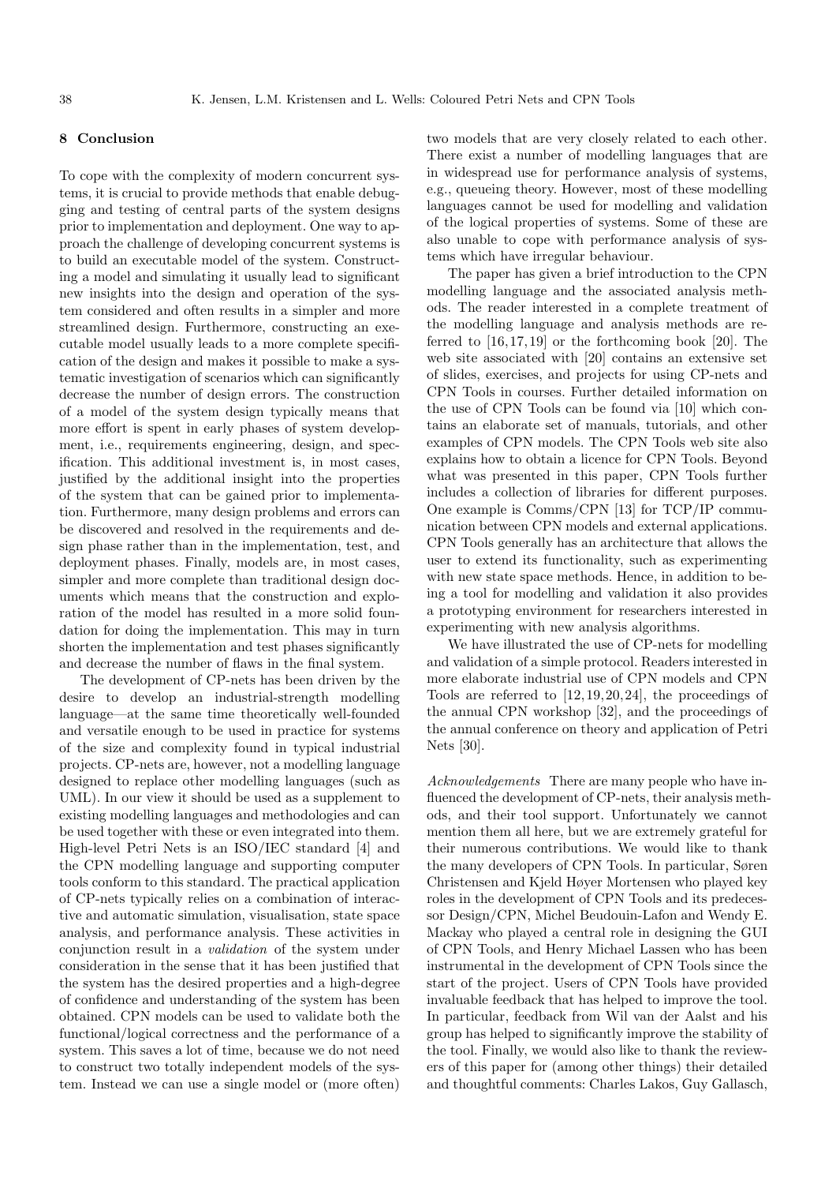## 8 Conclusion

To cope with the complexity of modern concurrent systems, it is crucial to provide methods that enable debugging and testing of central parts of the system designs prior to implementation and deployment. One way to approach the challenge of developing concurrent systems is to build an executable model of the system. Constructing a model and simulating it usually lead to significant new insights into the design and operation of the system considered and often results in a simpler and more streamlined design. Furthermore, constructing an executable model usually leads to a more complete specification of the design and makes it possible to make a systematic investigation of scenarios which can significantly decrease the number of design errors. The construction of a model of the system design typically means that more effort is spent in early phases of system development, i.e., requirements engineering, design, and specification. This additional investment is, in most cases, justified by the additional insight into the properties of the system that can be gained prior to implementation. Furthermore, many design problems and errors can be discovered and resolved in the requirements and design phase rather than in the implementation, test, and deployment phases. Finally, models are, in most cases, simpler and more complete than traditional design documents which means that the construction and exploration of the model has resulted in a more solid foundation for doing the implementation. This may in turn shorten the implementation and test phases significantly and decrease the number of flaws in the final system.

The development of CP-nets has been driven by the desire to develop an industrial-strength modelling language—at the same time theoretically well-founded and versatile enough to be used in practice for systems of the size and complexity found in typical industrial projects. CP-nets are, however, not a modelling language designed to replace other modelling languages (such as UML). In our view it should be used as a supplement to existing modelling languages and methodologies and can be used together with these or even integrated into them. High-level Petri Nets is an ISO/IEC standard [4] and the CPN modelling language and supporting computer tools conform to this standard. The practical application of CP-nets typically relies on a combination of interactive and automatic simulation, visualisation, state space analysis, and performance analysis. These activities in conjunction result in a *validation* of the system under consideration in the sense that it has been justified that the system has the desired properties and a high-degree of confidence and understanding of the system has been obtained. CPN models can be used to validate both the functional/logical correctness and the performance of a system. This saves a lot of time, because we do not need to construct two totally independent models of the system. Instead we can use a single model or (more often) two models that are very closely related to each other. There exist a number of modelling languages that are in widespread use for performance analysis of systems, e.g., queueing theory. However, most of these modelling languages cannot be used for modelling and validation of the logical properties of systems. Some of these are also unable to cope with performance analysis of systems which have irregular behaviour.

The paper has given a brief introduction to the CPN modelling language and the associated analysis methods. The reader interested in a complete treatment of the modelling language and analysis methods are referred to [16,17,19] or the forthcoming book [20]. The web site associated with [20] contains an extensive set of slides, exercises, and projects for using CP-nets and CPN Tools in courses. Further detailed information on the use of CPN Tools can be found via [10] which contains an elaborate set of manuals, tutorials, and other examples of CPN models. The CPN Tools web site also explains how to obtain a licence for CPN Tools. Beyond what was presented in this paper, CPN Tools further includes a collection of libraries for different purposes. One example is Comms/CPN [13] for TCP/IP communication between CPN models and external applications. CPN Tools generally has an architecture that allows the user to extend its functionality, such as experimenting with new state space methods. Hence, in addition to being a tool for modelling and validation it also provides a prototyping environment for researchers interested in experimenting with new analysis algorithms.

We have illustrated the use of CP-nets for modelling and validation of a simple protocol. Readers interested in more elaborate industrial use of CPN models and CPN Tools are referred to [12,19,20,24], the proceedings of the annual CPN workshop [32], and the proceedings of the annual conference on theory and application of Petri Nets [30].

*Acknowledgements* There are many people who have influenced the development of CP-nets, their analysis methods, and their tool support. Unfortunately we cannot mention them all here, but we are extremely grateful for their numerous contributions. We would like to thank the many developers of CPN Tools. In particular, Søren Christensen and Kjeld Høyer Mortensen who played key roles in the development of CPN Tools and its predecessor Design/CPN, Michel Beudouin-Lafon and Wendy E. Mackay who played a central role in designing the GUI of CPN Tools, and Henry Michael Lassen who has been instrumental in the development of CPN Tools since the start of the project. Users of CPN Tools have provided invaluable feedback that has helped to improve the tool. In particular, feedback from Wil van der Aalst and his group has helped to significantly improve the stability of the tool. Finally, we would also like to thank the reviewers of this paper for (among other things) their detailed and thoughtful comments: Charles Lakos, Guy Gallasch,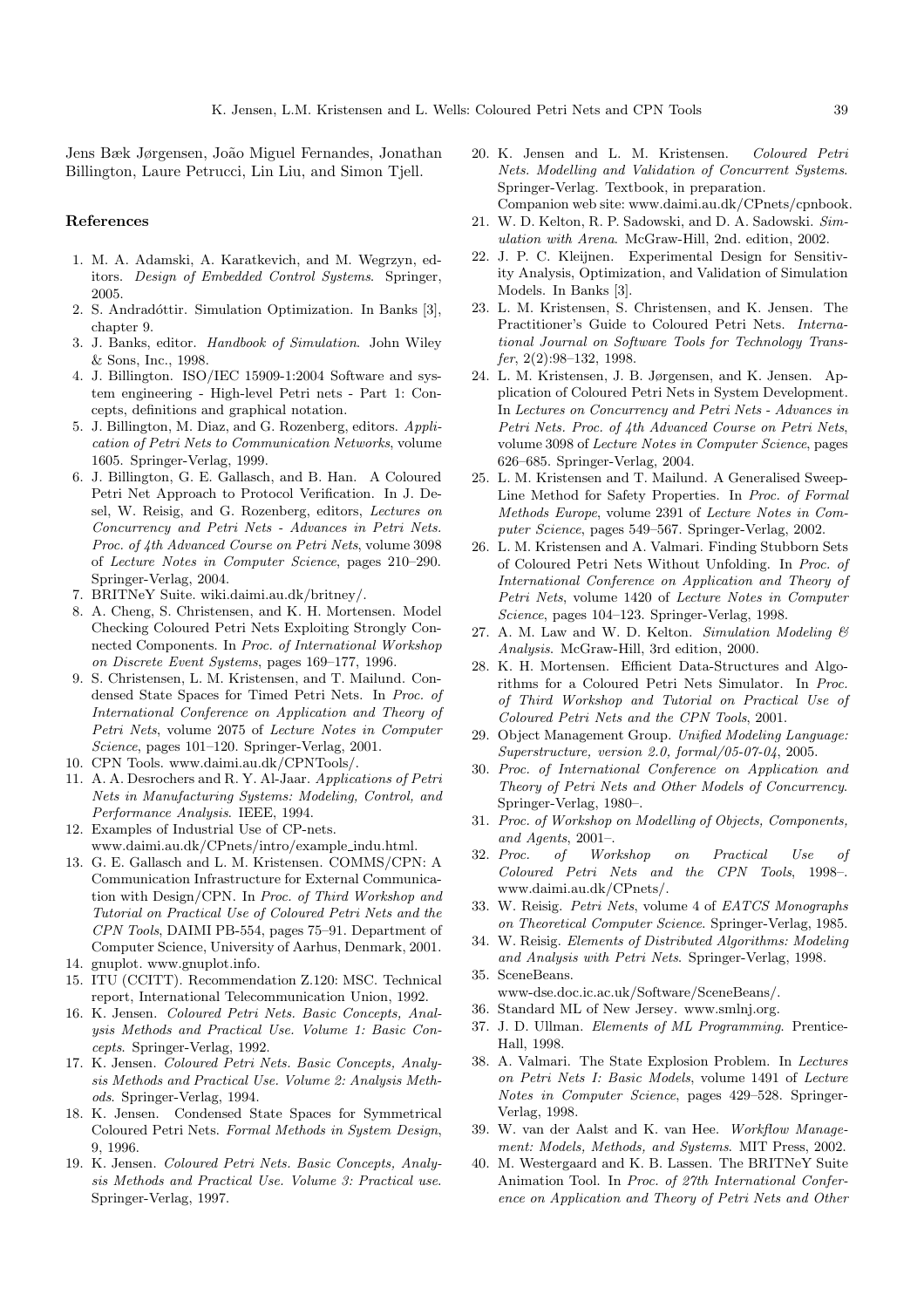Jens Bæk Jørgensen, João Miguel Fernandes, Jonathan Billington, Laure Petrucci, Lin Liu, and Simon Tjell.

## References

1. M. A. Adamski, A. Karatkevich, and M. Wegrzyn, editors. *Design of Embedded Control Systems*. Springer, 2005.
2. S. Andradóttir. Simulation Optimization. In Banks [3], chapter 9.
3. J. Banks, editor. *Handbook of Simulation*. John Wiley & Sons, Inc., 1998.
4. J. Billington. ISO/IEC 15909-1:2004 Software and system engineering - High-level Petri nets - Part 1: Concepts, definitions and graphical notation.
5. J. Billington, M. Diaz, and G. Rozenberg, editors. *Application of Petri Nets to Communication Networks*, volume 1605. Springer-Verlag, 1999.
6. J. Billington, G. E. Gallasch, and B. Han. A Coloured Petri Net Approach to Protocol Verification. In J. Desel, W. Reisig, and G. Rozenberg, editors, *Lectures on Concurrency and Petri Nets - Advances in Petri Nets. Proc. of 4th Advanced Course on Petri Nets*, volume 3098 of *Lecture Notes in Computer Science*, pages 210–290. Springer-Verlag, 2004.
7. BRITNeY Suite. wiki.daimi.au.dk/britney/.
8. A. Cheng, S. Christensen, and K. H. Mortensen. Model Checking Coloured Petri Nets Exploiting Strongly Connected Components. In *Proc. of International Workshop on Discrete Event Systems*, pages 169–177, 1996.
9. S. Christensen, L. M. Kristensen, and T. Mailund. Condensed State Spaces for Timed Petri Nets. In *Proc. of International Conference on Application and Theory of Petri Nets*, volume 2075 of *Lecture Notes in Computer Science*, pages 101–120. Springer-Verlag, 2001.
10. CPN Tools. www.daimi.au.dk/CPNTools/.
11. A. A. Desrochers and R. Y. Al-Jaar. *Applications of Petri Nets in Manufacturing Systems: Modeling, Control, and Performance Analysis*. IEEE, 1994.
12. Examples of Industrial Use of CP-nets. www.daimi.au.dk/CPnets/intro/example_indu.html.
13. G. E. Gallasch and L. M. Kristensen. COMMS/CPN: A Communication Infrastructure for External Communication with Design/CPN. In *Proc. of Third Workshop and Tutorial on Practical Use of Coloured Petri Nets and the CPN Tools*, DAIMI PB-554, pages 75–91. Department of Computer Science, University of Aarhus, Denmark, 2001.
14. gnuplot. www.gnuplot.info.
15. ITU (CCITT). Recommendation Z.120: MSC. Technical report, International Telecommunication Union, 1992.
16. K. Jensen. *Coloured Petri Nets. Basic Concepts, Analysis Methods and Practical Use. Volume 1: Basic Concepts*. Springer-Verlag, 1992.
17. K. Jensen. *Coloured Petri Nets. Basic Concepts, Analysis Methods and Practical Use. Volume 2: Analysis Methods*. Springer-Verlag, 1994.
18. K. Jensen. Condensed State Spaces for Symmetrical Coloured Petri Nets. *Formal Methods in System Design*, 9, 1996.
19. K. Jensen. *Coloured Petri Nets. Basic Concepts, Analysis Methods and Practical Use. Volume 3: Practical use*. Springer-Verlag, 1997.
20. K. Jensen and L. M. Kristensen. *Coloured Petri Nets. Modelling and Validation of Concurrent Systems*. Springer-Verlag. Textbook, in preparation. Companion web site: www.daimi.au.dk/CPnets/cpnbook.
21. W. D. Kelton, R. P. Sadowski, and D. A. Sadowski. *Simulation with Arena*. McGraw-Hill, 2nd. edition, 2002.
22. J. P. C. Kleijnen. Experimental Design for Sensitivity Analysis, Optimization, and Validation of Simulation Models. In Banks [3].
23. L. M. Kristensen, S. Christensen, and K. Jensen. The Practitioner's Guide to Coloured Petri Nets. *International Journal on Software Tools for Technology Transfer*, 2(2):98–132, 1998.
24. L. M. Kristensen, J. B. Jørgensen, and K. Jensen. Application of Coloured Petri Nets in System Development. In *Lectures on Concurrency and Petri Nets - Advances in Petri Nets. Proc. of 4th Advanced Course on Petri Nets*, volume 3098 of *Lecture Notes in Computer Science*, pages 626–685. Springer-Verlag, 2004.
25. L. M. Kristensen and T. Mailund. A Generalised Sweep-Line Method for Safety Properties. In *Proc. of Formal Methods Europe*, volume 2391 of *Lecture Notes in Computer Science*, pages 549–567. Springer-Verlag, 2002.
26. L. M. Kristensen and A. Valmari. Finding Stubborn Sets of Coloured Petri Nets Without Unfolding. In *Proc. of International Conference on Application and Theory of Petri Nets*, volume 1420 of *Lecture Notes in Computer Science*, pages 104–123. Springer-Verlag, 1998.
27. A. M. Law and W. D. Kelton. *Simulation Modeling & Analysis*. McGraw-Hill, 3rd edition, 2000.
28. K. H. Mortensen. Efficient Data-Structures and Algorithms for a Coloured Petri Nets Simulator. In *Proc. of Third Workshop and Tutorial on Practical Use of Coloured Petri Nets and the CPN Tools*, 2001.
29. Object Management Group. *Unified Modeling Language: Superstructure, version 2.0, formal/05-07-04*, 2005.
30. *Proc. of International Conference on Application and Theory of Petri Nets and Other Models of Concurrency*. Springer-Verlag, 1980–.
31. *Proc. of Workshop on Modelling of Objects, Components, and Agents*, 2001–.
32. *Proc. of Workshop on Practical Use of Coloured Petri Nets and the CPN Tools*, 1998–. www.daimi.au.dk/CPnets/.
33. W. Reisig. *Petri Nets*, volume 4 of *EATCS Monographs on Theoretical Computer Science*. Springer-Verlag, 1985.
34. W. Reisig. *Elements of Distributed Algorithms: Modeling and Analysis with Petri Nets*. Springer-Verlag, 1998.
35. SceneBeans. www-dse.doc.ic.ac.uk/Software/SceneBeans/.
36. Standard ML of New Jersey. www.smlnj.org.
37. J. D. Ullman. *Elements of ML Programming*. Prentice-Hall, 1998.
38. A. Valmari. The State Explosion Problem. In *Lectures on Petri Nets I: Basic Models*, volume 1491 of *Lecture Notes in Computer Science*, pages 429–528. Springer-Verlag, 1998.
39. W. van der Aalst and K. van Hee. *Workflow Management: Models, Methods, and Systems*. MIT Press, 2002.
40. M. Westergaard and K. B. Lassen. The BRITNeY Suite Animation Tool. In *Proc. of 27th International Conference on Application and Theory of Petri Nets and Other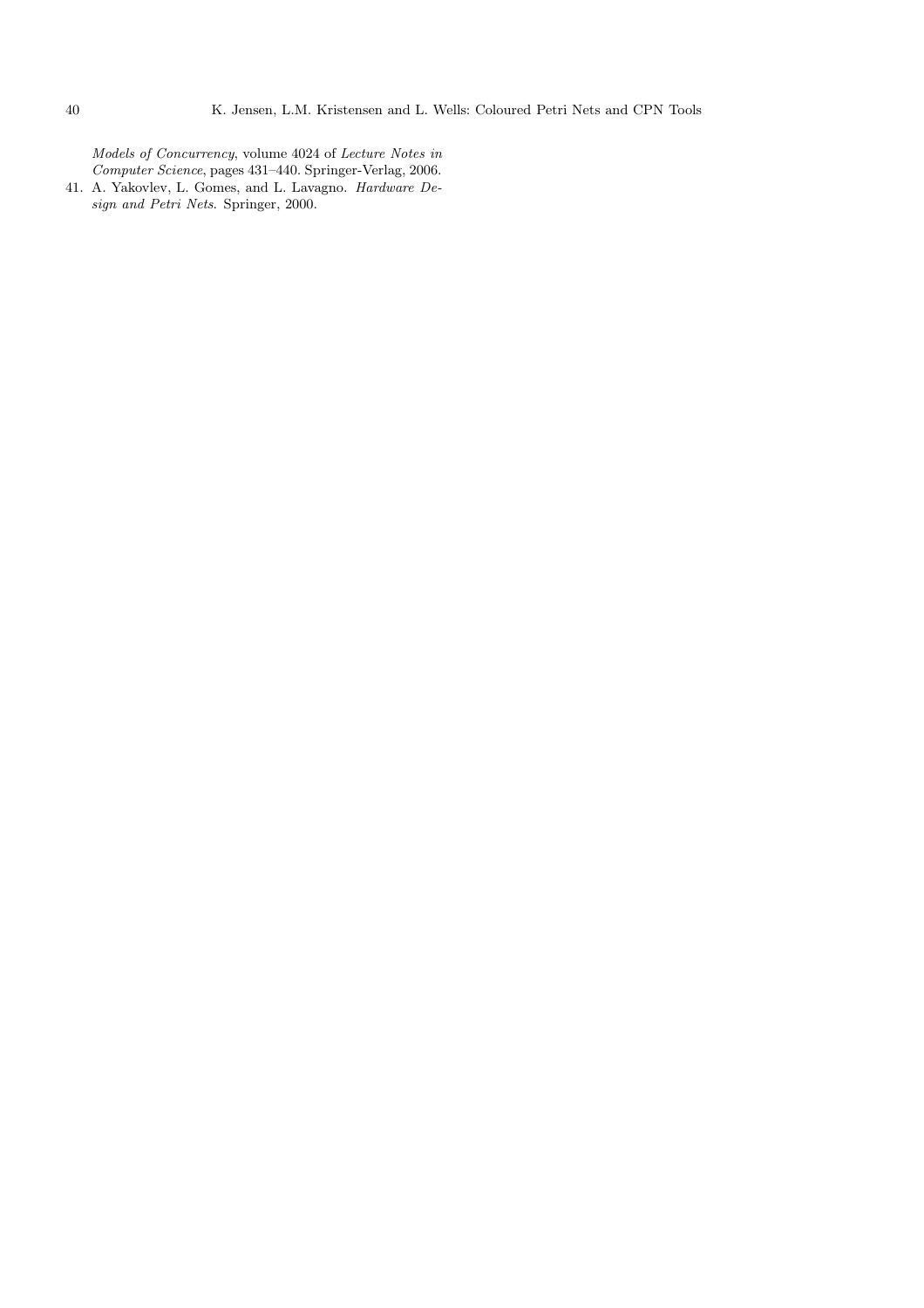*Models of Concurrency*, volume 4024 of *Lecture Notes in Computer Science*, pages 431–440. Springer-Verlag, 2006.

41. A. Yakovlev, L. Gomes, and L. Lavagno. *Hardware Design and Petri Nets*. Springer, 2000.